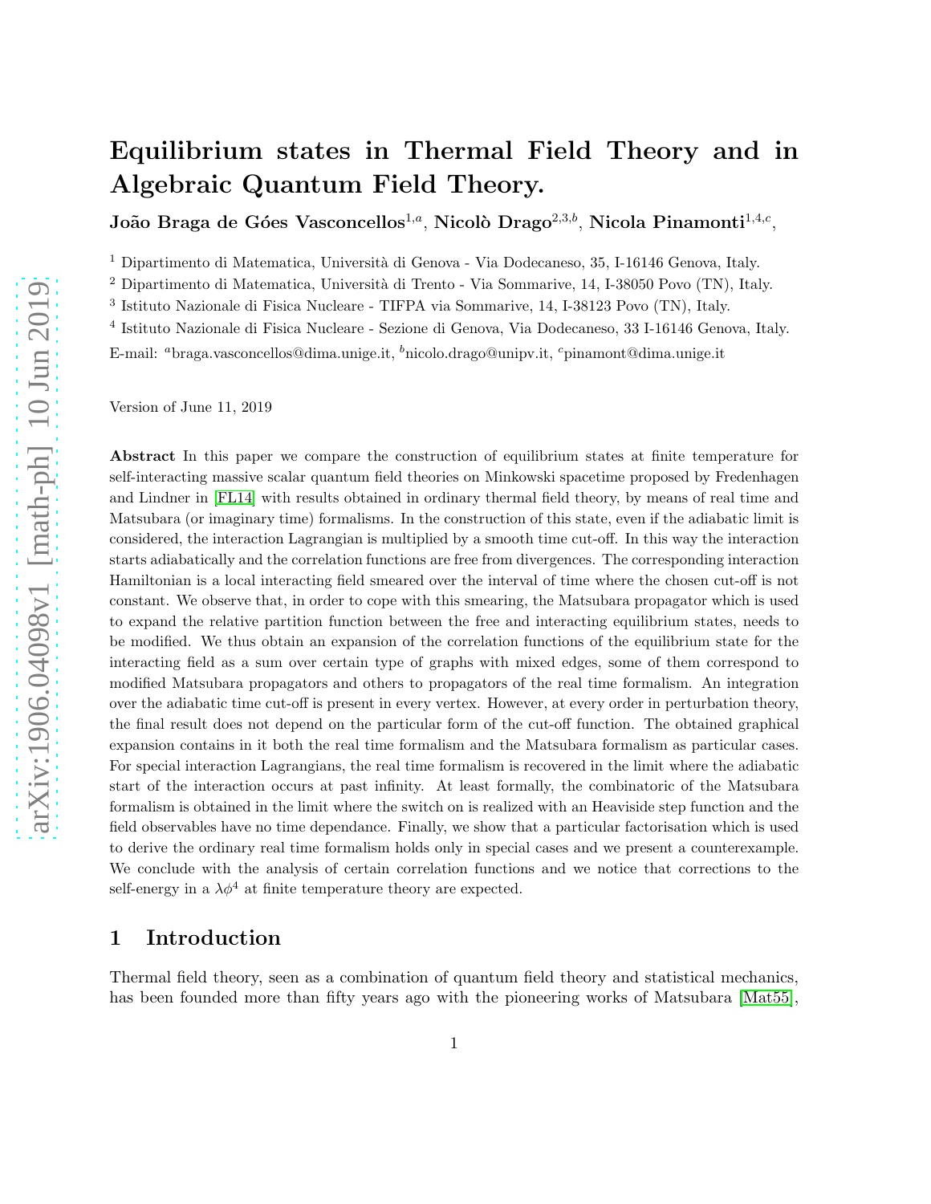# Equilibrium states in Thermal Field Theory and in Algebraic Quantum Field Theory.

**João Braga de Góes Vasconcellos**[1,a], **Nicolò Drago**[2,3,b], **Nicola Pinamonti**[1,4,c],

[1] Dipartimento di Matematica, Università di Genova - Via Dodecaneso, 35, I-16146 Genova, Italy.

[2] Dipartimento di Matematica, Università di Trento - Via Sommarive, 14, I-38050 Povo (TN), Italy.

[3] Istituto Nazionale di Fisica Nucleare - TIFPA via Sommarive, 14, I-38123 Povo (TN), Italy.

[4] Istituto Nazionale di Fisica Nucleare - Sezione di Genova, Via Dodecaneso, 33 I-16146 Genova, Italy.

E-mail: [a]braga.vasconcellos@dima.unige.it, [b]nicolo.drago@unipv.it, [c]pinamont@dima.unige.it

Version of June 11, 2019

**Abstract** In this paper we compare the construction of equilibrium states at finite temperature for self-interacting massive scalar quantum field theories on Minkowski spacetime proposed by Fredenhagen and Lindner in [FL14] with results obtained in ordinary thermal field theory, by means of real time and Matsubara (or imaginary time) formalisms. In the construction of this state, even if the adiabatic limit is considered, the interaction Lagrangian is multiplied by a smooth time cut-off. In this way the interaction starts adiabatically and the correlation functions are free from divergences. The corresponding interaction Hamiltonian is a local interacting field smeared over the interval of time where the chosen cut-off is not constant. We observe that, in order to cope with this smearing, the Matsubara propagator which is used to expand the relative partition function between the free and interacting equilibrium states, needs to be modified. We thus obtain an expansion of the correlation functions of the equilibrium state for the interacting field as a sum over certain type of graphs with mixed edges, some of them correspond to modified Matsubara propagators and others to propagators of the real time formalism. An integration over the adiabatic time cut-off is present in every vertex. However, at every order in perturbation theory, the final result does not depend on the particular form of the cut-off function. The obtained graphical expansion contains in it both the real time formalism and the Matsubara formalism as particular cases. For special interaction Lagrangians, the real time formalism is recovered in the limit where the adiabatic start of the interaction occurs at past infinity. At least formally, the combinatoric of the Matsubara formalism is obtained in the limit where the switch on is realized with an Heaviside step function and the field observables have no time dependance. Finally, we show that a particular factorisation which is used to derive the ordinary real time formalism holds only in special cases and we present a counterexample. We conclude with the analysis of certain correlation functions and we notice that corrections to the self-energy in a $\lambda\phi^4$ at finite temperature theory are expected.

## 1 Introduction

Thermal field theory, seen as a combination of quantum field theory and statistical mechanics, has been founded more than fifty years ago with the pioneering works of Matsubara [Mat55],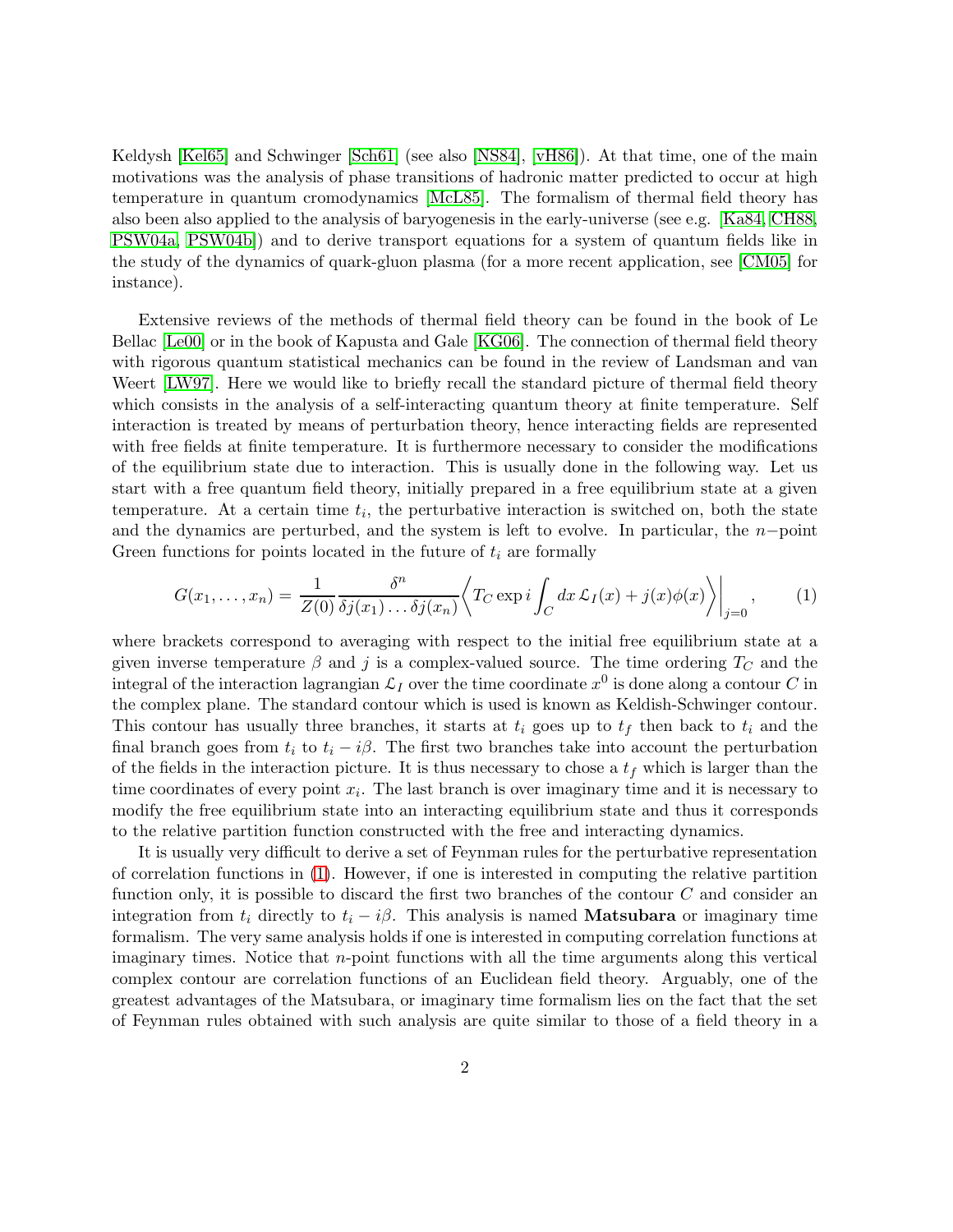Keldysh [Kel65] and Schwinger [Sch61] (see also [NS84], [vH86]). At that time, one of the main motivations was the analysis of phase transitions of hadronic matter predicted to occur at high temperature in quantum cromodynamics [McL85]. The formalism of thermal field theory has also been also applied to the analysis of baryogenesis in the early-universe (see e.g. [Ka84, CH88, PSW04a, PSW04b]) and to derive transport equations for a system of quantum fields like in the study of the dynamics of quark-gluon plasma (for a more recent application, see [CM05] for instance).

Extensive reviews of the methods of thermal field theory can be found in the book of Le Bellac [Le00] or in the book of Kapusta and Gale [KG06]. The connection of thermal field theory with rigorous quantum statistical mechanics can be found in the review of Landsman and van Weert [LW97]. Here we would like to briefly recall the standard picture of thermal field theory which consists in the analysis of a self-interacting quantum theory at finite temperature. Self interaction is treated by means of perturbation theory, hence interacting fields are represented with free fields at finite temperature. It is furthermore necessary to consider the modifications of the equilibrium state due to interaction. This is usually done in the following way. Let us start with a free quantum field theory, initially prepared in a free equilibrium state at a given temperature. At a certain time $t_i$, the perturbative interaction is switched on, both the state and the dynamics are perturbed, and the system is left to evolve. In particular, the $n-$point Green functions for points located in the future of $t_i$ are formally

$$
G(x_1, \dots, x_n) = \frac{1}{Z(0)} \frac{\delta^n}{\delta j(x_1) \dots \delta j(x_n)} \left\langle T_C \exp i \int_C dx \, \mathcal{L}_I(x) + j(x)\phi(x) \right\rangle \Big|_{j=0}, \tag{1}
$$

where brackets correspond to averaging with respect to the initial free equilibrium state at a given inverse temperature $\beta$ and $j$ is a complex-valued source. The time ordering $T_C$ and the integral of the interaction lagrangian $\mathcal{L}_I$ over the time coordinate $x^0$ is done along a contour $C$ in the complex plane. The standard contour which is used is known as Keldish-Schwinger contour. This contour has usually three branches, it starts at $t_i$ goes up to $t_f$ then back to $t_i$ and the final branch goes from $t_i$ to $t_i - i\beta$. The first two branches take into account the perturbation of the fields in the interaction picture. It is thus necessary to chose a $t_f$ which is larger than the time coordinates of every point $x_i$. The last branch is over imaginary time and it is necessary to modify the free equilibrium state into an interacting equilibrium state and thus it corresponds to the relative partition function constructed with the free and interacting dynamics.

It is usually very difficult to derive a set of Feynman rules for the perturbative representation of correlation functions in (1). However, if one is interested in computing the relative partition function only, it is possible to discard the first two branches of the contour $C$ and consider an integration from $t_i$ directly to $t_i - i\beta$. This analysis is named **Matsubara** or imaginary time formalism. The very same analysis holds if one is interested in computing correlation functions at imaginary times. Notice that $n$-point functions with all the time arguments along this vertical complex contour are correlation functions of an Euclidean field theory. Arguably, one of the greatest advantages of the Matsubara, or imaginary time formalism lies on the fact that the set of Feynman rules obtained with such analysis are quite similar to those of a field theory in a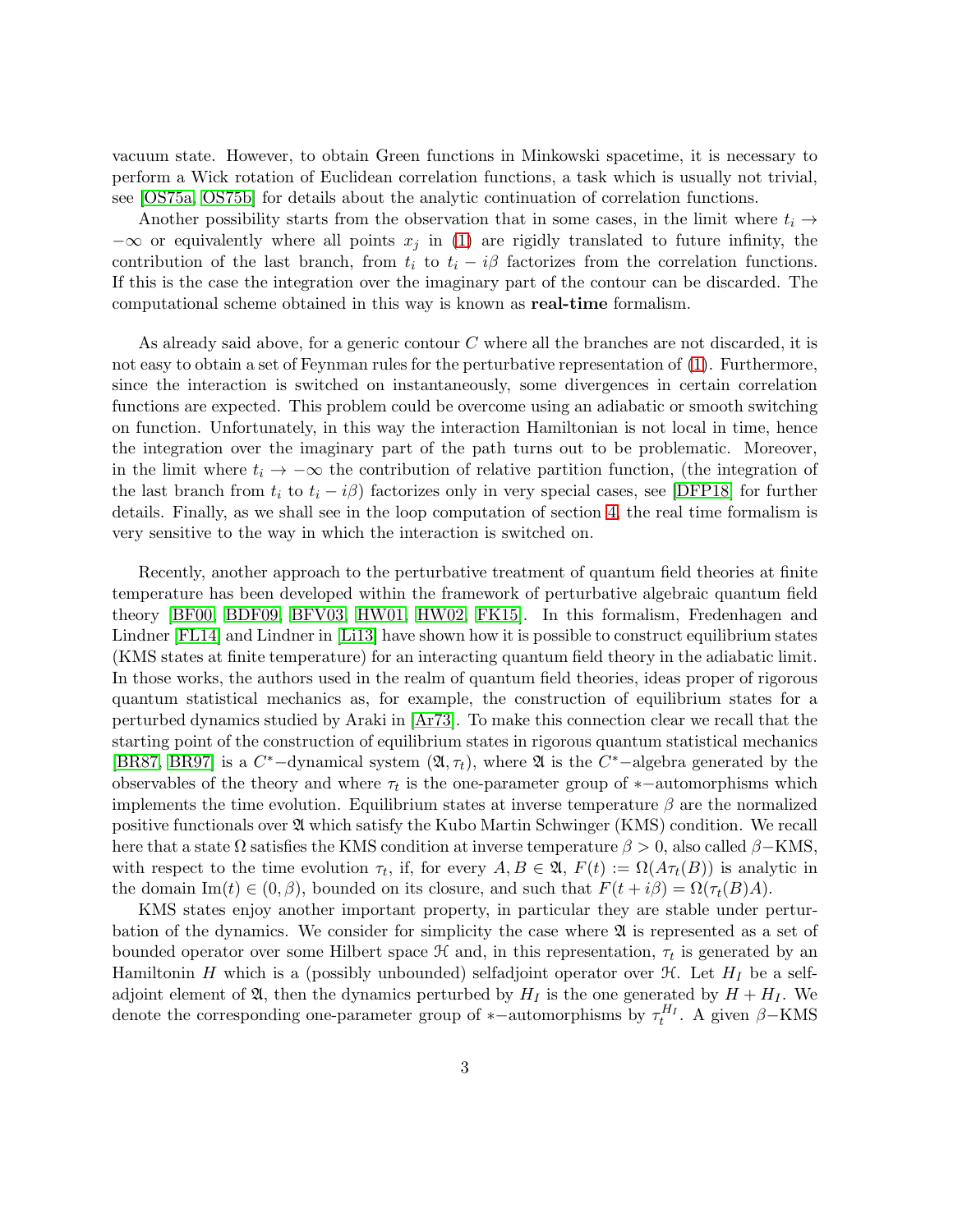vacuum state. However, to obtain Green functions in Minkowski spacetime, it is necessary to perform a Wick rotation of Euclidean correlation functions, a task which is usually not trivial, see [OS75a, OS75b] for details about the analytic continuation of correlation functions.

Another possibility starts from the observation that in some cases, in the limit where $t_i \to -\infty$ or equivalently where all points $x_j$ in (1) are rigidly translated to future infinity, the contribution of the last branch, from $t_i$ to $t_i - i\beta$ factorizes from the correlation functions. If this is the case the integration over the imaginary part of the contour can be discarded. The computational scheme obtained in this way is known as **real-time** formalism.

As already said above, for a generic contour $C$ where all the branches are not discarded, it is not easy to obtain a set of Feynman rules for the perturbative representation of (1). Furthermore, since the interaction is switched on instantaneously, some divergences in certain correlation functions are expected. This problem could be overcome using an adiabatic or smooth switching on function. Unfortunately, in this way the interaction Hamiltonian is not local in time, hence the integration over the imaginary part of the path turns out to be problematic. Moreover, in the limit where $t_i \to -\infty$ the contribution of relative partition function, (the integration of the last branch from $t_i$ to $t_i - i\beta$) factorizes only in very special cases, see [DFP18] for further details. Finally, as we shall see in the loop computation of section 4, the real time formalism is very sensitive to the way in which the interaction is switched on.

Recently, another approach to the perturbative treatment of quantum field theories at finite temperature has been developed within the framework of perturbative algebraic quantum field theory [BF00, BDF09, BFV03, HW01, HW02, FK15]. In this formalism, Fredenhagen and Lindner [FL14] and Lindner in [Li13] have shown how it is possible to construct equilibrium states (KMS states at finite temperature) for an interacting quantum field theory in the adiabatic limit. In those works, the authors used in the realm of quantum field theories, ideas proper of rigorous quantum statistical mechanics as, for example, the construction of equilibrium states for a perturbed dynamics studied by Araki in [Ar73]. To make this connection clear we recall that the starting point of the construction of equilibrium states in rigorous quantum statistical mechanics [BR87, BR97] is a $C^*-$dynamical system $(\mathfrak{A}, \tau_t)$, where $\mathfrak{A}$ is the $C^*-$algebra generated by the observables of the theory and where $\tau_t$ is the one-parameter group of $*-$automorphisms which implements the time evolution. Equilibrium states at inverse temperature $\beta$ are the normalized positive functionals over $\mathfrak{A}$ which satisfy the Kubo Martin Schwinger (KMS) condition. We recall here that a state $\Omega$ satisfies the KMS condition at inverse temperature $\beta > 0$, also called $\beta-$KMS, with respect to the time evolution $\tau_t$, if, for every $A, B \in \mathfrak{A}$, $F(t) := \Omega(A\tau_t(B))$ is analytic in the domain $\mathrm{Im}(t) \in (0, \beta)$, bounded on its closure, and such that $F(t + i\beta) = \Omega(\tau_t(B)A)$.

KMS states enjoy another important property, in particular they are stable under perturbation of the dynamics. We consider for simplicity the case where $\mathfrak{A}$ is represented as a set of bounded operator over some Hilbert space $\mathcal{H}$ and, in this representation, $\tau_t$ is generated by an Hamiltonin $H$ which is a (possibly unbounded) selfadjoint operator over $\mathcal{H}$. Let $H_I$ be a selfadjoint element of $\mathfrak{A}$, then the dynamics perturbed by $H_I$ is the one generated by $H + H_I$. We denote the corresponding one-parameter group of $*-$automorphisms by $\tau_t^{H_I}$. A given $\beta-$KMS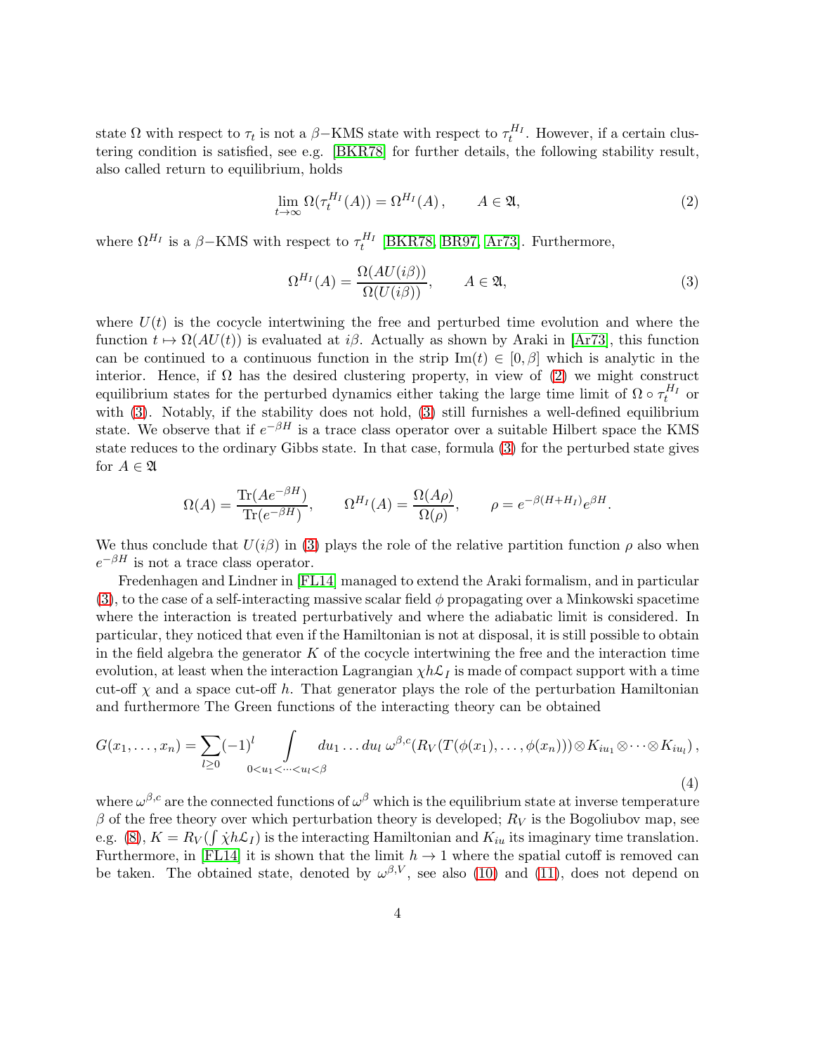state $\Omega$ with respect to $\tau_t$ is not a $\beta-$KMS state with respect to $\tau_t^{H_I}$. However, if a certain clustering condition is satisfied, see e.g. [BKR78] for further details, the following stability result, also called return to equilibrium, holds

$$\lim_{t\to\infty} \Omega(\tau_t^{H_I}(A)) = \Omega^{H_I}(A)\,, \qquad A \in \mathfrak{A}, \tag{2}$$

where $\Omega^{H_I}$ is a $\beta-$KMS with respect to $\tau_t^{H_I}$ [BKR78, BR97, Ar73]. Furthermore,

$$\Omega^{H_I}(A) = \frac{\Omega(AU(i\beta))}{\Omega(U(i\beta))}, \qquad A \in \mathfrak{A}, \tag{3}$$

where $U(t)$ is the cocycle intertwining the free and perturbed time evolution and where the function $t \mapsto \Omega(AU(t))$ is evaluated at $i\beta$. Actually as shown by Araki in [Ar73], this function can be continued to a continuous function in the strip $\mathrm{Im}(t) \in [0, \beta]$ which is analytic in the interior. Hence, if $\Omega$ has the desired clustering property, in view of (2) we might construct equilibrium states for the perturbed dynamics either taking the large time limit of $\Omega \circ \tau_t^{H_I}$ or with (3). Notably, if the stability does not hold, (3) still furnishes a well-defined equilibrium state. We observe that if $e^{-\beta H}$ is a trace class operator over a suitable Hilbert space the KMS state reduces to the ordinary Gibbs state. In that case, formula (3) for the perturbed state gives for $A \in \mathfrak{A}$

$$\Omega(A) = \frac{\mathrm{Tr}(Ae^{-\beta H})}{\mathrm{Tr}(e^{-\beta H})}, \qquad \Omega^{H_I}(A) = \frac{\Omega(A\rho)}{\Omega(\rho)}, \qquad \rho = e^{-\beta(H+H_I)}e^{\beta H}.$$

We thus conclude that $U(i\beta)$ in (3) plays the role of the relative partition function $\rho$ also when $e^{-\beta H}$ is not a trace class operator.

Fredenhagen and Lindner in [FL14] managed to extend the Araki formalism, and in particular (3), to the case of a self-interacting massive scalar field $\phi$ propagating over a Minkowski spacetime where the interaction is treated perturbatively and where the adiabatic limit is considered. In particular, they noticed that even if the Hamiltonian is not at disposal, it is still possible to obtain in the field algebra the generator $K$ of the cocycle intertwining the free and the interaction time evolution, at least when the interaction Lagrangian $\chi h \mathcal{L}_I$ is made of compact support with a time cut-off $\chi$ and a space cut-off $h$. That generator plays the role of the perturbation Hamiltonian and furthermore The Green functions of the interacting theory can be obtained

$$G(x_1, \ldots, x_n) = \sum_{l\geq 0} (-1)^l \int\limits_{0<u_1<\cdots<u_l<\beta} du_1 \ldots du_l \; \omega^{\beta,c}(R_V(T(\phi(x_1), \ldots, \phi(x_n))) \otimes K_{iu_1} \otimes \cdots \otimes K_{iu_l})\,, \tag{4}$$

where $\omega^{\beta,c}$ are the connected functions of $\omega^\beta$ which is the equilibrium state at inverse temperature $\beta$ of the free theory over which perturbation theory is developed; $R_V$ is the Bogoliubov map, see e.g. (8), $K = R_V(\int \dot{\chi} h \mathcal{L}_I)$ is the interacting Hamiltonian and $K_{iu}$ its imaginary time translation. Furthermore, in [FL14] it is shown that the limit $h \to 1$ where the spatial cutoff is removed can be taken. The obtained state, denoted by $\omega^{\beta,V}$, see also (10) and (11), does not depend on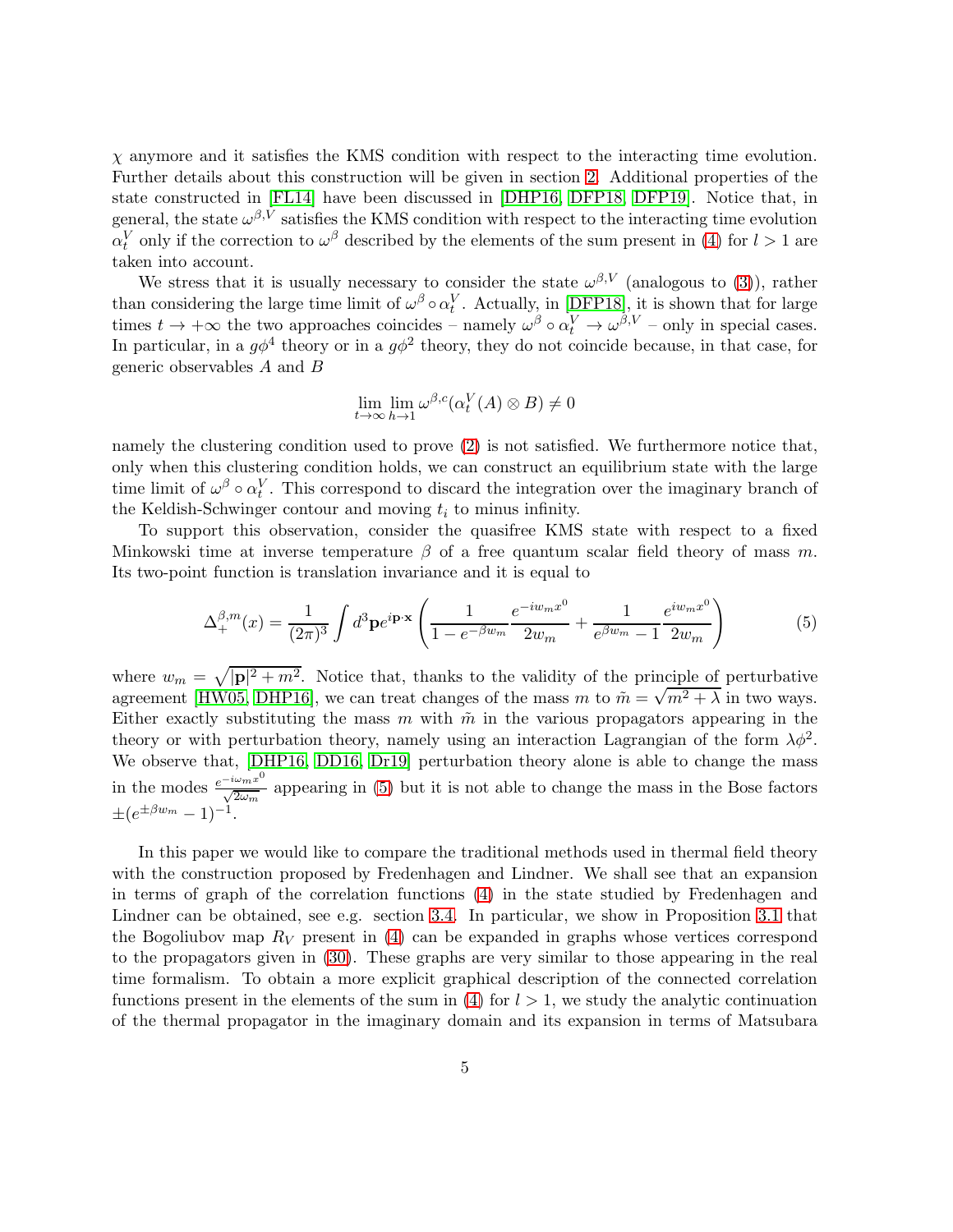$\chi$ anymore and it satisfies the KMS condition with respect to the interacting time evolution. Further details about this construction will be given in section 2. Additional properties of the state constructed in [FL14] have been discussed in [DHP16, DFP18, DFP19]. Notice that, in general, the state $\omega^{\beta,V}$ satisfies the KMS condition with respect to the interacting time evolution $\alpha_t^V$ only if the correction to $\omega^\beta$ described by the elements of the sum present in (4) for $l > 1$ are taken into account.

We stress that it is usually necessary to consider the state $\omega^{\beta,V}$ (analogous to (3)), rather than considering the large time limit of $\omega^\beta \circ \alpha_t^V$. Actually, in [DFP18], it is shown that for large times $t \to +\infty$ the two approaches coincides – namely $\omega^\beta \circ \alpha_t^V \to \omega^{\beta,V}$ – only in special cases. In particular, in a $g\phi^4$ theory or in a $g\phi^2$ theory, they do not coincide because, in that case, for generic observables $A$ and $B$

$$\lim_{t\to\infty} \lim_{h\to 1} \omega^{\beta,c}(\alpha_t^V(A) \otimes B) \neq 0$$

namely the clustering condition used to prove (2) is not satisfied. We furthermore notice that, only when this clustering condition holds, we can construct an equilibrium state with the large time limit of $\omega^\beta \circ \alpha_t^V$. This correspond to discard the integration over the imaginary branch of the Keldish-Schwinger contour and moving $t_i$ to minus infinity.

To support this observation, consider the quasifree KMS state with respect to a fixed Minkowski time at inverse temperature $\beta$ of a free quantum scalar field theory of mass $m$. Its two-point function is translation invariance and it is equal to

$$\Delta_+^{\beta,m}(x) = \frac{1}{(2\pi)^3} \int d^3\mathbf{p} e^{i\mathbf{p}\cdot\mathbf{x}} \left( \frac{1}{1 - e^{-\beta w_m}} \frac{e^{-iw_m x^0}}{2w_m} + \frac{1}{e^{\beta w_m} - 1} \frac{e^{iw_m x^0}}{2w_m} \right) \tag{5}$$

where $w_m = \sqrt{|\mathbf{p}|^2 + m^2}$. Notice that, thanks to the validity of the principle of perturbative agreement [HW05, DHP16], we can treat changes of the mass $m$ to $\tilde{m} = \sqrt{m^2 + \lambda}$ in two ways. Either exactly substituting the mass $m$ with $\tilde{m}$ in the various propagators appearing in the theory or with perturbation theory, namely using an interaction Lagrangian of the form $\lambda\phi^2$. We observe that, [DHP16, DD16, Dr19] perturbation theory alone is able to change the mass in the modes $\frac{e^{-i\omega_m x^0}}{\sqrt{2\omega_m}}$ appearing in (5) but it is not able to change the mass in the Bose factors $\pm(e^{\pm\beta w_m} - 1)^{-1}$.

In this paper we would like to compare the traditional methods used in thermal field theory with the construction proposed by Fredenhagen and Lindner. We shall see that an expansion in terms of graph of the correlation functions (4) in the state studied by Fredenhagen and Lindner can be obtained, see e.g. section 3.4. In particular, we show in Proposition 3.1 that the Bogoliubov map $R_V$ present in (4) can be expanded in graphs whose vertices correspond to the propagators given in (30). These graphs are very similar to those appearing in the real time formalism. To obtain a more explicit graphical description of the connected correlation functions present in the elements of the sum in (4) for $l > 1$, we study the analytic continuation of the thermal propagator in the imaginary domain and its expansion in terms of Matsubara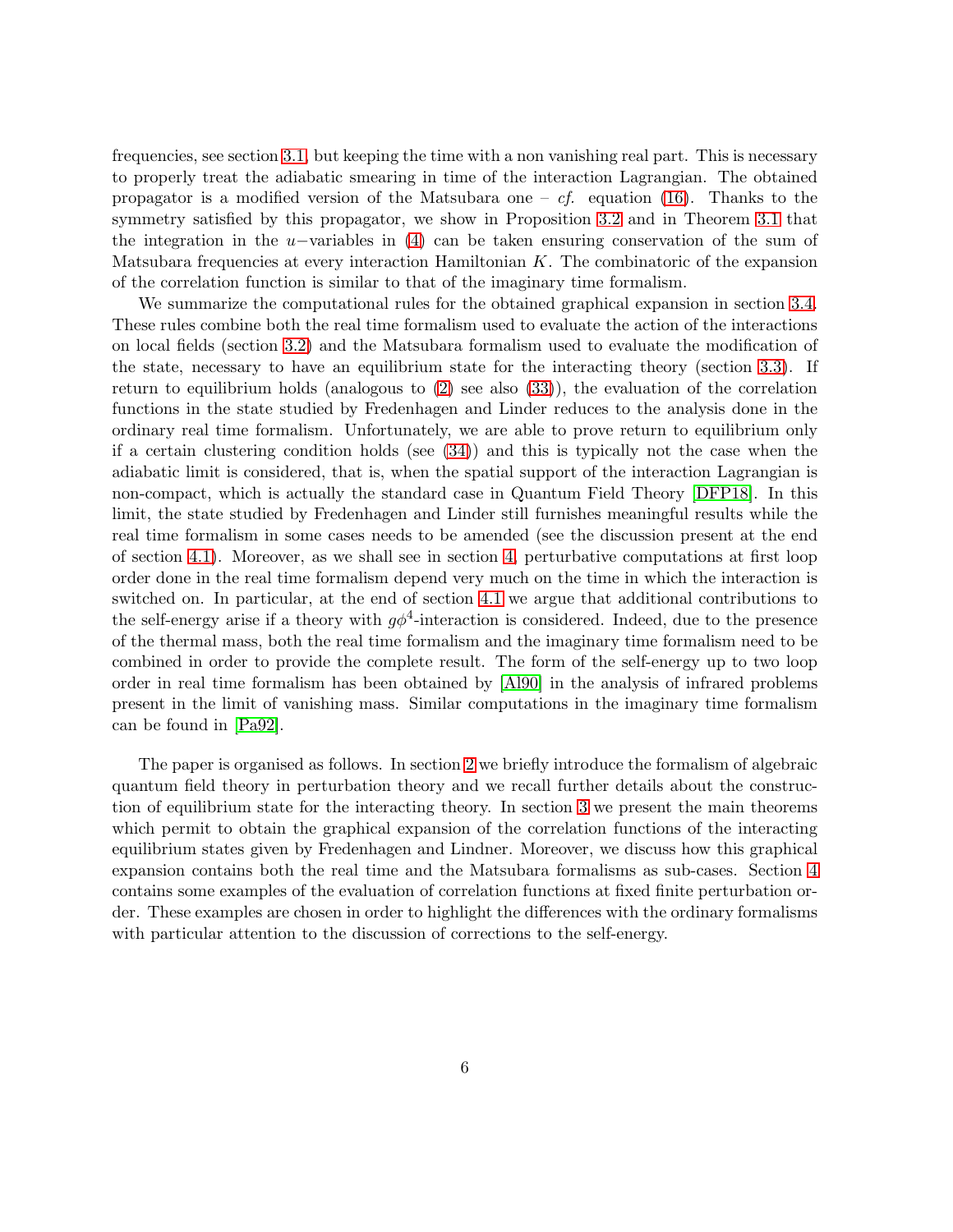frequencies, see section 3.1, but keeping the time with a non vanishing real part. This is necessary to properly treat the adiabatic smearing in time of the interaction Lagrangian. The obtained propagator is a modified version of the Matsubara one – *cf.* equation (16). Thanks to the symmetry satisfied by this propagator, we show in Proposition 3.2 and in Theorem 3.1 that the integration in the $u-$variables in (4) can be taken ensuring conservation of the sum of Matsubara frequencies at every interaction Hamiltonian $K$. The combinatoric of the expansion of the correlation function is similar to that of the imaginary time formalism.

We summarize the computational rules for the obtained graphical expansion in section 3.4. These rules combine both the real time formalism used to evaluate the action of the interactions on local fields (section 3.2) and the Matsubara formalism used to evaluate the modification of the state, necessary to have an equilibrium state for the interacting theory (section 3.3). If return to equilibrium holds (analogous to (2) see also (33)), the evaluation of the correlation functions in the state studied by Fredenhagen and Linder reduces to the analysis done in the ordinary real time formalism. Unfortunately, we are able to prove return to equilibrium only if a certain clustering condition holds (see (34)) and this is typically not the case when the adiabatic limit is considered, that is, when the spatial support of the interaction Lagrangian is non-compact, which is actually the standard case in Quantum Field Theory [DFP18]. In this limit, the state studied by Fredenhagen and Linder still furnishes meaningful results while the real time formalism in some cases needs to be amended (see the discussion present at the end of section 4.1). Moreover, as we shall see in section 4, perturbative computations at first loop order done in the real time formalism depend very much on the time in which the interaction is switched on. In particular, at the end of section 4.1 we argue that additional contributions to the self-energy arise if a theory with $g\phi^4$-interaction is considered. Indeed, due to the presence of the thermal mass, both the real time formalism and the imaginary time formalism need to be combined in order to provide the complete result. The form of the self-energy up to two loop order in real time formalism has been obtained by [Al90] in the analysis of infrared problems present in the limit of vanishing mass. Similar computations in the imaginary time formalism can be found in [Pa92].

The paper is organised as follows. In section 2 we briefly introduce the formalism of algebraic quantum field theory in perturbation theory and we recall further details about the construction of equilibrium state for the interacting theory. In section 3 we present the main theorems which permit to obtain the graphical expansion of the correlation functions of the interacting equilibrium states given by Fredenhagen and Lindner. Moreover, we discuss how this graphical expansion contains both the real time and the Matsubara formalisms as sub-cases. Section 4 contains some examples of the evaluation of correlation functions at fixed finite perturbation order. These examples are chosen in order to highlight the differences with the ordinary formalisms with particular attention to the discussion of corrections to the self-energy.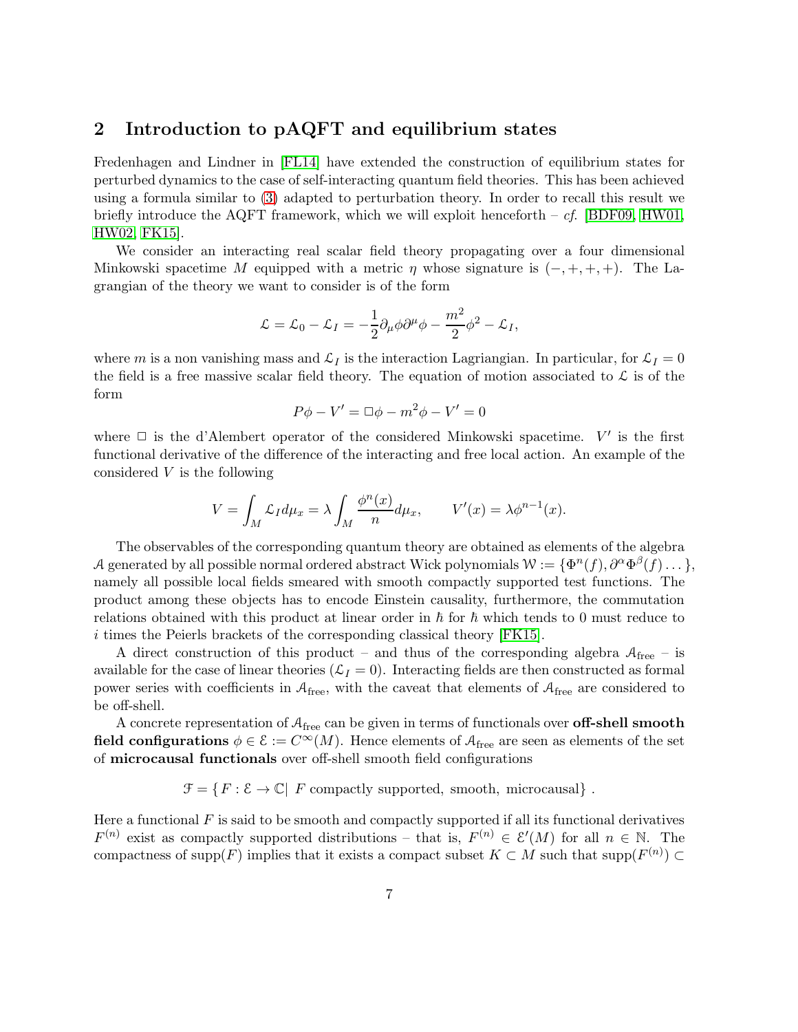## 2 Introduction to pAQFT and equilibrium states

Fredenhagen and Lindner in [FL14] have extended the construction of equilibrium states for perturbed dynamics to the case of self-interacting quantum field theories. This has been achieved using a formula similar to (3) adapted to perturbation theory. In order to recall this result we briefly introduce the AQFT framework, which we will exploit henceforth – *cf.* [BDF09, HW01, HW02, FK15].

We consider an interacting real scalar field theory propagating over a four dimensional Minkowski spacetime $M$ equipped with a metric $\eta$ whose signature is $(-,+,+,+)$. The Lagrangian of the theory we want to consider is of the form

$$\mathcal{L} = \mathcal{L}_0 - \mathcal{L}_I = -\frac{1}{2}\partial_\mu\phi\partial^\mu\phi - \frac{m^2}{2}\phi^2 - \mathcal{L}_I,$$

where $m$ is a non vanishing mass and $\mathcal{L}_I$ is the interaction Lagriangian. In particular, for $\mathcal{L}_I = 0$ the field is a free massive scalar field theory. The equation of motion associated to $\mathcal{L}$ is of the form

$$P\phi - V' = \Box\phi - m^2\phi - V' = 0$$

where $\Box$ is the d'Alembert operator of the considered Minkowski spacetime. $V'$ is the first functional derivative of the difference of the interacting and free local action. An example of the considered $V$ is the following

$$V = \int_M \mathcal{L}_I d\mu_x = \lambda \int_M \frac{\phi^n(x)}{n} d\mu_x, \qquad V'(x) = \lambda\phi^{n-1}(x).$$

The observables of the corresponding quantum theory are obtained as elements of the algebra $\mathcal{A}$ generated by all possible normal ordered abstract Wick polynomials $\mathcal{W} := \{\Phi^n(f), \partial^\alpha\Phi^\beta(f)\ldots\}$, namely all possible local fields smeared with smooth compactly supported test functions. The product among these objects has to encode Einstein causality, furthermore, the commutation relations obtained with this product at linear order in $\hbar$ for $\hbar$ which tends to 0 must reduce to $i$ times the Peierls brackets of the corresponding classical theory [FK15].

A direct construction of this product – and thus of the corresponding algebra $\mathcal{A}_{\text{free}}$ – is available for the case of linear theories ($\mathcal{L}_I = 0$). Interacting fields are then constructed as formal power series with coefficients in $\mathcal{A}_{\text{free}}$, with the caveat that elements of $\mathcal{A}_{\text{free}}$ are considered to be off-shell.

A concrete representation of $\mathcal{A}_{\text{free}}$ can be given in terms of functionals over **off-shell smooth field configurations** $\phi \in \mathcal{E} := C^\infty(M)$. Hence elements of $\mathcal{A}_{\text{free}}$ are seen as elements of the set of **microcausal functionals** over off-shell smooth field configurations

$$\mathcal{F} = \{F : \mathcal{E} \to \mathbb{C} |\ F \text{ compactly supported, smooth, microcausal}\}.$$

Here a functional $F$ is said to be smooth and compactly supported if all its functional derivatives $F^{(n)}$ exist as compactly supported distributions – that is, $F^{(n)} \in \mathcal{E}'(M)$ for all $n \in \mathbb{N}$. The compactness of $\text{supp}(F)$ implies that it exists a compact subset $K \subset M$ such that $\text{supp}(F^{(n)}) \subset$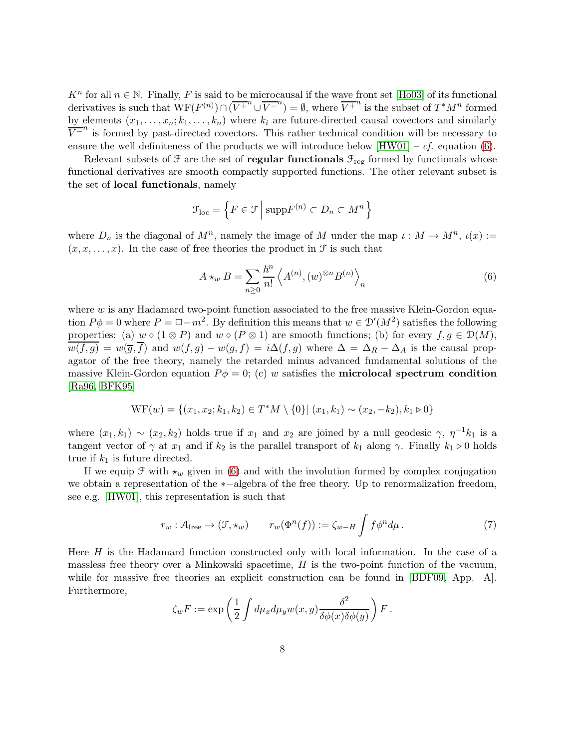$K^n$ for all $n \in \mathbb{N}$. Finally, $F$ is said to be microcausal if the wave front set [Ho03] of its functional derivatives is such that $\mathrm{WF}(F^{(n)}) \cap (\overline{V^+}^n \cup \overline{V^-}^n) = \emptyset$, where $\overline{V^+}^n$ is the subset of $T^*M^n$ formed by elements $(x_1, \ldots, x_n; k_1, \ldots, k_n)$ where $k_i$ are future-directed causal covectors and similarly $\overline{V^-}^n$ is formed by past-directed covectors. This rather technical condition will be necessary to ensure the well definiteness of the products we will introduce below [HW01] – *cf.* equation (6).

Relevant subsets of $\mathcal{F}$ are the set of **regular functionals** $\mathcal{F}_{\mathrm{reg}}$ formed by functionals whose functional derivatives are smooth compactly supported functions. The other relevant subset is the set of **local functionals**, namely

$$\mathcal{F}_{\mathrm{loc}} = \left\{ F \in \mathcal{F} \,\middle|\, \mathrm{supp} F^{(n)} \subset D_n \subset M^n \right\}$$

where $D_n$ is the diagonal of $M^n$, namely the image of $M$ under the map $\iota : M \to M^n$, $\iota(x) := (x, x, \ldots, x)$. In the case of free theories the product in $\mathcal{F}$ is such that

$$A \star_w B = \sum_{n \geq 0} \frac{\hbar^n}{n!} \left\langle A^{(n)}, (w)^{\otimes n} B^{(n)} \right\rangle_n \tag{6}$$

where $w$ is any Hadamard two-point function associated to the free massive Klein-Gordon equation $P\phi = 0$ where $P = \Box - m^2$. By definition this means that $w \in \mathcal{D}'(M^2)$ satisfies the following properties: (a) $w \circ (1 \otimes P)$ and $w \circ (P \otimes 1)$ are smooth functions; (b) for every $f, g \in \mathcal{D}(M)$, $\overline{w(f,g)} = w(\overline{g}, \overline{f})$ and $w(f,g) - w(g,f) = i\Delta(f,g)$ where $\Delta = \Delta_R - \Delta_A$ is the causal propagator of the free theory, namely the retarded minus advanced fundamental solutions of the massive Klein-Gordon equation $P\phi = 0$; (c) $w$ satisfies the **microlocal spectrum condition** [Ra96, BFK95]

$$\mathrm{WF}(w) = \{(x_1, x_2; k_1, k_2) \in T^*M \setminus \{0\} |\ (x_1, k_1) \sim (x_2, -k_2), k_1 \triangleright 0\}$$

where $(x_1, k_1) \sim (x_2, k_2)$ holds true if $x_1$ and $x_2$ are joined by a null geodesic $\gamma$, $\eta^{-1} k_1$ is a tangent vector of $\gamma$ at $x_1$ and if $k_2$ is the parallel transport of $k_1$ along $\gamma$. Finally $k_1 \triangleright 0$ holds true if $k_1$ is future directed.

If we equip $\mathcal{F}$ with $\star_w$ given in (6) and with the involution formed by complex conjugation we obtain a representation of the $*-$algebra of the free theory. Up to renormalization freedom, see e.g. [HW01], this representation is such that

$$r_w : \mathcal{A}_{\mathrm{free}} \to (\mathcal{F}, \star_w) \qquad r_w(\Phi^n(f)) := \zeta_{w-H} \int f \phi^n d\mu \,. \tag{7}$$

Here $H$ is the Hadamard function constructed only with local information. In the case of a massless free theory over a Minkowski spacetime, $H$ is the two-point function of the vacuum, while for massive free theories an explicit construction can be found in [BDF09, App. A]. Furthermore,

$$\zeta_w F := \exp\left( \frac{1}{2} \int d\mu_x d\mu_y w(x,y) \frac{\delta^2}{\delta\phi(x)\delta\phi(y)} \right) F \,.$$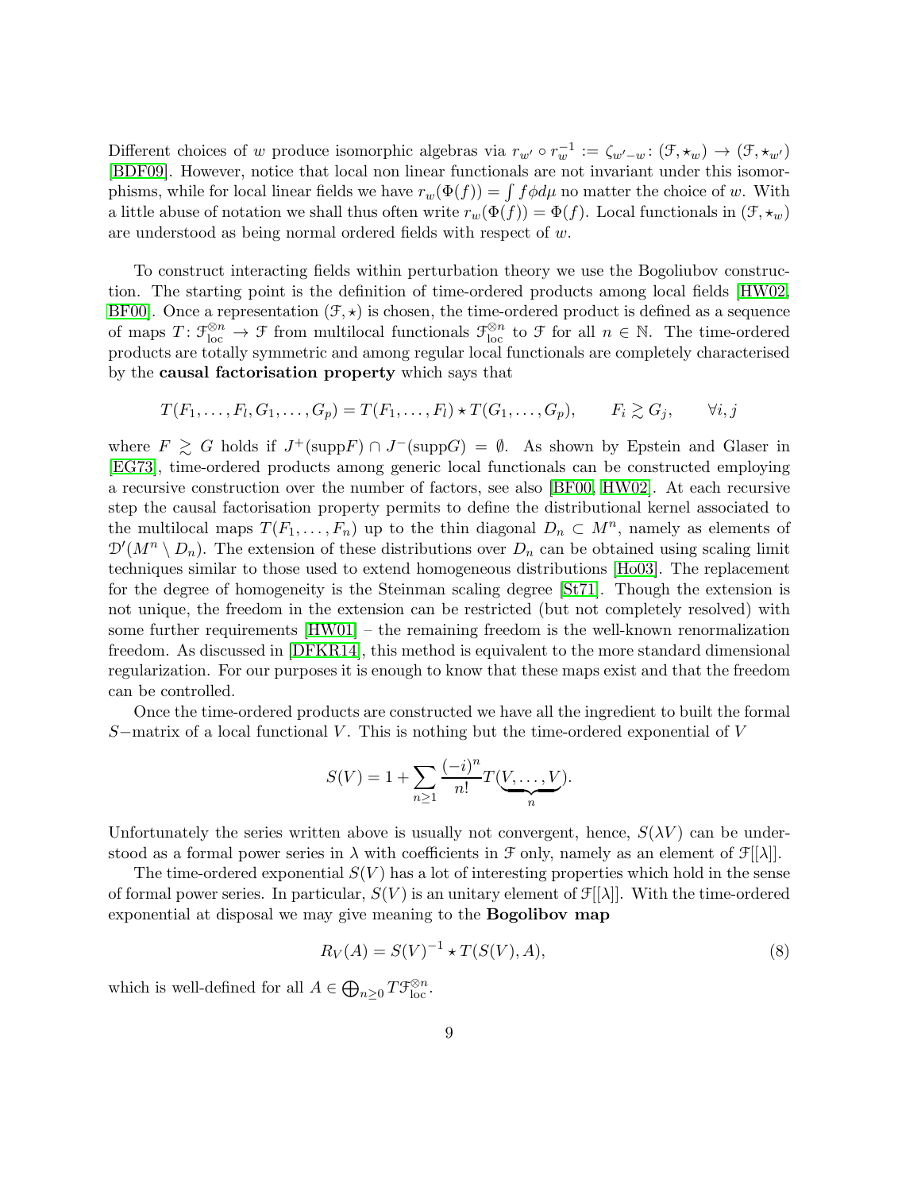Different choices of $w$ produce isomorphic algebras via $r_{w'} \circ r_w^{-1} := \zeta_{w'-w} \colon (\mathcal{F}, \star_w) \to (\mathcal{F}, \star_{w'})$ [BDF09]. However, notice that local non linear functionals are not invariant under this isomorphisms, while for local linear fields we have $r_w(\Phi(f)) = \int f\phi d\mu$ no matter the choice of $w$. With a little abuse of notation we shall thus often write $r_w(\Phi(f)) = \Phi(f)$. Local functionals in $(\mathcal{F}, \star_w)$ are understood as being normal ordered fields with respect of $w$.

To construct interacting fields within perturbation theory we use the Bogoliubov construction. The starting point is the definition of time-ordered products among local fields [HW02, BF00]. Once a representation $(\mathcal{F}, \star)$ is chosen, the time-ordered product is defined as a sequence of maps $T \colon \mathcal{F}_{\mathrm{loc}}^{\otimes n} \to \mathcal{F}$ from multilocal functionals $\mathcal{F}_{\mathrm{loc}}^{\otimes n}$ to $\mathcal{F}$ for all $n \in \mathbb{N}$. The time-ordered products are totally symmetric and among regular local functionals are completely characterised by the **causal factorisation property** which says that

$$T(F_1, \dots, F_l, G_1, \dots, G_p) = T(F_1, \dots, F_l) \star T(G_1, \dots, G_p), \qquad F_i \gtrsim G_j, \qquad \forall i, j$$

where $F \gtrsim G$ holds if $J^+(\mathrm{supp} F) \cap J^-(\mathrm{supp} G) = \emptyset$. As shown by Epstein and Glaser in [EG73], time-ordered products among generic local functionals can be constructed employing a recursive construction over the number of factors, see also [BF00, HW02]. At each recursive step the causal factorisation property permits to define the distributional kernel associated to the multilocal maps $T(F_1, \dots, F_n)$ up to the thin diagonal $D_n \subset M^n$, namely as elements of $\mathcal{D}'(M^n \setminus D_n)$. The extension of these distributions over $D_n$ can be obtained using scaling limit techniques similar to those used to extend homogeneous distributions [Ho03]. The replacement for the degree of homogeneity is the Steinman scaling degree [St71]. Though the extension is not unique, the freedom in the extension can be restricted (but not completely resolved) with some further requirements [HW01] – the remaining freedom is the well-known renormalization freedom. As discussed in [DFKR14], this method is equivalent to the more standard dimensional regularization. For our purposes it is enough to know that these maps exist and that the freedom can be controlled.

Once the time-ordered products are constructed we have all the ingredient to built the formal $S-$matrix of a local functional $V$. This is nothing but the time-ordered exponential of $V$

$$S(V) = 1 + \sum_{n \geq 1} \frac{(-i)^n}{n!} T(\underbrace{V, \dots, V}_{n}).$$

Unfortunately the series written above is usually not convergent, hence, $S(\lambda V)$ can be understood as a formal power series in $\lambda$ with coefficients in $\mathcal{F}$ only, namely as an element of $\mathcal{F}[[\lambda]]$.

The time-ordered exponential $S(V)$ has a lot of interesting properties which hold in the sense of formal power series. In particular, $S(V)$ is an unitary element of $\mathcal{F}[[\lambda]]$. With the time-ordered exponential at disposal we may give meaning to the **Bogolibov map**

$$R_V(A) = S(V)^{-1} \star T(S(V), A), \tag{8}$$

which is well-defined for all $A \in \bigoplus_{n \geq 0} T\mathcal{F}_{\mathrm{loc}}^{\otimes n}$.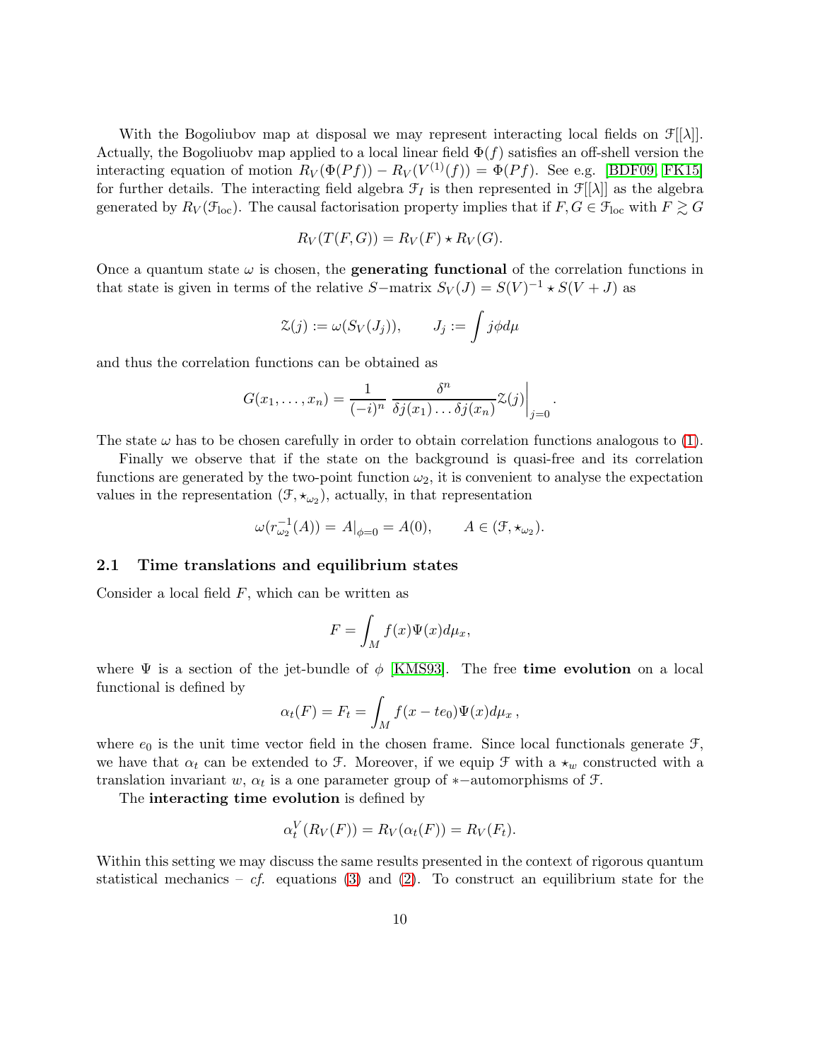With the Bogoliubov map at disposal we may represent interacting local fields on $\mathcal{F}[[\lambda]]$. Actually, the Bogoliuobv map applied to a local linear field $\Phi(f)$ satisfies an off-shell version the interacting equation of motion $R_V(\Phi(Pf)) - R_V(V^{(1)}(f)) = \Phi(Pf)$. See e.g. [BDF09, FK15] for further details. The interacting field algebra $\mathcal{F}_I$ is then represented in $\mathcal{F}[[\lambda]]$ as the algebra generated by $R_V(\mathcal{F}_{\text{loc}})$. The causal factorisation property implies that if $F, G \in \mathcal{F}_{\text{loc}}$ with $F \gtrsim G$

$$R_V(T(F,G)) = R_V(F) \star R_V(G).$$

Once a quantum state $\omega$ is chosen, the **generating functional** of the correlation functions in that state is given in terms of the relative $S-$matrix $S_V(J) = S(V)^{-1} \star S(V+J)$ as

$$\mathcal{Z}(j) := \omega(S_V(J_j)), \qquad J_j := \int j\phi d\mu$$

and thus the correlation functions can be obtained as

$$G(x_1, \dots, x_n) = \frac{1}{(-i)^n} \left. \frac{\delta^n}{\delta j(x_1) \dots \delta j(x_n)} \mathcal{Z}(j) \right|_{j=0}.$$

The state $\omega$ has to be chosen carefully in order to obtain correlation functions analogous to (1).

Finally we observe that if the state on the background is quasi-free and its correlation functions are generated by the two-point function $\omega_2$, it is convenient to analyse the expectation values in the representation $(\mathcal{F}, \star_{\omega_2})$, actually, in that representation

$$\omega(r_{\omega_2}^{-1}(A)) = A|_{\phi=0} = A(0), \qquad A \in (\mathcal{F}, \star_{\omega_2}).$$

## 2.1 Time translations and equilibrium states

Consider a local field $F$, which can be written as

$$F = \int_M f(x)\Psi(x) d\mu_x,$$

where $\Psi$ is a section of the jet-bundle of $\phi$ [KMS93]. The free **time evolution** on a local functional is defined by

$$\alpha_t(F) = F_t = \int_M f(x - te_0)\Psi(x) d\mu_x\,,$$

where $e_0$ is the unit time vector field in the chosen frame. Since local functionals generate $\mathcal{F}$, we have that $\alpha_t$ can be extended to $\mathcal{F}$. Moreover, if we equip $\mathcal{F}$ with a $\star_w$ constructed with a translation invariant $w$, $\alpha_t$ is a one parameter group of $*-$automorphisms of $\mathcal{F}$.

The **interacting time evolution** is defined by

$$\alpha_t^V(R_V(F)) = R_V(\alpha_t(F)) = R_V(F_t).$$

Within this setting we may discuss the same results presented in the context of rigorous quantum statistical mechanics – *cf.* equations (3) and (2). To construct an equilibrium state for the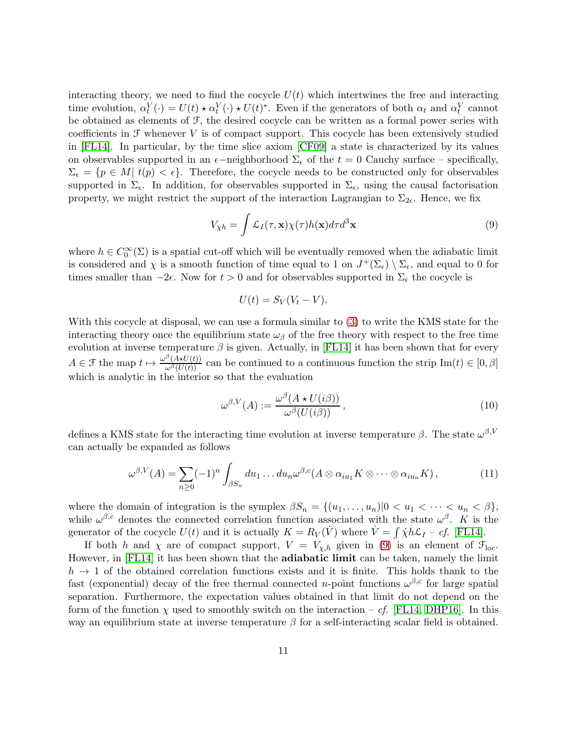interacting theory, we need to find the cocycle $U(t)$ which intertwines the free and interacting time evolution, $\alpha_t^V(\cdot) = U(t) \star \alpha_t^V(\cdot) \star U(t)^*$. Even if the generators of both $\alpha_t$ and $\alpha_t^V$ cannot be obtained as elements of $\mathcal{F}$, the desired cocycle can be written as a formal power series with coefficients in $\mathcal{F}$ whenever $V$ is of compact support. This cocycle has been extensively studied in [FL14]. In particular, by the time slice axiom [CF09] a state is characterized by its values on observables supported in an $\epsilon-$neighborhood $\Sigma_\epsilon$ of the $t = 0$ Cauchy surface – specifically, $\Sigma_\epsilon = \{p \in M | \; t(p) < \epsilon\}$. Therefore, the cocycle needs to be constructed only for observables supported in $\Sigma_\epsilon$. In addition, for observables supported in $\Sigma_\epsilon$, using the causal factorisation property, we might restrict the support of the interaction Lagrangian to $\Sigma_{2\epsilon}$. Hence, we fix

$$V_{\chi h} = \int \mathcal{L}_I(\tau, \mathbf{x})\chi(\tau)h(\mathbf{x})d\tau d^3\mathbf{x} \tag{9}$$

where $h \in C_0^\infty(\Sigma)$ is a spatial cut-off which will be eventually removed when the adiabatic limit is considered and $\chi$ is a smooth function of time equal to 1 on $J^+(\Sigma_\epsilon) \setminus \Sigma_\epsilon$, and equal to 0 for times smaller than $-2\epsilon$. Now for $t > 0$ and for observables supported in $\Sigma_\epsilon$ the cocycle is

$$U(t) = S_V(V_t - V).$$

With this cocycle at disposal, we can use a formula similar to (3) to write the KMS state for the interacting theory once the equilibrium state $\omega_\beta$ of the free theory with respect to the free time evolution at inverse temperature $\beta$ is given. Actually, in [FL14] it has been shown that for every $A \in \mathcal{F}$ the map $t \mapsto \frac{\omega^\beta(A \star U(t))}{\omega^\beta(U(t))}$ can be continued to a continuous function the strip $\text{Im}(t) \in [0, \beta]$ which is analytic in the interior so that the evaluation

$$\omega^{\beta,V}(A) := \frac{\omega^\beta(A \star U(i\beta))}{\omega^\beta(U(i\beta))}\,, \tag{10}$$

defines a KMS state for the interacting time evolution at inverse temperature $\beta$. The state $\omega^{\beta,V}$ can actually be expanded as follows

$$\omega^{\beta,V}(A) = \sum_{n \geq 0} (-1)^n \int_{\beta S_n} du_1 \dots du_n \omega^{\beta,c}(A \otimes \alpha_{iu_1} K \otimes \dots \otimes \alpha_{iu_n} K)\,, \tag{11}$$

where the domain of integration is the symplex $\beta S_n = \{(u_1, \dots, u_n) | 0 < u_1 < \dots < u_n < \beta\}$, while $\omega^{\beta,c}$ denotes the connected correlation function associated with the state $\omega^\beta$. $K$ is the generator of the cocycle $U(t)$ and it is actually $K = R_V(\dot{V})$ where $\dot{V} = \int \dot{\chi} h \mathcal{L}_I$ – *cf.* [FL14].

If both $h$ and $\chi$ are of compact support, $V = V_{\chi,h}$ given in (9) is an element of $\mathcal{F}_{\text{loc}}$. However, in [FL14] it has been shown that the **adiabatic limit** can be taken, namely the limit $h \to 1$ of the obtained correlation functions exists and it is finite. This holds thank to the fast (exponential) decay of the free thermal connected $n$-point functions $\omega^{\beta,c}$ for large spatial separation. Furthermore, the expectation values obtained in that limit do not depend on the form of the function $\chi$ used to smoothly switch on the interaction – *cf.* [FL14, DHP16]. In this way an equilibrium state at inverse temperature $\beta$ for a self-interacting scalar field is obtained.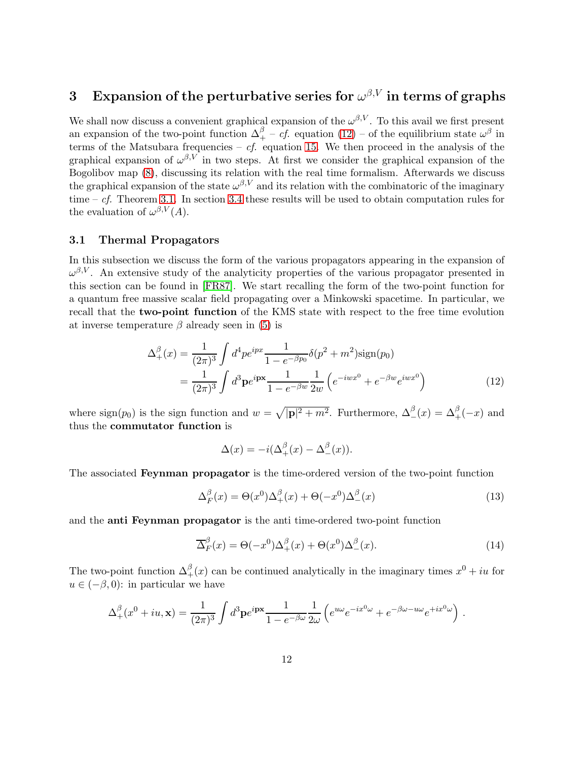# 3 Expansion of the perturbative series for $\omega^{\beta,V}$ in terms of graphs

We shall now discuss a convenient graphical expansion of the $\omega^{\beta,V}$. To this avail we first present an expansion of the two-point function $\Delta_+^\beta$ – *cf.* equation (12) – of the equilibrium state $\omega^\beta$ in terms of the Matsubara frequencies – *cf.* equation 15. We then proceed in the analysis of the graphical expansion of $\omega^{\beta,V}$ in two steps. At first we consider the graphical expansion of the Bogolibov map (8), discussing its relation with the real time formalism. Afterwards we discuss the graphical expansion of the state $\omega^{\beta,V}$ and its relation with the combinatoric of the imaginary time – *cf.* Theorem 3.1. In section 3.4 these results will be used to obtain computation rules for the evaluation of $\omega^{\beta,V}(A)$.

## 3.1 Thermal Propagators

In this subsection we discuss the form of the various propagators appearing in the expansion of $\omega^{\beta,V}$. An extensive study of the analyticity properties of the various propagator presented in this section can be found in [FR87]. We start recalling the form of the two-point function for a quantum free massive scalar field propagating over a Minkowski spacetime. In particular, we recall that the **two-point function** of the KMS state with respect to the free time evolution at inverse temperature $\beta$ already seen in (5) is

$$
\begin{aligned}
\Delta_+^\beta(x) &= \frac{1}{(2\pi)^3}\int d^4p\, e^{ipx}\frac{1}{1-e^{-\beta p_0}}\delta(p^2+m^2)\text{sign}(p_0) \\
&= \frac{1}{(2\pi)^3}\int d^3\mathbf{p}\, e^{i\mathbf{p}\mathbf{x}}\frac{1}{1-e^{-\beta w}}\frac{1}{2w}\left(e^{-iwx^0}+e^{-\beta w}e^{iwx^0}\right)
\end{aligned}
\tag{12}
$$

where $\text{sign}(p_0)$ is the sign function and $w=\sqrt{|\mathbf{p}|^2+m^2}$. Furthermore, $\Delta_-^\beta(x)=\Delta_+^\beta(-x)$ and thus the **commutator function** is

$$
\Delta(x) = -i(\Delta_+^\beta(x)-\Delta_-^\beta(x)).
$$

The associated **Feynman propagator** is the time-ordered version of the two-point function

$$
\Delta_F^\beta(x) = \Theta(x^0)\Delta_+^\beta(x)+\Theta(-x^0)\Delta_-^\beta(x) \tag{13}
$$

and the **anti Feynman propagator** is the anti time-ordered two-point function

$$
\overline{\Delta}_F^\beta(x) = \Theta(-x^0)\Delta_+^\beta(x)+\Theta(x^0)\Delta_-^\beta(x). \tag{14}
$$

The two-point function $\Delta_+^\beta(x)$ can be continued analytically in the imaginary times $x^0+iu$ for $u\in(-\beta,0)$: in particular we have

$$
\Delta_+^\beta(x^0+iu,\mathbf{x}) = \frac{1}{(2\pi)^3}\int d^3\mathbf{p}\, e^{i\mathbf{p}\mathbf{x}}\frac{1}{1-e^{-\beta\omega}}\frac{1}{2\omega}\left(e^{u\omega}e^{-ix^0\omega}+e^{-\beta\omega-u\omega}e^{+ix^0\omega}\right).
$$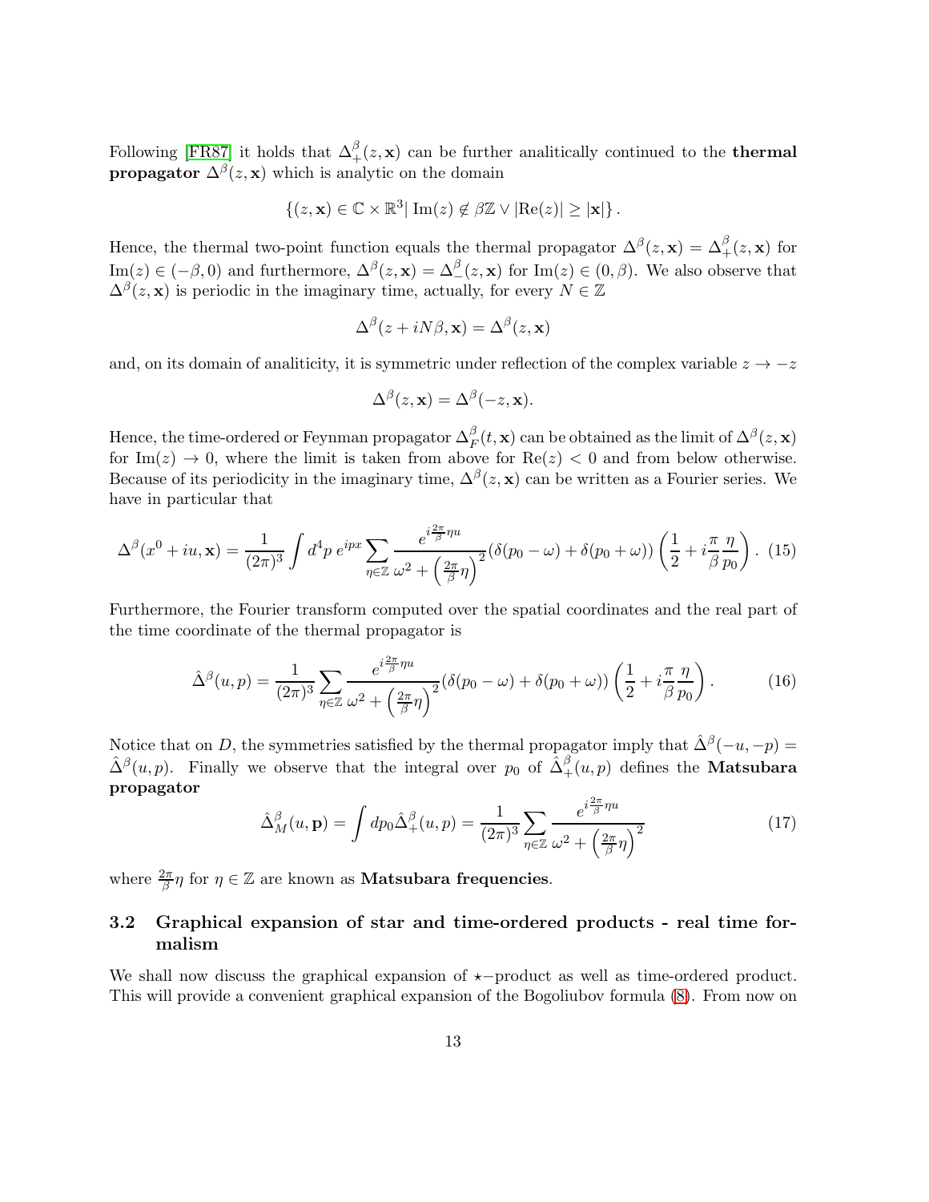Following [FR87] it holds that $\Delta_+^\beta(z,\mathbf{x})$ can be further analitically continued to the **thermal propagator** $\Delta^\beta(z,\mathbf{x})$ which is analytic on the domain

$$\{(z,\mathbf{x}) \in \mathbb{C}\times\mathbb{R}^3 |\, \mathrm{Im}(z) \notin \beta\mathbb{Z} \vee |\mathrm{Re}(z)| \geq |\mathbf{x}|\}\,.$$

Hence, the thermal two-point function equals the thermal propagator $\Delta^\beta(z,\mathbf{x}) = \Delta_+^\beta(z,\mathbf{x})$ for $\mathrm{Im}(z) \in (-\beta, 0)$ and furthermore, $\Delta^\beta(z,\mathbf{x}) = \Delta_-^\beta(z,\mathbf{x})$ for $\mathrm{Im}(z) \in (0,\beta)$. We also observe that $\Delta^\beta(z,\mathbf{x})$ is periodic in the imaginary time, actually, for every $N \in \mathbb{Z}$

$$\Delta^\beta(z + iN\beta, \mathbf{x}) = \Delta^\beta(z,\mathbf{x})$$

and, on its domain of analiticity, it is symmetric under reflection of the complex variable $z \to -z$

$$\Delta^\beta(z,\mathbf{x}) = \Delta^\beta(-z,\mathbf{x}).$$

Hence, the time-ordered or Feynman propagator $\Delta_F^\beta(t,\mathbf{x})$ can be obtained as the limit of $\Delta^\beta(z,\mathbf{x})$ for $\mathrm{Im}(z) \to 0$, where the limit is taken from above for $\mathrm{Re}(z) < 0$ and from below otherwise. Because of its periodicity in the imaginary time, $\Delta^\beta(z,\mathbf{x})$ can be written as a Fourier series. We have in particular that

$$\Delta^\beta(x^0 + iu, \mathbf{x}) = \frac{1}{(2\pi)^3}\int d^4p\, e^{ipx} \sum_{\eta\in\mathbb{Z}} \frac{e^{i\frac{2\pi}{\beta}\eta u}}{\omega^2 + \left(\frac{2\pi}{\beta}\eta\right)^2}(\delta(p_0-\omega)+\delta(p_0+\omega))\left(\frac{1}{2} + i\frac{\pi}{\beta}\frac{\eta}{p_0}\right). \quad (15)$$

Furthermore, the Fourier transform computed over the spatial coordinates and the real part of the time coordinate of the thermal propagator is

$$\hat{\Delta}^\beta(u,p) = \frac{1}{(2\pi)^3}\sum_{\eta\in\mathbb{Z}} \frac{e^{i\frac{2\pi}{\beta}\eta u}}{\omega^2 + \left(\frac{2\pi}{\beta}\eta\right)^2}(\delta(p_0-\omega)+\delta(p_0+\omega))\left(\frac{1}{2} + i\frac{\pi}{\beta}\frac{\eta}{p_0}\right). \quad (16)$$

Notice that on $D$, the symmetries satisfied by the thermal propagator imply that $\hat{\Delta}^\beta(-u,-p) = \hat{\Delta}^\beta(u,p)$. Finally we observe that the integral over $p_0$ of $\hat{\Delta}_+^\beta(u,p)$ defines the **Matsubara propagator**

$$\hat{\Delta}_M^\beta(u,\mathbf{p}) = \int dp_0 \hat{\Delta}_+^\beta(u,p) = \frac{1}{(2\pi)^3}\sum_{\eta\in\mathbb{Z}} \frac{e^{i\frac{2\pi}{\beta}\eta u}}{\omega^2 + \left(\frac{2\pi}{\beta}\eta\right)^2} \quad (17)$$

where $\frac{2\pi}{\beta}\eta$ for $\eta \in \mathbb{Z}$ are known as **Matsubara frequencies**.

### 3.2 Graphical expansion of star and time-ordered products - real time formalism

We shall now discuss the graphical expansion of $\star$−product as well as time-ordered product. This will provide a convenient graphical expansion of the Bogoliubov formula (8). From now on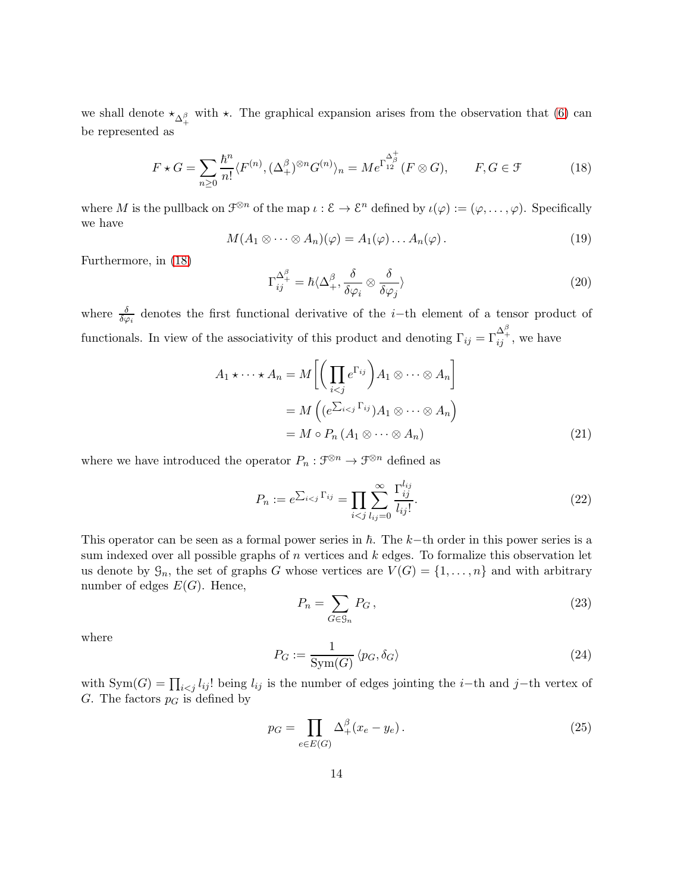we shall denote $\star_{\Delta_+^\beta}$ with $\star$. The graphical expansion arises from the observation that (6) can be represented as

$$F \star G = \sum_{n\geq 0} \frac{\hbar^n}{n!} \langle F^{(n)}, (\Delta_+^\beta)^{\otimes n} G^{(n)} \rangle_n = M e^{\Gamma_{12}^{\Delta_\beta^+}} (F \otimes G), \qquad F, G \in \mathcal{F} \tag{18}$$

where $M$ is the pullback on $\mathcal{F}^{\otimes n}$ of the map $\iota : \mathcal{E} \to \mathcal{E}^n$ defined by $\iota(\varphi) := (\varphi, \ldots, \varphi)$. Specifically we have

$$M(A_1 \otimes \cdots \otimes A_n)(\varphi) = A_1(\varphi) \ldots A_n(\varphi)\,. \tag{19}$$

Furthermore, in (18)

$$\Gamma_{ij}^{\Delta_+^\beta} = \hbar \langle \Delta_+^\beta, \frac{\delta}{\delta \varphi_i} \otimes \frac{\delta}{\delta \varphi_j} \rangle \tag{20}$$

where $\frac{\delta}{\delta\varphi_i}$ denotes the first functional derivative of the $i-$th element of a tensor product of functionals. In view of the associativity of this product and denoting $\Gamma_{ij} = \Gamma_{ij}^{\Delta_+^\beta}$, we have

$$\begin{aligned}
A_1 \star \cdots \star A_n &= M\left[ \left( \prod_{i<j} e^{\Gamma_{ij}} \right) A_1 \otimes \cdots \otimes A_n \right] \\
&= M\left( (e^{\sum_{i<j} \Gamma_{ij}}) A_1 \otimes \cdots \otimes A_n \right) \\
&= M \circ P_n \left( A_1 \otimes \cdots \otimes A_n \right)
\end{aligned} \tag{21}$$

where we have introduced the operator $P_n : \mathcal{F}^{\otimes n} \to \mathcal{F}^{\otimes n}$ defined as

$$P_n := e^{\sum_{i<j} \Gamma_{ij}} = \prod_{i<j} \sum_{l_{ij}=0}^{\infty} \frac{\Gamma_{ij}^{l_{ij}}}{l_{ij}!}. \tag{22}$$

This operator can be seen as a formal power series in $\hbar$. The $k-$th order in this power series is a sum indexed over all possible graphs of $n$ vertices and $k$ edges. To formalize this observation let us denote by $\mathcal{G}_n$, the set of graphs $G$ whose vertices are $V(G) = \{1, \ldots, n\}$ and with arbitrary number of edges $E(G)$. Hence,

$$P_n = \sum_{G \in \mathcal{G}_n} P_G\,, \tag{23}$$

where

$$P_G := \frac{1}{\mathrm{Sym}(G)} \langle p_G, \delta_G \rangle \tag{24}$$

with $\mathrm{Sym}(G) = \prod_{i<j} l_{ij}!$ being $l_{ij}$ is the number of edges jointing the $i-$th and $j-$th vertex of $G$. The factors $p_G$ is defined by

$$p_G = \prod_{e \in E(G)} \Delta_+^\beta (x_e - y_e)\,. \tag{25}$$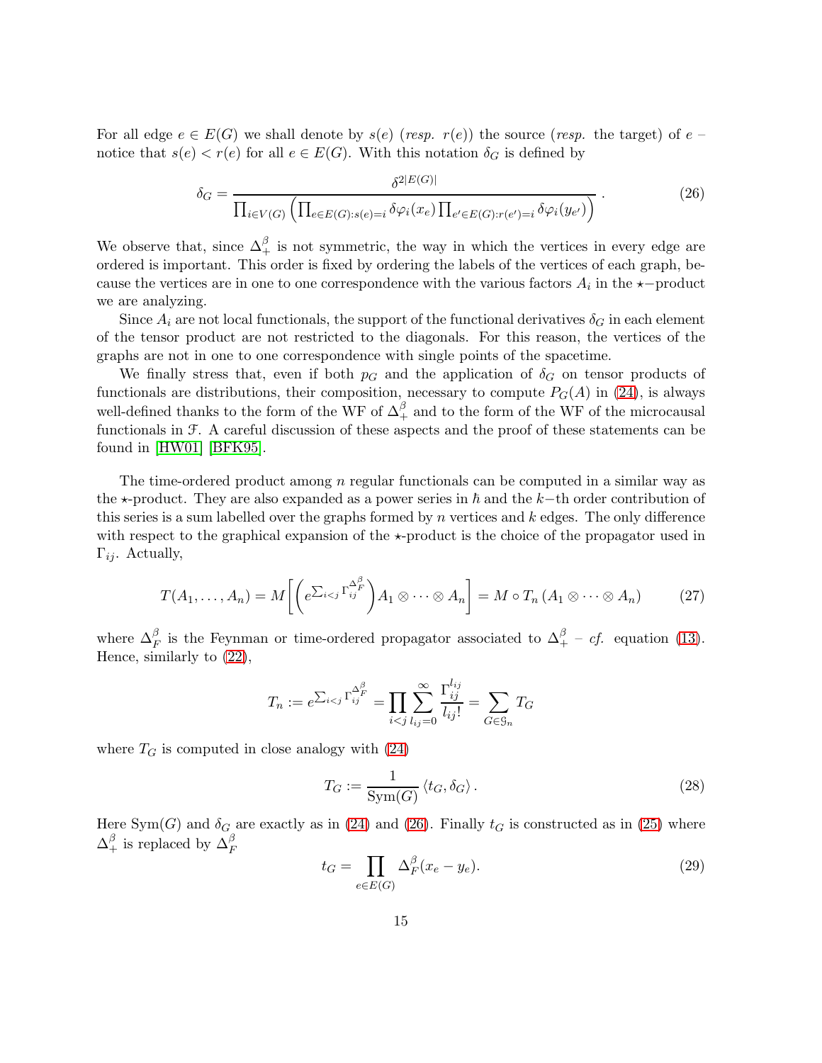For all edge $e \in E(G)$ we shall denote by $s(e)$ (*resp.* $r(e)$) the source (*resp.* the target) of $e$ – notice that $s(e) < r(e)$ for all $e \in E(G)$. With this notation $\delta_G$ is defined by

$$\delta_G = \frac{\delta^{2|E(G)|}}{\prod_{i \in V(G)} \left( \prod_{e \in E(G): s(e)=i} \delta\varphi_i(x_e) \prod_{e' \in E(G): r(e')=i} \delta\varphi_i(y_{e'}) \right)} . \tag{26}$$

We observe that, since $\Delta_+^\beta$ is not symmetric, the way in which the vertices in every edge are ordered is important. This order is fixed by ordering the labels of the vertices of each graph, because the vertices are in one to one correspondence with the various factors $A_i$ in the $\star-$product we are analyzing.

Since $A_i$ are not local functionals, the support of the functional derivatives $\delta_G$ in each element of the tensor product are not restricted to the diagonals. For this reason, the vertices of the graphs are not in one to one correspondence with single points of the spacetime.

We finally stress that, even if both $p_G$ and the application of $\delta_G$ on tensor products of functionals are distributions, their composition, necessary to compute $P_G(A)$ in (24), is always well-defined thanks to the form of the WF of $\Delta_+^\beta$ and to the form of the WF of the microcausal functionals in $\mathcal{F}$. A careful discussion of these aspects and the proof of these statements can be found in [HW01] [BFK95].

The time-ordered product among $n$ regular functionals can be computed in a similar way as the $\star$-product. They are also expanded as a power series in $\hbar$ and the $k-$th order contribution of this series is a sum labelled over the graphs formed by $n$ vertices and $k$ edges. The only difference with respect to the graphical expansion of the $\star$-product is the choice of the propagator used in $\Gamma_{ij}$. Actually,

$$T(A_1, \ldots, A_n) = M\left[ \left( e^{\sum_{i<j} \Gamma_{ij}^{\Delta_F^\beta}} \right) A_1 \otimes \cdots \otimes A_n \right] = M \circ T_n \left( A_1 \otimes \cdots \otimes A_n \right) \tag{27}$$

where $\Delta_F^\beta$ is the Feynman or time-ordered propagator associated to $\Delta_+^\beta$ – *cf.* equation (13). Hence, similarly to (22),

$$T_n := e^{\sum_{i<j} \Gamma_{ij}^{\Delta_F^\beta}} = \prod_{i<j} \sum_{l_{ij}=0}^{\infty} \frac{\Gamma_{ij}^{l_{ij}}}{l_{ij}!} = \sum_{G \in \mathcal{G}_n} T_G$$

where $T_G$ is computed in close analogy with (24)

$$T_G := \frac{1}{\mathrm{Sym}(G)} \langle t_G, \delta_G \rangle . \tag{28}$$

Here $\mathrm{Sym}(G)$ and $\delta_G$ are exactly as in (24) and (26). Finally $t_G$ is constructed as in (25) where $\Delta_+^\beta$ is replaced by $\Delta_F^\beta$

$$t_G = \prod_{e \in E(G)} \Delta_F^\beta(x_e - y_e). \tag{29}$$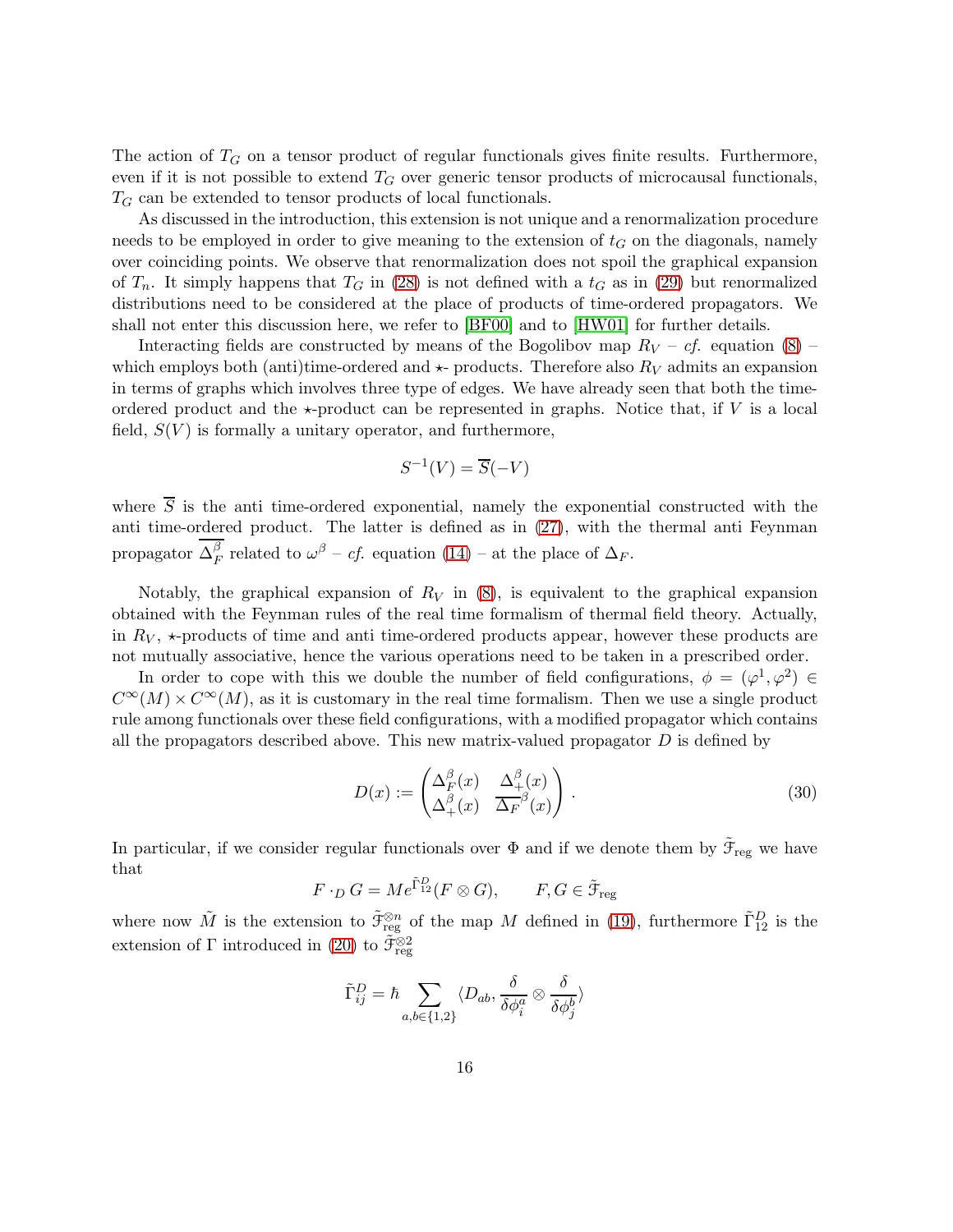The action of $T_G$ on a tensor product of regular functionals gives finite results. Furthermore, even if it is not possible to extend $T_G$ over generic tensor products of microcausal functionals, $T_G$ can be extended to tensor products of local functionals.

As discussed in the introduction, this extension is not unique and a renormalization procedure needs to be employed in order to give meaning to the extension of $t_G$ on the diagonals, namely over coinciding points. We observe that renormalization does not spoil the graphical expansion of $T_n$. It simply happens that $T_G$ in (28) is not defined with a $t_G$ as in (29) but renormalized distributions need to be considered at the place of products of time-ordered propagators. We shall not enter this discussion here, we refer to [BF00] and to [HW01] for further details.

Interacting fields are constructed by means of the Bogolibov map $R_V$ – *cf.* equation (8) – which employs both (anti)time-ordered and $\star$- products. Therefore also $R_V$ admits an expansion in terms of graphs which involves three type of edges. We have already seen that both the time-ordered product and the $\star$-product can be represented in graphs. Notice that, if $V$ is a local field, $S(V)$ is formally a unitary operator, and furthermore,

$$S^{-1}(V) = \overline{S}(-V)$$

where $\overline{S}$ is the anti time-ordered exponential, namely the exponential constructed with the anti time-ordered product. The latter is defined as in (27), with the thermal anti Feynman propagator $\overline{\Delta_F^\beta}$ related to $\omega^\beta$ – *cf.* equation (14) – at the place of $\Delta_F$.

Notably, the graphical expansion of $R_V$ in (8), is equivalent to the graphical expansion obtained with the Feynman rules of the real time formalism of thermal field theory. Actually, in $R_V$, $\star$-products of time and anti time-ordered products appear, however these products are not mutually associative, hence the various operations need to be taken in a prescribed order.

In order to cope with this we double the number of field configurations, $\phi = (\varphi^1, \varphi^2) \in C^\infty(M) \times C^\infty(M)$, as it is customary in the real time formalism. Then we use a single product rule among functionals over these field configurations, with a modified propagator which contains all the propagators described above. This new matrix-valued propagator $D$ is defined by

$$D(x) := \begin{pmatrix} \Delta_F^\beta(x) & \Delta_+^\beta(x) \\ \Delta_+^\beta(x) & \overline{\Delta_F}^\beta(x) \end{pmatrix} . \tag{30}$$

In particular, if we consider regular functionals over $\Phi$ and if we denote them by $\tilde{\mathfrak{F}}_{\rm reg}$ we have that

$$F \cdot_D G = M e^{\tilde{\Gamma}^D_{12}} (F \otimes G), \qquad F, G \in \tilde{\mathfrak{F}}_{\rm reg}$$

where now $\tilde{M}$ is the extension to $\tilde{\mathfrak{F}}^{\otimes n}_{\rm reg}$ of the map $M$ defined in (19), furthermore $\tilde{\Gamma}^D_{12}$ is the extension of $\Gamma$ introduced in (20) to $\tilde{\mathfrak{F}}^{\otimes 2}_{\rm reg}$

$$\tilde{\Gamma}^D_{ij} = \hbar \sum_{a,b \in \{1,2\}} \langle D_{ab}, \frac{\delta}{\delta \phi^a_i} \otimes \frac{\delta}{\delta \phi^b_j} \rangle$$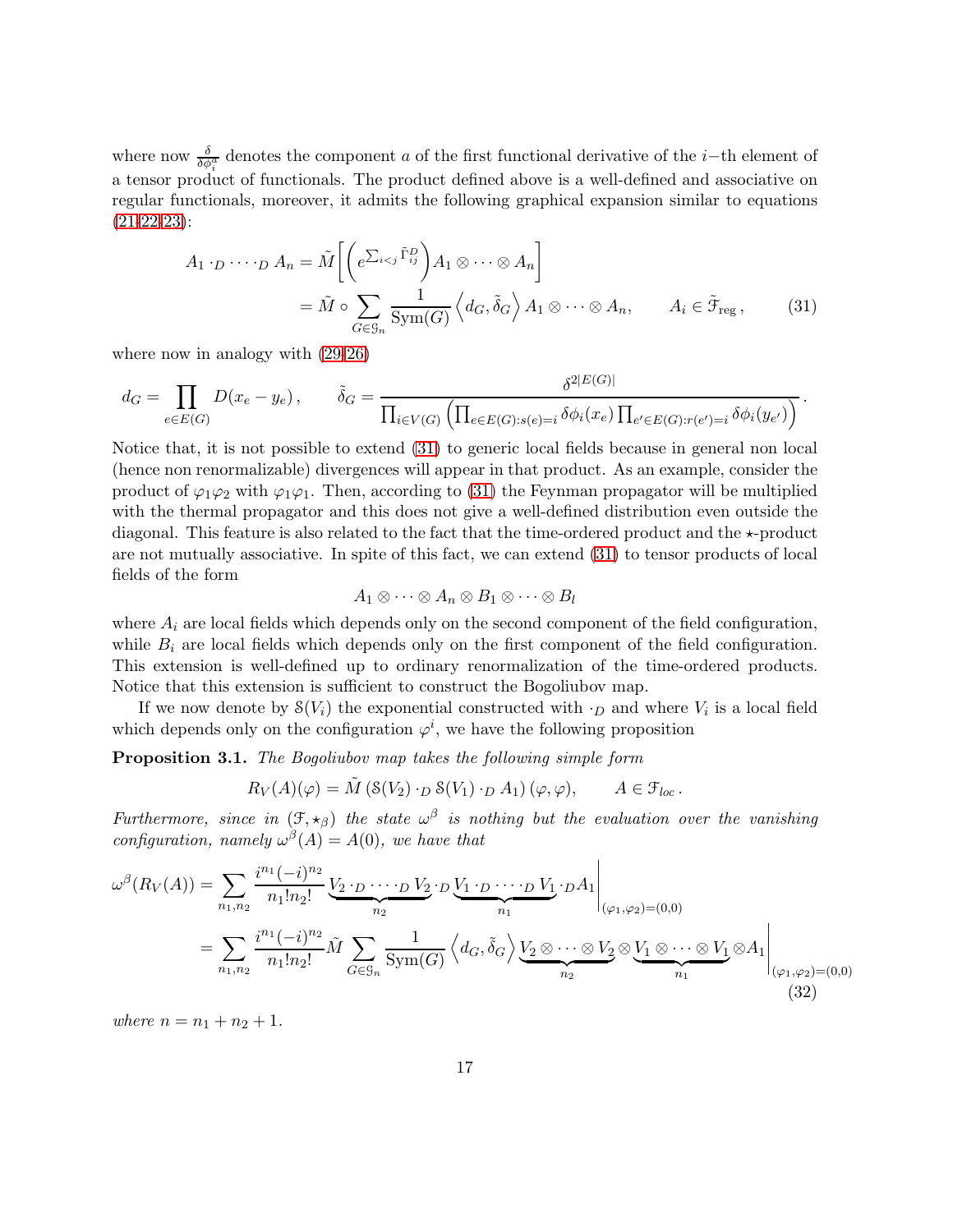where now $\frac{\delta}{\delta \phi_i^a}$ denotes the component $a$ of the first functional derivative of the $i-$th element of a tensor product of functionals. The product defined above is a well-defined and associative on regular functionals, moreover, it admits the following graphical expansion similar to equations (21-22-23):

$$
\begin{aligned}
A_1 \cdot_D \cdots \cdot_D A_n &= \tilde{M}\left[\left(e^{\sum_{i<j} \tilde{\Gamma}_{ij}^D}\right) A_1 \otimes \cdots \otimes A_n\right] \\
&= \tilde{M} \circ \sum_{G \in \mathcal{G}_n} \frac{1}{\mathrm{Sym}(G)} \left\langle d_G, \tilde{\delta}_G \right\rangle A_1 \otimes \cdots \otimes A_n, \qquad A_i \in \tilde{\mathcal{F}}_{\mathrm{reg}}\,,
\end{aligned} \tag{31}
$$

where now in analogy with (29-26)

$$
d_G = \prod_{e \in E(G)} D(x_e - y_e)\,, \qquad \tilde{\delta}_G = \frac{\delta^{2|E(G)|}}{\prod_{i \in V(G)} \left( \prod_{e \in E(G): s(e)=i} \delta \phi_i(x_e) \prod_{e' \in E(G): r(e')=i} \delta \phi_i(y_{e'}) \right)}\,.
$$

Notice that, it is not possible to extend (31) to generic local fields because in general non local (hence non renormalizable) divergences will appear in that product. As an example, consider the product of $\varphi_1\varphi_2$ with $\varphi_1\varphi_1$. Then, according to (31) the Feynman propagator will be multiplied with the thermal propagator and this does not give a well-defined distribution even outside the diagonal. This feature is also related to the fact that the time-ordered product and the $\star$-product are not mutually associative. In spite of this fact, we can extend (31) to tensor products of local fields of the form

$$
A_1 \otimes \cdots \otimes A_n \otimes B_1 \otimes \cdots \otimes B_l
$$

where $A_i$ are local fields which depends only on the second component of the field configuration, while $B_i$ are local fields which depends only on the first component of the field configuration. This extension is well-defined up to ordinary renormalization of the time-ordered products. Notice that this extension is sufficient to construct the Bogoliubov map.

If we now denote by $\mathcal{S}(V_i)$ the exponential constructed with $\cdot_D$ and where $V_i$ is a local field which depends only on the configuration $\varphi^i$, we have the following proposition

**Proposition 3.1.** *The Bogoliubov map takes the following simple form*

$$
R_V(A)(\varphi) = \tilde{M}\left(\mathcal{S}(V_2) \cdot_D \mathcal{S}(V_1) \cdot_D A_1\right)(\varphi, \varphi), \qquad A \in \mathcal{F}_{loc}\,.
$$

*Furthermore, since in $(\mathcal{F}, \star_\beta)$ the state $\omega^\beta$ is nothing but the evaluation over the vanishing configuration, namely $\omega^\beta(A) = A(0)$, we have that*

$$
\begin{aligned}
\omega^\beta(R_V(A)) &= \sum_{n_1,n_2} \frac{i^{n_1}(-i)^{n_2}}{n_1! n_2!} \underbrace{V_2 \cdot_D \cdots \cdot_D V_2}_{n_2} \cdot_D \underbrace{V_1 \cdot_D \cdots \cdot_D V_1}_{n_1} \cdot_D A_1 \Bigg|_{(\varphi_1,\varphi_2)=(0,0)} \\
&= \sum_{n_1,n_2} \frac{i^{n_1}(-i)^{n_2}}{n_1! n_2!} \tilde{M} \sum_{G \in \mathcal{G}_n} \frac{1}{\mathrm{Sym}(G)} \left\langle d_G, \tilde{\delta}_G \right\rangle \underbrace{V_2 \otimes \cdots \otimes V_2}_{n_2} \otimes \underbrace{V_1 \otimes \cdots \otimes V_1}_{n_1} \otimes A_1 \Bigg|_{(\varphi_1,\varphi_2)=(0,0)}
\end{aligned} \tag{32}
$$

*where $n = n_1 + n_2 + 1$.*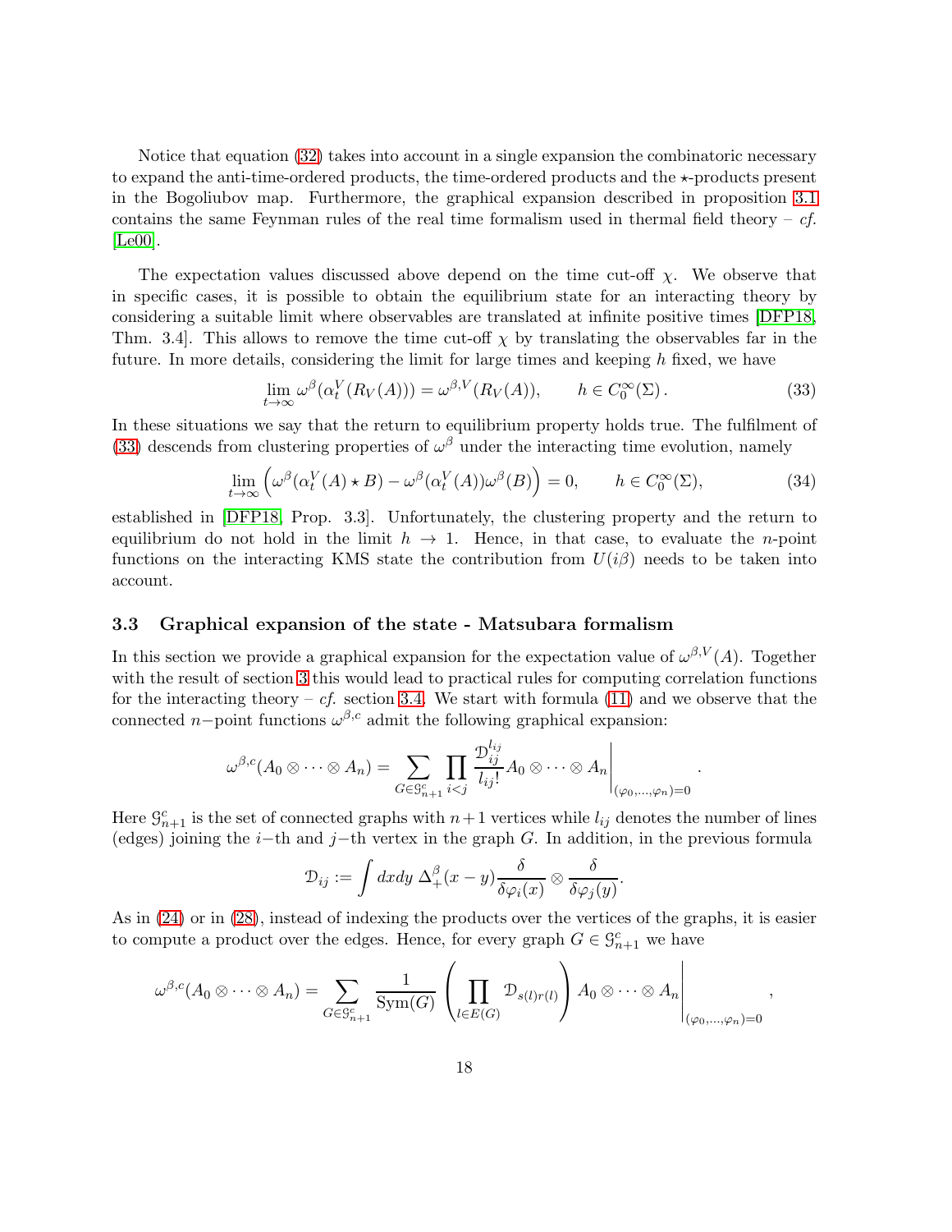Notice that equation (32) takes into account in a single expansion the combinatoric necessary to expand the anti-time-ordered products, the time-ordered products and the $\star$-products present in the Bogoliubov map. Furthermore, the graphical expansion described in proposition 3.1 contains the same Feynman rules of the real time formalism used in thermal field theory – *cf.* [Le00].

The expectation values discussed above depend on the time cut-off $\chi$. We observe that in specific cases, it is possible to obtain the equilibrium state for an interacting theory by considering a suitable limit where observables are translated at infinite positive times [DFP18, Thm. 3.4]. This allows to remove the time cut-off $\chi$ by translating the observables far in the future. In more details, considering the limit for large times and keeping $h$ fixed, we have

$$\lim_{t\to\infty} \omega^\beta(\alpha_t^V(R_V(A))) = \omega^{\beta,V}(R_V(A)), \qquad h \in C_0^\infty(\Sigma). \tag{33}$$

In these situations we say that the return to equilibrium property holds true. The fulfilment of (33) descends from clustering properties of $\omega^\beta$ under the interacting time evolution, namely

$$\lim_{t\to\infty} \left( \omega^\beta(\alpha_t^V(A) \star B) - \omega^\beta(\alpha_t^V(A))\omega^\beta(B) \right) = 0, \qquad h \in C_0^\infty(\Sigma), \tag{34}$$

established in [DFP18, Prop. 3.3]. Unfortunately, the clustering property and the return to equilibrium do not hold in the limit $h \to 1$. Hence, in that case, to evaluate the $n$-point functions on the interacting KMS state the contribution from $U(i\beta)$ needs to be taken into account.

### 3.3 Graphical expansion of the state - Matsubara formalism

In this section we provide a graphical expansion for the expectation value of $\omega^{\beta,V}(A)$. Together with the result of section 3 this would lead to practical rules for computing correlation functions for the interacting theory – *cf.* section 3.4. We start with formula (11) and we observe that the connected $n-$point functions $\omega^{\beta,c}$ admit the following graphical expansion:

$$\omega^{\beta,c}(A_0 \otimes \cdots \otimes A_n) = \sum_{G \in \mathcal{G}_{n+1}^c} \prod_{i<j} \frac{\mathcal{D}_{ij}^{l_{ij}}}{l_{ij}!} A_0 \otimes \cdots \otimes A_n \Bigg|_{(\varphi_0,\ldots,\varphi_n)=0}.$$

Here $\mathcal{G}_{n+1}^c$ is the set of connected graphs with $n+1$ vertices while $l_{ij}$ denotes the number of lines (edges) joining the $i-$th and $j-$th vertex in the graph $G$. In addition, in the previous formula

$$\mathcal{D}_{ij} := \int dxdy\ \Delta_+^\beta(x-y) \frac{\delta}{\delta\varphi_i(x)} \otimes \frac{\delta}{\delta\varphi_j(y)}.$$

As in (24) or in (28), instead of indexing the products over the vertices of the graphs, it is easier to compute a product over the edges. Hence, for every graph $G \in \mathcal{G}_{n+1}^c$ we have

$$\omega^{\beta,c}(A_0 \otimes \cdots \otimes A_n) = \sum_{G \in \mathcal{G}_{n+1}^c} \frac{1}{\mathrm{Sym}(G)} \left( \prod_{l \in E(G)} \mathcal{D}_{s(l)r(l)} \right) A_0 \otimes \cdots \otimes A_n \Bigg|_{(\varphi_0,\ldots,\varphi_n)=0},$$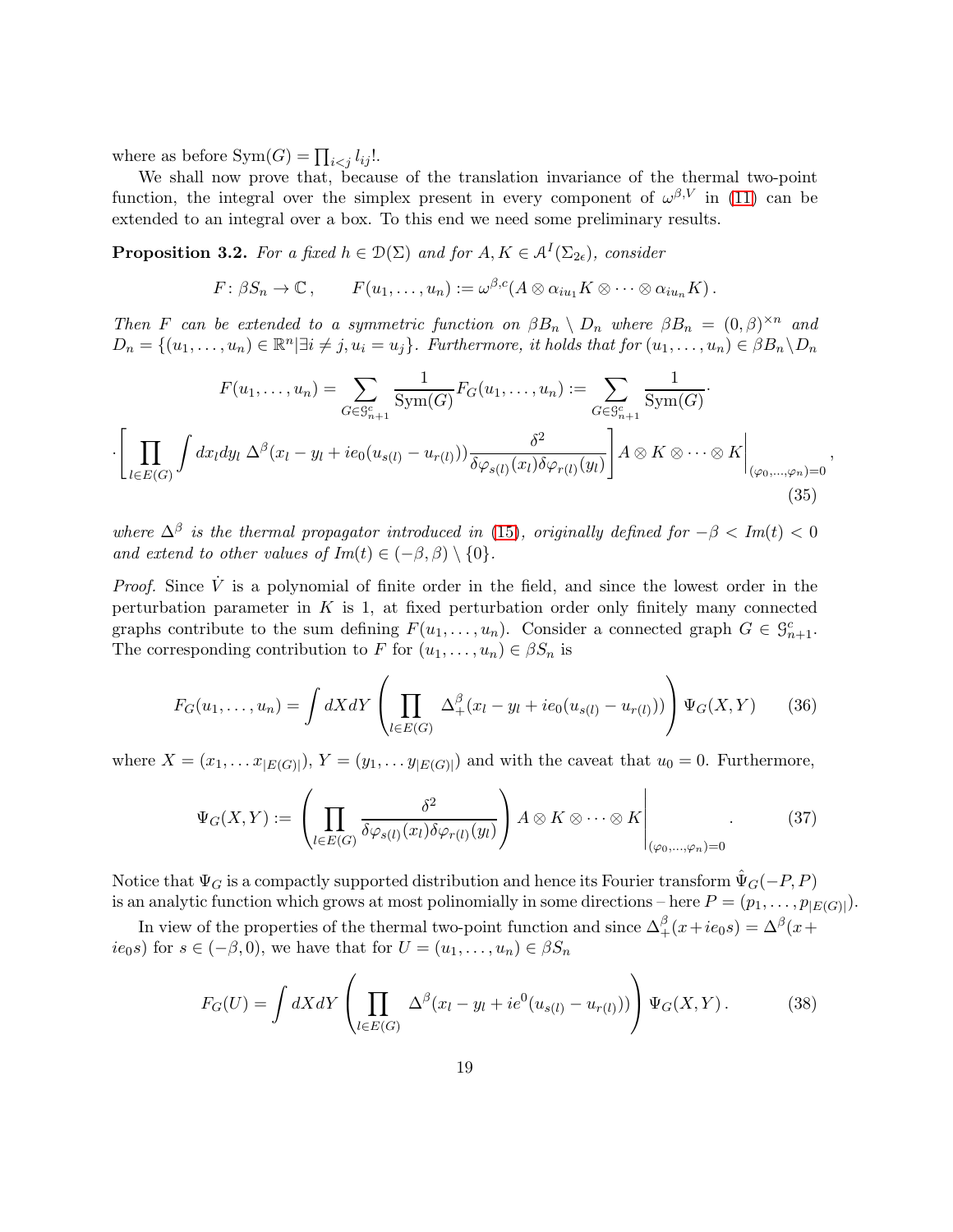where as before $\mathrm{Sym}(G) = \prod_{i<j} l_{ij}!$.

We shall now prove that, because of the translation invariance of the thermal two-point function, the integral over the simplex present in every component of $\omega^{\beta,V}$ in (11) can be extended to an integral over a box. To this end we need some preliminary results.

**Proposition 3.2.** *For a fixed $h \in \mathcal{D}(\Sigma)$ and for $A, K \in \mathcal{A}^I(\Sigma_{2\epsilon})$, consider*

$$F\colon \beta S_n \to \mathbb{C}\,, \qquad F(u_1,\ldots,u_n) := \omega^{\beta,c}(A \otimes \alpha_{iu_1}K \otimes \cdots \otimes \alpha_{iu_n}K)\,.$$

*Then $F$ can be extended to a symmetric function on $\beta B_n \setminus D_n$ where $\beta B_n = (0,\beta)^{\times n}$ and $D_n = \{(u_1,\ldots,u_n) \in \mathbb{R}^n | \exists i \neq j, u_i = u_j\}$. Furthermore, it holds that for $(u_1,\ldots,u_n) \in \beta B_n \setminus D_n$*

$$F(u_1,\ldots,u_n) = \sum_{G\in\mathcal{G}^c_{n+1}} \frac{1}{\mathrm{Sym}(G)} F_G(u_1,\ldots,u_n) := \sum_{G\in\mathcal{G}^c_{n+1}} \frac{1}{\mathrm{Sym}(G)} \cdot$$

$$\cdot \left[\prod_{l\in E(G)} \int dx_l dy_l\, \Delta^\beta(x_l - y_l + ie_0(u_{s(l)} - u_{r(l)})) \frac{\delta^2}{\delta\varphi_{s(l)}(x_l)\delta\varphi_{r(l)}(y_l)}\right] A\otimes K\otimes\cdots\otimes K\bigg|_{(\varphi_0,\ldots,\varphi_n)=0}, \tag{35}$$

*where $\Delta^\beta$ is the thermal propagator introduced in (15), originally defined for $-\beta < Im(t) < 0$ and extend to other values of $Im(t) \in (-\beta,\beta)\setminus\{0\}$.*

*Proof.* Since $\dot V$ is a polynomial of finite order in the field, and since the lowest order in the perturbation parameter in $K$ is 1, at fixed perturbation order only finitely many connected graphs contribute to the sum defining $F(u_1,\ldots,u_n)$. Consider a connected graph $G \in \mathcal{G}^c_{n+1}$. The corresponding contribution to $F$ for $(u_1,\ldots,u_n) \in \beta S_n$ is

$$F_G(u_1,\ldots,u_n) = \int dXdY \left(\prod_{l\in E(G)} \Delta^\beta_+(x_l - y_l + ie_0(u_{s(l)} - u_{r(l)}))\right)\Psi_G(X,Y) \tag{36}$$

where $X = (x_1,\ldots x_{|E(G)|})$, $Y = (y_1,\ldots y_{|E(G)|})$ and with the caveat that $u_0 = 0$. Furthermore,

$$\Psi_G(X,Y) := \left(\prod_{l\in E(G)} \frac{\delta^2}{\delta\varphi_{s(l)}(x_l)\delta\varphi_{r(l)}(y_l)}\right) A\otimes K\otimes\cdots\otimes K\Bigg|_{(\varphi_0,\ldots,\varphi_n)=0}. \tag{37}$$

Notice that $\Psi_G$ is a compactly supported distribution and hence its Fourier transform $\hat\Psi_G(-P,P)$ is an analytic function which grows at most polinomially in some directions – here $P = (p_1,\ldots,p_{|E(G)|})$.

In view of the properties of the thermal two-point function and since $\Delta^\beta_+(x+ie_0s) = \Delta^\beta(x+ie_0s)$ for $s \in (-\beta,0)$, we have that for $U = (u_1,\ldots,u_n) \in \beta S_n$

$$F_G(U) = \int dXdY \left(\prod_{l\in E(G)} \Delta^\beta(x_l - y_l + ie^0(u_{s(l)} - u_{r(l)}))\right)\Psi_G(X,Y)\,. \tag{38}$$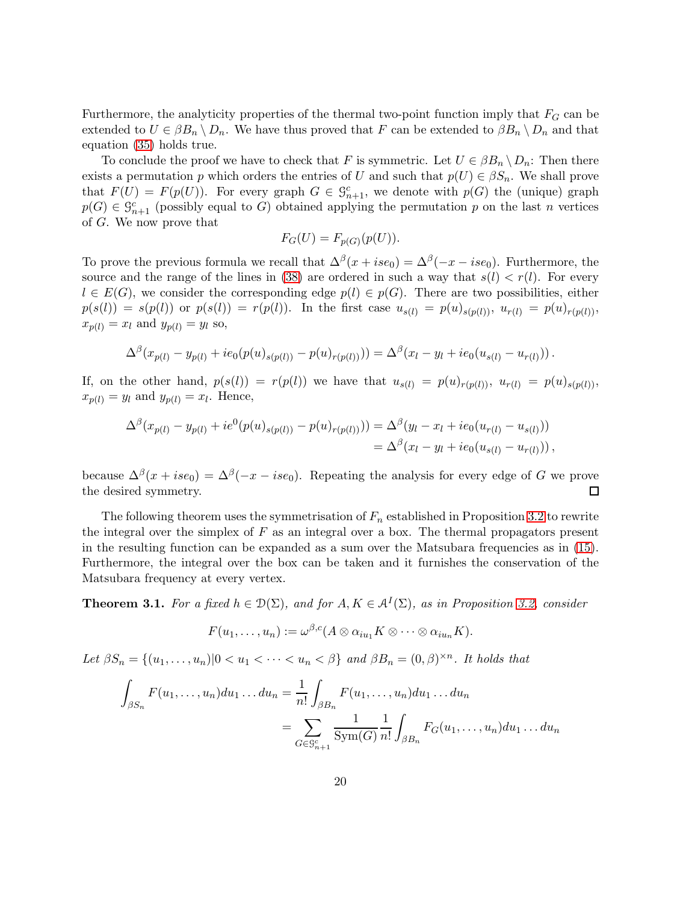Furthermore, the analyticity properties of the thermal two-point function imply that $F_G$ can be extended to $U \in \beta B_n \setminus D_n$. We have thus proved that $F$ can be extended to $\beta B_n \setminus D_n$ and that equation (35) holds true.

To conclude the proof we have to check that $F$ is symmetric. Let $U \in \beta B_n \setminus D_n$: Then there exists a permutation $p$ which orders the entries of $U$ and such that $p(U) \in \beta S_n$. We shall prove that $F(U) = F(p(U))$. For every graph $G \in \mathcal{G}^c_{n+1}$, we denote with $p(G)$ the (unique) graph $p(G) \in \mathcal{G}^c_{n+1}$ (possibly equal to $G$) obtained applying the permutation $p$ on the last $n$ vertices of $G$. We now prove that

$$F_G(U) = F_{p(G)}(p(U)).$$

To prove the previous formula we recall that $\Delta^\beta(x + ise_0) = \Delta^\beta(-x - ise_0)$. Furthermore, the source and the range of the lines in (38) are ordered in such a way that $s(l) < r(l)$. For every $l \in E(G)$, we consider the corresponding edge $p(l) \in p(G)$. There are two possibilities, either $p(s(l)) = s(p(l))$ or $p(s(l)) = r(p(l))$. In the first case $u_{s(l)} = p(u)_{s(p(l))}$, $u_{r(l)} = p(u)_{r(p(l))}$, $x_{p(l)} = x_l$ and $y_{p(l)} = y_l$ so,

$$\Delta^\beta(x_{p(l)} - y_{p(l)} + ie_0(p(u)_{s(p(l))} - p(u)_{r(p(l))})) = \Delta^\beta(x_l - y_l + ie_0(u_{s(l)} - u_{r(l)}))\,.$$

If, on the other hand, $p(s(l)) = r(p(l))$ we have that $u_{s(l)} = p(u)_{r(p(l))}$, $u_{r(l)} = p(u)_{s(p(l))}$, $x_{p(l)} = y_l$ and $y_{p(l)} = x_l$. Hence,

$$\begin{aligned}\Delta^\beta(x_{p(l)} - y_{p(l)} + ie^0(p(u)_{s(p(l))} - p(u)_{r(p(l))})) &= \Delta^\beta(y_l - x_l + ie_0(u_{r(l)} - u_{s(l)}))\\ &= \Delta^\beta(x_l - y_l + ie_0(u_{s(l)} - u_{r(l)}))\,,\end{aligned}$$

because $\Delta^\beta(x + ise_0) = \Delta^\beta(-x - ise_0)$. Repeating the analysis for every edge of $G$ we prove the desired symmetry. □

The following theorem uses the symmetrisation of $F_n$ established in Proposition 3.2 to rewrite the integral over the simplex of $F$ as an integral over a box. The thermal propagators present in the resulting function can be expanded as a sum over the Matsubara frequencies as in (15). Furthermore, the integral over the box can be taken and it furnishes the conservation of the Matsubara frequency at every vertex.

**Theorem 3.1.** *For a fixed $h \in \mathcal{D}(\Sigma)$, and for $A, K \in \mathcal{A}^I(\Sigma)$, as in Proposition 3.2, consider*

$$F(u_1, \ldots, u_n) := \omega^{\beta,c}(A \otimes \alpha_{iu_1} K \otimes \cdots \otimes \alpha_{iu_n} K).$$

*Let $\beta S_n = \{(u_1, \ldots, u_n) | 0 < u_1 < \cdots < u_n < \beta\}$ and $\beta B_n = (0, \beta)^{\times n}$. It holds that*

$$\begin{aligned}\int_{\beta S_n} F(u_1, \ldots, u_n) du_1 \ldots du_n &= \frac{1}{n!} \int_{\beta B_n} F(u_1, \ldots, u_n) du_1 \ldots du_n\\ &= \sum_{G \in \mathcal{G}^c_{n+1}} \frac{1}{\mathrm{Sym}(G)} \frac{1}{n!} \int_{\beta B_n} F_G(u_1, \ldots, u_n) du_1 \ldots du_n\end{aligned}$$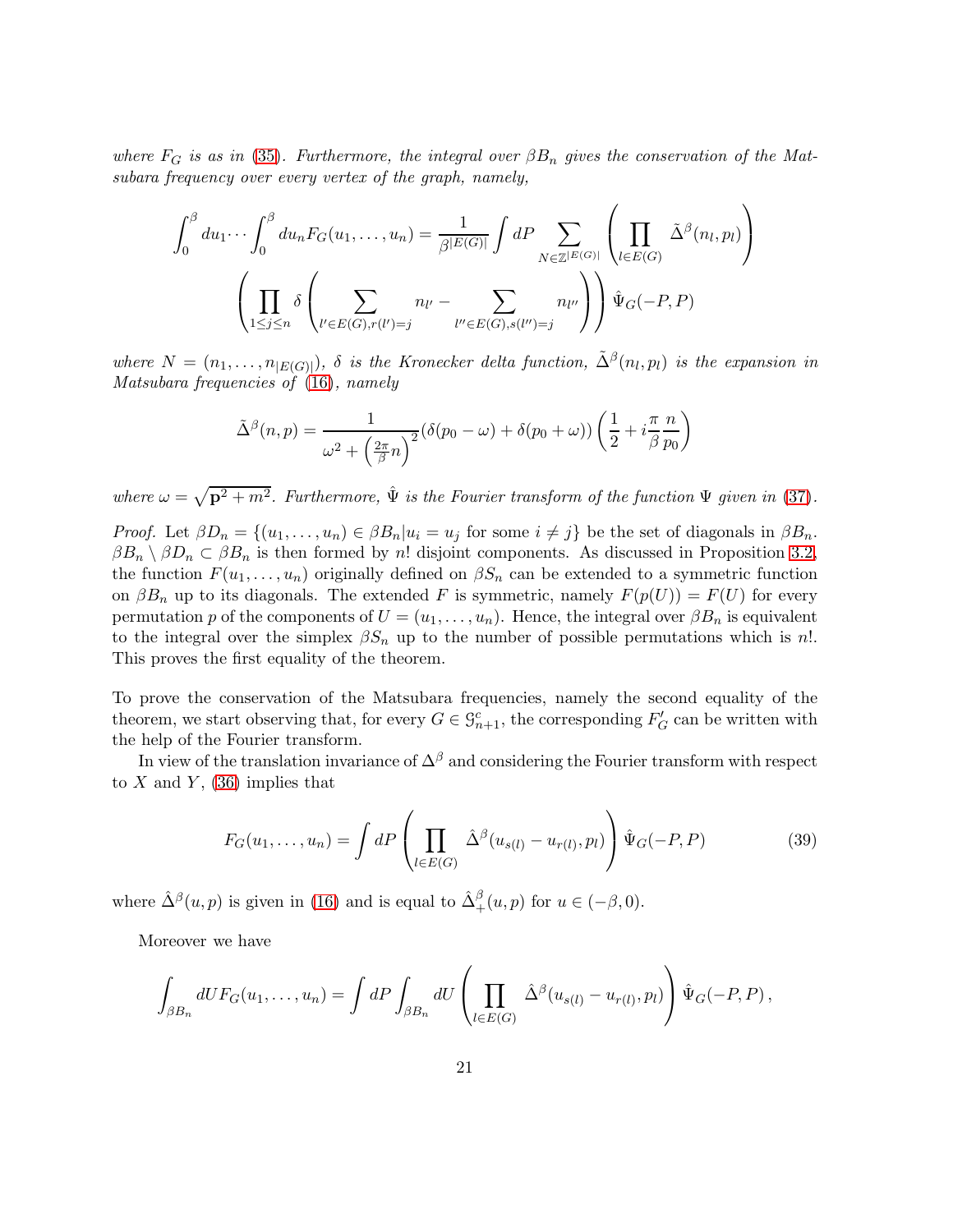*where $F_G$ is as in (35). Furthermore, the integral over $\beta B_n$ gives the conservation of the Matsubara frequency over every vertex of the graph, namely,*

$$
\int_0^\beta du_1 \cdots \int_0^\beta du_n F_G(u_1,\ldots,u_n) = \frac{1}{\beta^{|E(G)|}} \int dP \sum_{N\in\mathbb{Z}^{|E(G)|}} \left( \prod_{l\in E(G)} \tilde{\Delta}^\beta(n_l,p_l) \right)
$$

$$
\left( \prod_{1\leq j\leq n} \delta\left( \sum_{l'\in E(G), r(l')=j} n_{l'} - \sum_{l''\in E(G), s(l'')=j} n_{l''} \right) \right) \hat{\Psi}_G(-P,P)
$$

*where $N=(n_1,\ldots,n_{|E(G)|})$, $\delta$ is the Kronecker delta function, $\tilde{\Delta}^\beta(n_l,p_l)$ is the expansion in Matsubara frequencies of (16), namely*

$$
\tilde{\Delta}^\beta(n,p) = \frac{1}{\omega^2+\left(\frac{2\pi}{\beta}n\right)^2} (\delta(p_0-\omega)+\delta(p_0+\omega)) \left( \frac{1}{2} + i\frac{\pi}{\beta}\frac{n}{p_0} \right)
$$

*where $\omega=\sqrt{\mathbf{p}^2+m^2}$. Furthermore, $\hat{\Psi}$ is the Fourier transform of the function $\Psi$ given in (37).*

*Proof.* Let $\beta D_n = \{(u_1,\ldots,u_n)\in\beta B_n | u_i=u_j \text{ for some } i\neq j\}$ be the set of diagonals in $\beta B_n$. $\beta B_n \setminus \beta D_n \subset \beta B_n$ is then formed by $n!$ disjoint components. As discussed in Proposition 3.2, the function $F(u_1,\ldots,u_n)$ originally defined on $\beta S_n$ can be extended to a symmetric function on $\beta B_n$ up to its diagonals. The extended $F$ is symmetric, namely $F(p(U))=F(U)$ for every permutation $p$ of the components of $U=(u_1,\ldots,u_n)$. Hence, the integral over $\beta B_n$ is equivalent to the integral over the simplex $\beta S_n$ up to the number of possible permutations which is $n!$. This proves the first equality of the theorem.

To prove the conservation of the Matsubara frequencies, namely the second equality of the theorem, we start observing that, for every $G\in\mathcal{G}^c_{n+1}$, the corresponding $F'_G$ can be written with the help of the Fourier transform.

In view of the translation invariance of $\Delta^\beta$ and considering the Fourier transform with respect to $X$ and $Y$, (36) implies that

$$
F_G(u_1,\ldots,u_n) = \int dP \left( \prod_{l\in E(G)} \hat{\Delta}^\beta(u_{s(l)}-u_{r(l)},p_l) \right) \hat{\Psi}_G(-P,P) \tag{39}
$$

where $\hat{\Delta}^\beta(u,p)$ is given in (16) and is equal to $\hat{\Delta}^\beta_+(u,p)$ for $u\in(-\beta,0)$.

Moreover we have

$$
\int_{\beta B_n} dU F_G(u_1,\ldots,u_n) = \int dP \int_{\beta B_n} dU \left( \prod_{l\in E(G)} \hat{\Delta}^\beta(u_{s(l)}-u_{r(l)},p_l) \right) \hat{\Psi}_G(-P,P)\,,
$$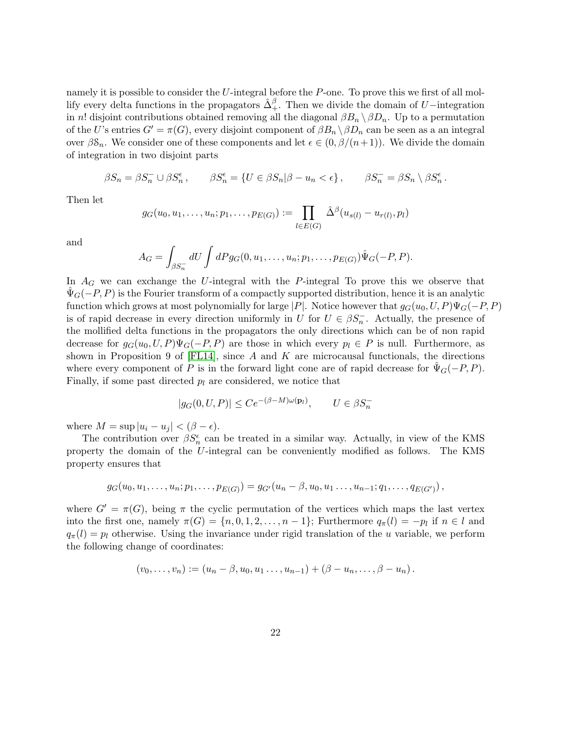namely it is possible to consider the $U$-integral before the $P$-one. To prove this we first of all mollify every delta functions in the propagators $\hat{\Delta}^{\beta}_{+}$. Then we divide the domain of $U-$integration in $n!$ disjoint contributions obtained removing all the diagonal $\beta B_n \setminus \beta D_n$. Up to a permutation of the $U$'s entries $G' = \pi(G)$, every disjoint component of $\beta B_n \setminus \beta D_n$ can be seen as a an integral over $\beta \mathcal{S}_n$. We consider one of these components and let $\epsilon \in (0, \beta/(n+1))$. We divide the domain of integration in two disjoint parts

$$
\beta S_n = \beta S_n^- \cup \beta S_n^\epsilon \,, \qquad \beta S_n^\epsilon = \{U \in \beta S_n | \beta - u_n < \epsilon\} \,, \qquad \beta S_n^- = \beta S_n \setminus \beta S_n^\epsilon \,.
$$

Then let

$$
g_G(u_0, u_1, \dots, u_n; p_1, \dots, p_{E(G)}) := \prod_{l \in E(G)} \hat{\Delta}^{\beta}(u_{s(l)} - u_{r(l)}, p_l)
$$

and

$$
A_G = \int_{\beta S_n^-} dU \int dP g_G(0, u_1, \dots, u_n; p_1, \dots, p_{E(G)}) \hat{\Psi}_G(-P, P).
$$

In $A_G$ we can exchange the $U$-integral with the $P$-integral To prove this we observe that $\hat{\Psi}_G(-P, P)$ is the Fourier transform of a compactly supported distribution, hence it is an analytic function which grows at most polynomially for large $|P|$. Notice however that $g_G(u_0, U, P)\Psi_G(-P, P)$ is of rapid decrease in every direction uniformly in $U$ for $U \in \beta S_n^-$. Actually, the presence of the mollified delta functions in the propagators the only directions which can be of non rapid decrease for $g_G(u_0, U, P)\Psi_G(-P, P)$ are those in which every $p_l \in P$ is null. Furthermore, as shown in Proposition 9 of [FL14], since $A$ and $K$ are microcausal functionals, the directions where every component of $P$ is in the forward light cone are of rapid decrease for $\hat{\Psi}_G(-P, P)$. Finally, if some past directed $p_l$ are considered, we notice that

$$
|g_G(0, U, P)| \leq C e^{-(\beta - M)\omega(\mathbf{p}_l)}, \qquad U \in \beta S_n^-
$$

where $M = \sup |u_i - u_j| < (\beta - \epsilon)$.

The contribution over $\beta S_n^\epsilon$ can be treated in a similar way. Actually, in view of the KMS property the domain of the $U$-integral can be conveniently modified as follows. The KMS property ensures that

$$
g_G(u_0, u_1, \dots, u_n; p_1, \dots, p_{E(G)}) = g_{G'}(u_n - \beta, u_0, u_1 \dots, u_{n-1}; q_1, \dots, q_{E(G')}) \,,
$$

where $G' = \pi(G)$, being $\pi$ the cyclic permutation of the vertices which maps the last vertex into the first one, namely $\pi(G) = \{n, 0, 1, 2, \dots, n-1\}$; Furthermore $q_{\pi}(l) = -p_l$ if $n \in l$ and $q_{\pi}(l) = p_l$ otherwise. Using the invariance under rigid translation of the $u$ variable, we perform the following change of coordinates:

$$
(v_0, \dots, v_n) := (u_n - \beta, u_0, u_1 \dots, u_{n-1}) + (\beta - u_n, \dots, \beta - u_n) \,.
$$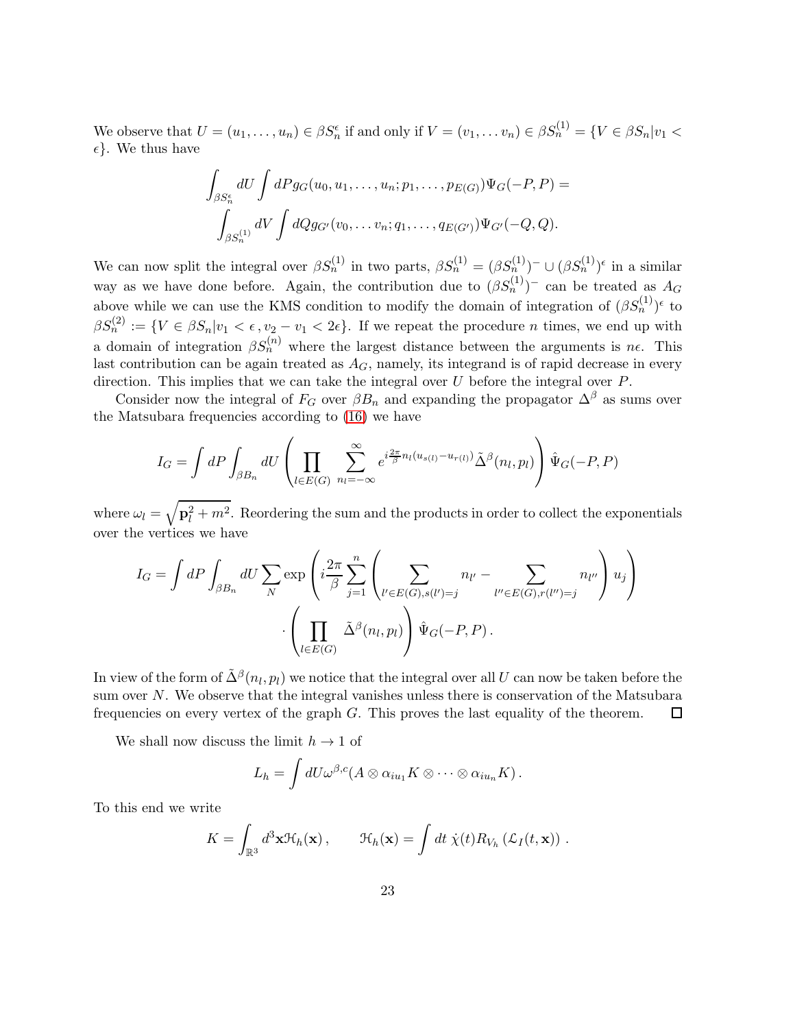We observe that $U = (u_1, \ldots, u_n) \in \beta S_n^\epsilon$ if and only if $V = (v_1, \ldots v_n) \in \beta S_n^{(1)} = \{V \in \beta S_n | v_1 < \epsilon\}$. We thus have

$$
\int_{\beta S_n^\epsilon} dU \int dP g_G(u_0, u_1, \ldots, u_n; p_1, \ldots, p_{E(G)}) \Psi_G(-P, P) =
$$
$$
\int_{\beta S_n^{(1)}} dV \int dQ g_{G'}(v_0, \ldots v_n; q_1, \ldots, q_{E(G')}) \Psi_{G'}(-Q, Q).
$$

We can now split the integral over $\beta S_n^{(1)}$ in two parts, $\beta S_n^{(1)} = (\beta S_n^{(1)})^- \cup (\beta S_n^{(1)})^\epsilon$ in a similar way as we have done before. Again, the contribution due to $(\beta S_n^{(1)})^-$ can be treated as $A_G$ above while we can use the KMS condition to modify the domain of integration of $(\beta S_n^{(1)})^\epsilon$ to $\beta S_n^{(2)} := \{V \in \beta S_n | v_1 < \epsilon\,, v_2 - v_1 < 2\epsilon\}$. If we repeat the procedure $n$ times, we end up with a domain of integration $\beta S_n^{(n)}$ where the largest distance between the arguments is $n\epsilon$. This last contribution can be again treated as $A_G$, namely, its integrand is of rapid decrease in every direction. This implies that we can take the integral over $U$ before the integral over $P$.

Consider now the integral of $F_G$ over $\beta B_n$ and expanding the propagator $\Delta^\beta$ as sums over the Matsubara frequencies according to (16) we have

$$
I_G = \int dP \int_{\beta B_n} dU \left( \prod_{l \in E(G)} \sum_{n_l = -\infty}^{\infty} e^{i \frac{2\pi}{\beta} n_l (u_{s(l)} - u_{r(l)})} \tilde{\Delta}^\beta(n_l, p_l) \right) \hat{\Psi}_G(-P, P)
$$

where $\omega_l = \sqrt{\mathbf{p}_l^2 + m^2}$. Reordering the sum and the products in order to collect the exponentials over the vertices we have

$$
I_G = \int dP \int_{\beta B_n} dU \sum_N \exp\left( i \frac{2\pi}{\beta} \sum_{j=1}^n \left( \sum_{l' \in E(G), s(l') = j} n_{l'} - \sum_{l'' \in E(G), r(l'') = j} n_{l''} \right) u_j \right)
$$
$$
\cdot \left( \prod_{l \in E(G)} \tilde{\Delta}^\beta(n_l, p_l) \right) \hat{\Psi}_G(-P, P)\,.
$$

In view of the form of $\tilde{\Delta}^\beta(n_l, p_l)$ we notice that the integral over all $U$ can now be taken before the sum over $N$. We observe that the integral vanishes unless there is conservation of the Matsubara frequencies on every vertex of the graph $G$. This proves the last equality of the theorem. □

We shall now discuss the limit $h \to 1$ of

$$
L_h = \int dU \omega^{\beta, c}(A \otimes \alpha_{iu_1} K \otimes \cdots \otimes \alpha_{iu_n} K)\,.
$$

To this end we write

$$
K = \int_{\mathbb{R}^3} d^3\mathbf{x} \mathcal{H}_h(\mathbf{x})\,, \qquad \mathcal{H}_h(\mathbf{x}) = \int dt\, \dot{\chi}(t) R_{V_h}\left(\mathcal{L}_I(t, \mathbf{x})\right)\,.
$$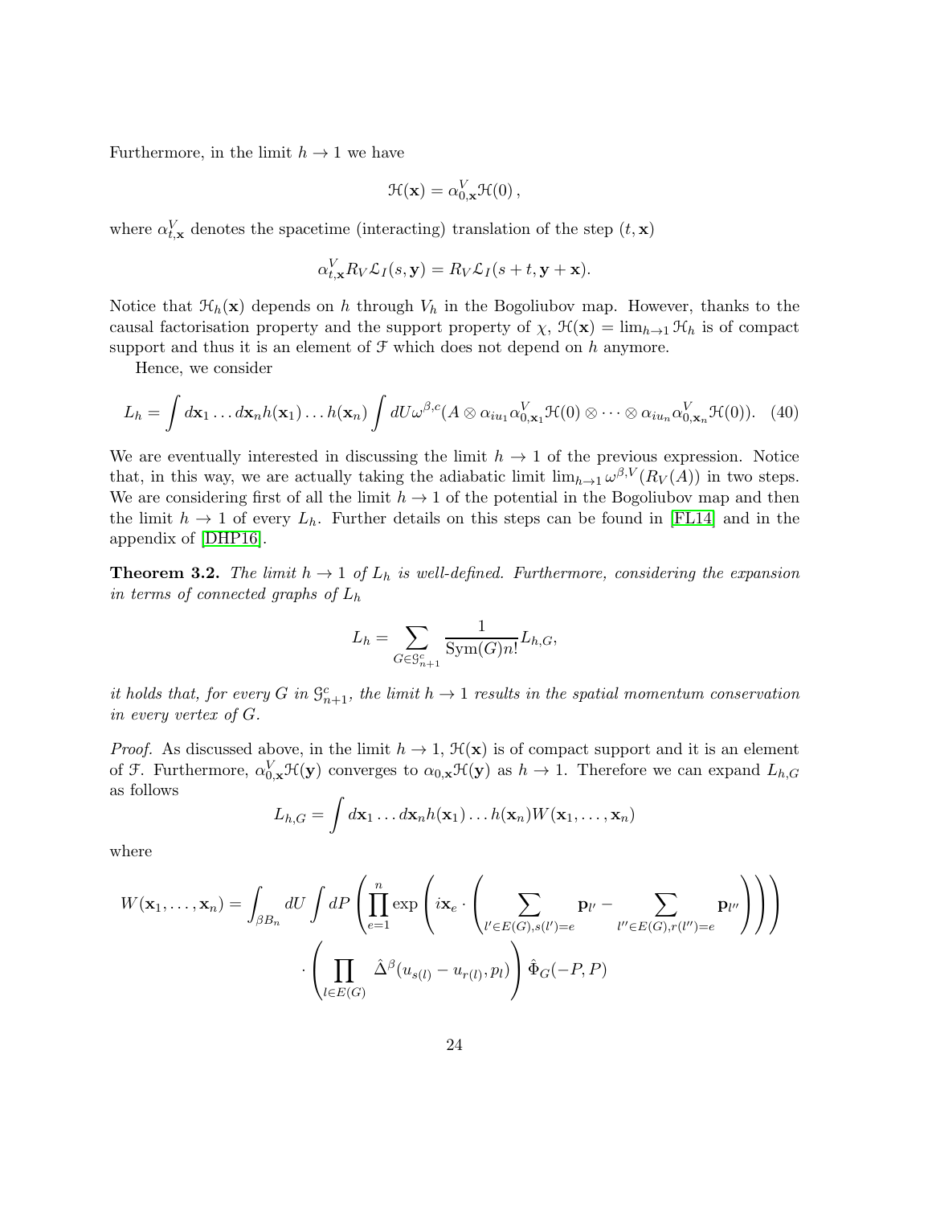Furthermore, in the limit $h \to 1$ we have

$$\mathcal{H}(\mathbf{x}) = \alpha^V_{0,\mathbf{x}}\mathcal{H}(0)\,,$$

where $\alpha^V_{t,\mathbf{x}}$ denotes the spacetime (interacting) translation of the step $(t, \mathbf{x})$

$$\alpha^V_{t,\mathbf{x}} R_V \mathcal{L}_I(s, \mathbf{y}) = R_V \mathcal{L}_I(s + t, \mathbf{y} + \mathbf{x}).$$

Notice that $\mathcal{H}_h(\mathbf{x})$ depends on $h$ through $V_h$ in the Bogoliubov map. However, thanks to the causal factorisation property and the support property of $\chi$, $\mathcal{H}(\mathbf{x}) = \lim_{h\to 1} \mathcal{H}_h$ is of compact support and thus it is an element of $\mathcal{F}$ which does not depend on $h$ anymore.

Hence, we consider

$$L_h = \int d\mathbf{x}_1 \dots d\mathbf{x}_n h(\mathbf{x}_1)\dots h(\mathbf{x}_n) \int dU \omega^{\beta,c}(A \otimes \alpha_{iu_1}\alpha^V_{0,\mathbf{x}_1}\mathcal{H}(0) \otimes \dots \otimes \alpha_{iu_n}\alpha^V_{0,\mathbf{x}_n}\mathcal{H}(0)). \quad (40)$$

We are eventually interested in discussing the limit $h \to 1$ of the previous expression. Notice that, in this way, we are actually taking the adiabatic limit $\lim_{h\to 1} \omega^{\beta,V}(R_V(A))$ in two steps. We are considering first of all the limit $h \to 1$ of the potential in the Bogoliubov map and then the limit $h \to 1$ of every $L_h$. Further details on this steps can be found in [FL14] and in the appendix of [DHP16].

**Theorem 3.2.** *The limit $h \to 1$ of $L_h$ is well-defined. Furthermore, considering the expansion in terms of connected graphs of $L_h$*

$$L_h = \sum_{G\in\mathcal{G}^c_{n+1}} \frac{1}{\mathrm{Sym}(G)n!} L_{h,G},$$

*it holds that, for every $G$ in $\mathcal{G}^c_{n+1}$, the limit $h \to 1$ results in the spatial momentum conservation in every vertex of $G$.*

*Proof.* As discussed above, in the limit $h \to 1$, $\mathcal{H}(\mathbf{x})$ is of compact support and it is an element of $\mathcal{F}$. Furthermore, $\alpha^V_{0,\mathbf{x}}\mathcal{H}(\mathbf{y})$ converges to $\alpha_{0,\mathbf{x}}\mathcal{H}(\mathbf{y})$ as $h \to 1$. Therefore we can expand $L_{h,G}$ as follows

$$L_{h,G} = \int d\mathbf{x}_1 \dots d\mathbf{x}_n h(\mathbf{x}_1)\dots h(\mathbf{x}_n) W(\mathbf{x}_1, \dots, \mathbf{x}_n)$$

where

$$W(\mathbf{x}_1, \dots, \mathbf{x}_n) = \int_{\beta B_n} dU \int dP \left( \prod_{e=1}^n \exp\left( i\mathbf{x}_e \cdot \left( \sum_{l'\in E(G), s(l')=e} \mathbf{p}_{l'} - \sum_{l''\in E(G), r(l'')=e} \mathbf{p}_{l''} \right)\right)\right) \cdot \left( \prod_{l\in E(G)} \hat{\Delta}^\beta(u_{s(l)} - u_{r(l)}, p_l) \right) \hat{\Phi}_G(-P, P)$$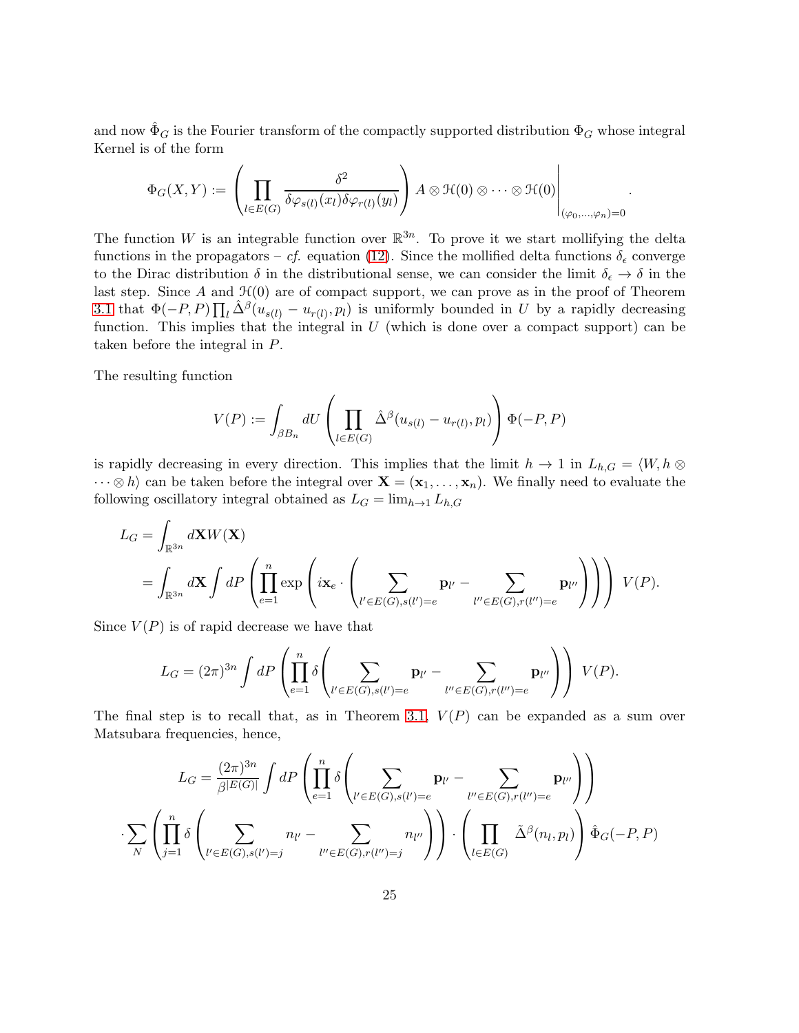and now $\hat{\Phi}_G$ is the Fourier transform of the compactly supported distribution $\Phi_G$ whose integral Kernel is of the form

$$
\Phi_G(X,Y) := \left( \prod_{l\in E(G)} \frac{\delta^2}{\delta\varphi_{s(l)}(x_l)\delta\varphi_{r(l)}(y_l)} \right) A \otimes \mathcal{H}(0) \otimes \cdots \otimes \mathcal{H}(0) \Bigg|_{(\varphi_0,\dots,\varphi_n)=0} .
$$

The function $W$ is an integrable function over $\mathbb{R}^{3n}$. To prove it we start mollifying the delta functions in the propagators – *cf.* equation (12). Since the mollified delta functions $\delta_\epsilon$ converge to the Dirac distribution $\delta$ in the distributional sense, we can consider the limit $\delta_\epsilon \to \delta$ in the last step. Since $A$ and $\mathcal{H}(0)$ are of compact support, we can prove as in the proof of Theorem 3.1 that $\Phi(-P,P)\prod_l \hat{\Delta}^\beta(u_{s(l)} - u_{r(l)}, p_l)$ is uniformly bounded in $U$ by a rapidly decreasing function. This implies that the integral in $U$ (which is done over a compact support) can be taken before the integral in $P$.

The resulting function

$$
V(P) := \int_{\beta B_n} dU \left( \prod_{l\in E(G)} \hat{\Delta}^\beta(u_{s(l)} - u_{r(l)}, p_l) \right) \Phi(-P,P)
$$

is rapidly decreasing in every direction. This implies that the limit $h \to 1$ in $L_{h,G} = \langle W, h \otimes \cdots \otimes h\rangle$ can be taken before the integral over $\mathbf{X} = (\mathbf{x}_1,\dots,\mathbf{x}_n)$. We finally need to evaluate the following oscillatory integral obtained as $L_G = \lim_{h\to 1} L_{h,G}$

$$
\begin{aligned}
L_G &= \int_{\mathbb{R}^{3n}} d\mathbf{X} W(\mathbf{X}) \\
&= \int_{\mathbb{R}^{3n}} d\mathbf{X} \int dP \left( \prod_{e=1}^n \exp\left( i\mathbf{x}_e \cdot \left( \sum_{l'\in E(G),s(l')=e} \mathbf{p}_{l'} - \sum_{l''\in E(G),r(l'')=e} \mathbf{p}_{l''} \right)\right)\right) V(P).
\end{aligned}
$$

Since $V(P)$ is of rapid decrease we have that

$$
L_G = (2\pi)^{3n} \int dP \left( \prod_{e=1}^n \delta\left( \sum_{l'\in E(G),s(l')=e} \mathbf{p}_{l'} - \sum_{l''\in E(G),r(l'')=e} \mathbf{p}_{l''} \right)\right) V(P).
$$

The final step is to recall that, as in Theorem 3.1, $V(P)$ can be expanded as a sum over Matsubara frequencies, hence,

$$
\begin{aligned}
L_G = &\frac{(2\pi)^{3n}}{\beta^{|E(G)|}} \int dP \left( \prod_{e=1}^n \delta\left( \sum_{l'\in E(G),s(l')=e} \mathbf{p}_{l'} - \sum_{l''\in E(G),r(l'')=e} \mathbf{p}_{l''} \right)\right) \\
&\cdot \sum_N \left( \prod_{j=1}^n \delta\left( \sum_{l'\in E(G),s(l')=j} n_{l'} - \sum_{l''\in E(G),r(l'')=j} n_{l''} \right)\right) \cdot \left( \prod_{l\in E(G)} \tilde{\Delta}^\beta(n_l,p_l) \right) \hat{\Phi}_G(-P,P)
\end{aligned}
$$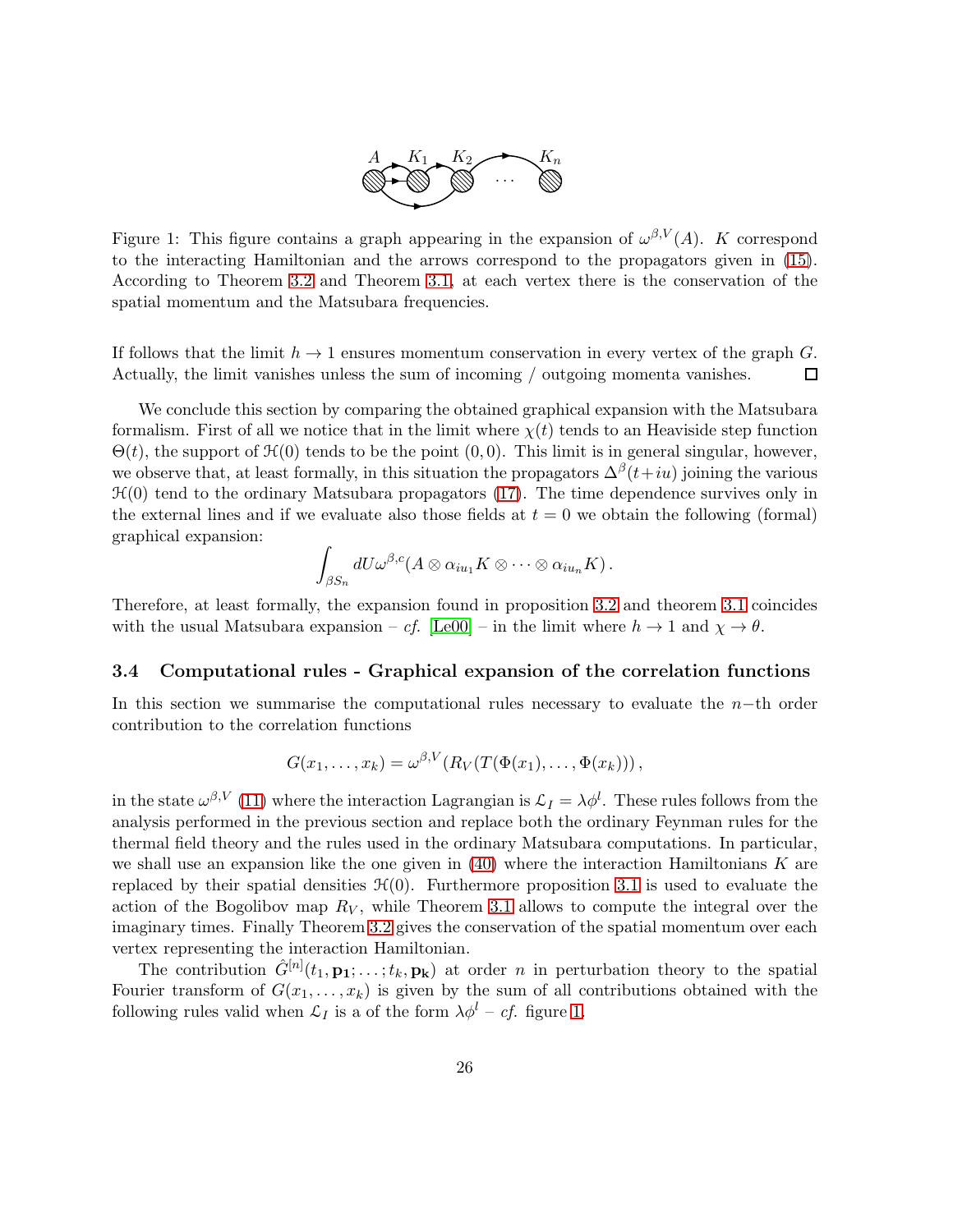Figure 1: This figure contains a graph appearing in the expansion of $\omega^{\beta,V}(A)$. $K$ correspond to the interacting Hamiltonian and the arrows correspond to the propagators given in (15). According to Theorem 3.2 and Theorem 3.1, at each vertex there is the conservation of the spatial momentum and the Matsubara frequencies.

If follows that the limit $h \to 1$ ensures momentum conservation in every vertex of the graph $G$. Actually, the limit vanishes unless the sum of incoming / outgoing momenta vanishes. □

We conclude this section by comparing the obtained graphical expansion with the Matsubara formalism. First of all we notice that in the limit where $\chi(t)$ tends to an Heaviside step function $\Theta(t)$, the support of $\mathcal{H}(0)$ tends to be the point $(0,0)$. This limit is in general singular, however, we observe that, at least formally, in this situation the propagators $\Delta^{\beta}(t+iu)$ joining the various $\mathcal{H}(0)$ tend to the ordinary Matsubara propagators (17). The time dependence survives only in the external lines and if we evaluate also those fields at $t=0$ we obtain the following (formal) graphical expansion:

$$\int_{\beta S_n} dU \omega^{\beta,c}(A \otimes \alpha_{iu_1} K \otimes \cdots \otimes \alpha_{iu_n} K)\,.$$

Therefore, at least formally, the expansion found in proposition 3.2 and theorem 3.1 coincides with the usual Matsubara expansion – *cf.* [Le00] – in the limit where $h \to 1$ and $\chi \to \theta$.

### 3.4 Computational rules - Graphical expansion of the correlation functions

In this section we summarise the computational rules necessary to evaluate the $n-$th order contribution to the correlation functions

$$G(x_1, \ldots, x_k) = \omega^{\beta,V}(R_V(T(\Phi(x_1), \ldots, \Phi(x_k)))\,,$$

in the state $\omega^{\beta,V}$ (11) where the interaction Lagrangian is $\mathcal{L}_I = \lambda\phi^l$. These rules follows from the analysis performed in the previous section and replace both the ordinary Feynman rules for the thermal field theory and the rules used in the ordinary Matsubara computations. In particular, we shall use an expansion like the one given in (40) where the interaction Hamiltonians $K$ are replaced by their spatial densities $\mathcal{H}(0)$. Furthermore proposition 3.1 is used to evaluate the action of the Bogolibov map $R_V$, while Theorem 3.1 allows to compute the integral over the imaginary times. Finally Theorem 3.2 gives the conservation of the spatial momentum over each vertex representing the interaction Hamiltonian.

The contribution $\hat{G}^{[n]}(t_1, \mathbf{p_1}; \ldots; t_k, \mathbf{p_k})$ at order $n$ in perturbation theory to the spatial Fourier transform of $G(x_1, \ldots, x_k)$ is given by the sum of all contributions obtained with the following rules valid when $\mathcal{L}_I$ is a of the form $\lambda\phi^l$ – *cf.* figure 1.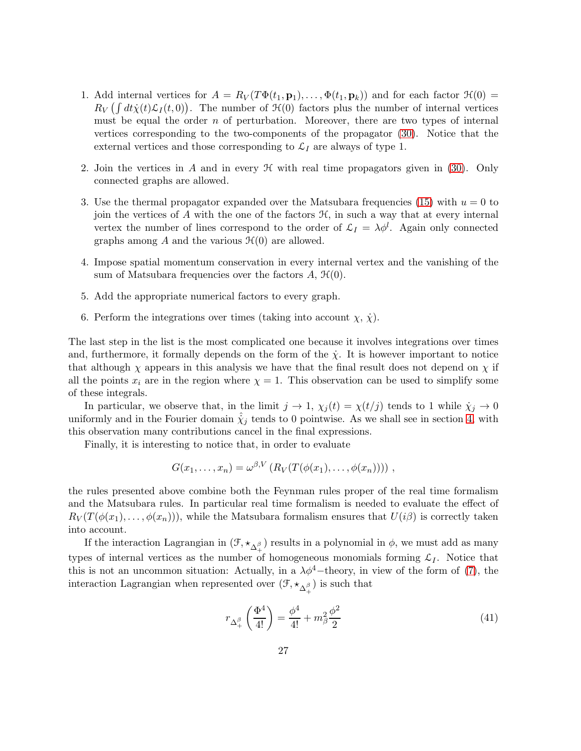1. Add internal vertices for $A = R_V(T\Phi(t_1, \mathbf{p}_1), \ldots, \Phi(t_1, \mathbf{p}_k))$ and for each factor $\mathcal{H}(0) = R_V\left(\int dt\dot{\chi}(t)\mathcal{L}_I(t,0)\right)$. The number of $\mathcal{H}(0)$ factors plus the number of internal vertices must be equal the order $n$ of perturbation. Moreover, there are two types of internal vertices corresponding to the two-components of the propagator (30). Notice that the external vertices and those corresponding to $\mathcal{L}_I$ are always of type 1.

2. Join the vertices in $A$ and in every $\mathcal{H}$ with real time propagators given in (30). Only connected graphs are allowed.

3. Use the thermal propagator expanded over the Matsubara frequencies (15) with $u = 0$ to join the vertices of $A$ with the one of the factors $\mathcal{H}$, in such a way that at every internal vertex the number of lines correspond to the order of $\mathcal{L}_I = \lambda\phi^l$. Again only connected graphs among $A$ and the various $\mathcal{H}(0)$ are allowed.

4. Impose spatial momentum conservation in every internal vertex and the vanishing of the sum of Matsubara frequencies over the factors $A$, $\mathcal{H}(0)$.

5. Add the appropriate numerical factors to every graph.

6. Perform the integrations over times (taking into account $\chi$, $\dot{\chi}$).

The last step in the list is the most complicated one because it involves integrations over times and, furthermore, it formally depends on the form of the $\dot{\chi}$. It is however important to notice that although $\chi$ appears in this analysis we have that the final result does not depend on $\chi$ if all the points $x_i$ are in the region where $\chi = 1$. This observation can be used to simplify some of these integrals.

In particular, we observe that, in the limit $j \to 1$, $\chi_j(t) = \chi(t/j)$ tends to 1 while $\dot{\chi}_j \to 0$ uniformly and in the Fourier domain $\hat{\dot{\chi}}_j$ tends to 0 pointwise. As we shall see in section 4, with this observation many contributions cancel in the final expressions.

Finally, it is interesting to notice that, in order to evaluate

$$G(x_1, \ldots, x_n) = \omega^{\beta,V}\left(R_V(T(\phi(x_1), \ldots, \phi(x_n)))\right),$$

the rules presented above combine both the Feynman rules proper of the real time formalism and the Matsubara rules. In particular real time formalism is needed to evaluate the effect of $R_V(T(\phi(x_1), \ldots, \phi(x_n)))$, while the Matsubara formalism ensures that $U(i\beta)$ is correctly taken into account.

If the interaction Lagrangian in $(\mathcal{F}, \star_{\Delta_+^\beta})$ results in a polynomial in $\phi$, we must add as many types of internal vertices as the number of homogeneous monomials forming $\mathcal{L}_I$. Notice that this is not an uncommon situation: Actually, in a $\lambda\phi^4-$theory, in view of the form of (7), the interaction Lagrangian when represented over $(\mathcal{F}, \star_{\Delta_+^\beta})$ is such that

$$r_{\Delta_+^\beta}\left(\frac{\Phi^4}{4!}\right) = \frac{\phi^4}{4!} + m_\beta^2\frac{\phi^2}{2} \tag{41}$$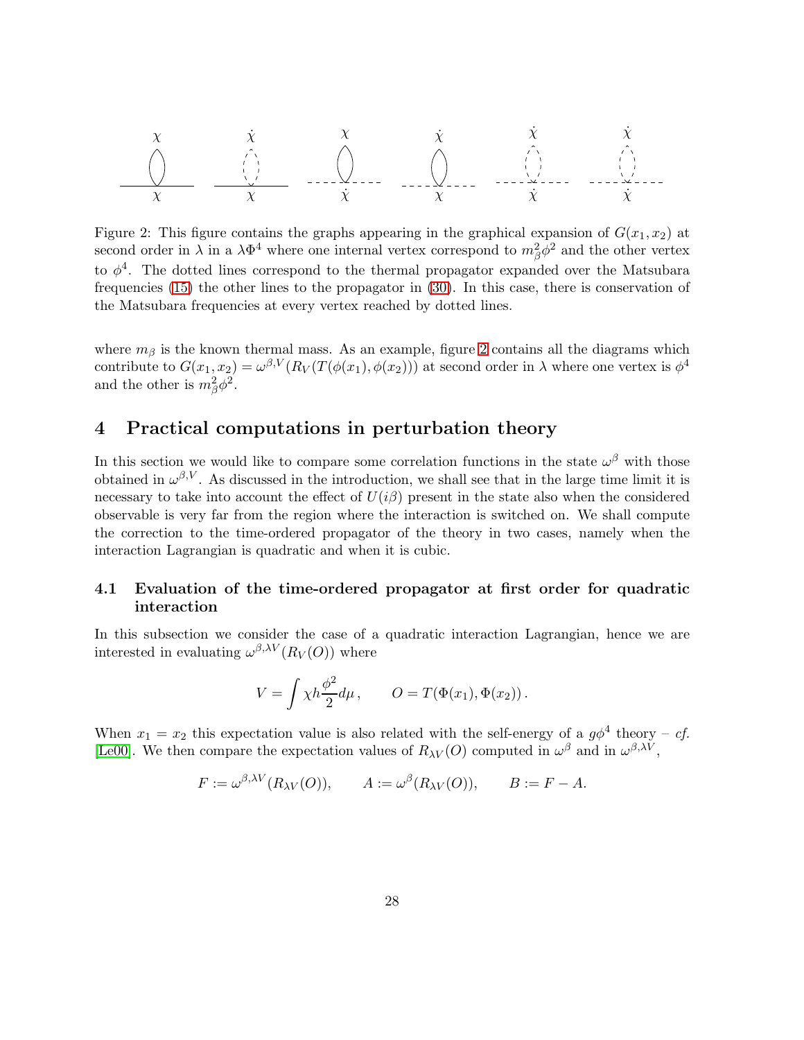Figure 2: This figure contains the graphs appearing in the graphical expansion of $G(x_1, x_2)$ at second order in $\lambda$ in a $\lambda\Phi^4$ where one internal vertex correspond to $m_\beta^2\phi^2$ and the other vertex to $\phi^4$. The dotted lines correspond to the thermal propagator expanded over the Matsubara frequencies (15) the other lines to the propagator in (30). In this case, there is conservation of the Matsubara frequencies at every vertex reached by dotted lines.

where $m_\beta$ is the known thermal mass. As an example, figure 2 contains all the diagrams which contribute to $G(x_1, x_2) = \omega^{\beta,V}(R_V(T(\phi(x_1), \phi(x_2)))$ at second order in $\lambda$ where one vertex is $\phi^4$ and the other is $m_\beta^2\phi^2$.

## 4 Practical computations in perturbation theory

In this section we would like to compare some correlation functions in the state $\omega^\beta$ with those obtained in $\omega^{\beta,V}$. As discussed in the introduction, we shall see that in the large time limit it is necessary to take into account the effect of $U(i\beta)$ present in the state also when the considered observable is very far from the region where the interaction is switched on. We shall compute the correction to the time-ordered propagator of the theory in two cases, namely when the interaction Lagrangian is quadratic and when it is cubic.

### 4.1 Evaluation of the time-ordered propagator at first order for quadratic interaction

In this subsection we consider the case of a quadratic interaction Lagrangian, hence we are interested in evaluating $\omega^{\beta,\lambda V}(R_V(O))$ where

$$V = \int \chi h \frac{\phi^2}{2} d\mu \,, \qquad O = T(\Phi(x_1), \Phi(x_2)) \,.$$

When $x_1 = x_2$ this expectation value is also related with the self-energy of a $g\phi^4$ theory – *cf.* [Le00]. We then compare the expectation values of $R_{\lambda V}(O)$ computed in $\omega^\beta$ and in $\omega^{\beta,\lambda V}$,

$$F := \omega^{\beta,\lambda V}(R_{\lambda V}(O)), \qquad A := \omega^\beta(R_{\lambda V}(O)), \qquad B := F - A.$$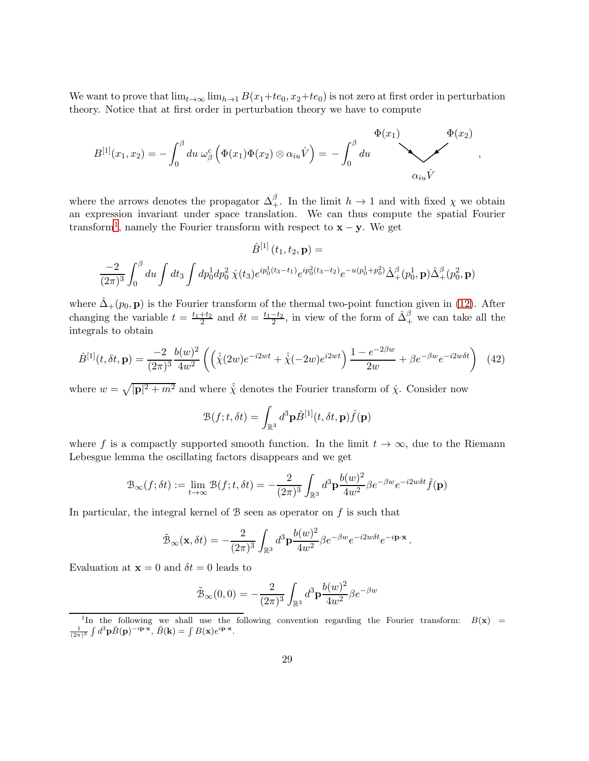We want to prove that $\lim_{t\to\infty}\lim_{h\to 1} B(x_1+te_0, x_2+te_0)$ is not zero at first order in perturbation theory. Notice that at first order in perturbation theory we have to compute

$$
B^{[1]}(x_1,x_2) = -\int_0^\beta du\; \omega^c_\beta\left(\Phi(x_1)\Phi(x_2)\otimes \alpha_{iu}\dot V\right) = -\int_0^\beta du \quad \begin{matrix} \Phi(x_1) & & \Phi(x_2) \\ & \searrow\!\swarrow & \\ & \alpha_{iu}\dot V & \end{matrix}\quad ,
$$

where the arrows denotes the propagator $\Delta^\beta_+$. In the limit $h\to 1$ and with fixed $\chi$ we obtain an expression invariant under space translation. We can thus compute the spatial Fourier transform[1], namely the Fourier transform with respect to $\mathbf{x}-\mathbf{y}$. We get

$$
\hat B^{[1]}\left(t_1,t_2,\mathbf{p}\right) =
$$

$$
\frac{-2}{(2\pi)^3}\int_0^\beta du \int dt_3 \int dp^1_0 dp^2_0\; \dot\chi(t_3) e^{ip^1_0(t_3-t_1)} e^{ip^2_0(t_3-t_2)} e^{-u(p^1_0+p^2_0)} \hat\Delta^\beta_+(p^1_0,\mathbf{p})\hat\Delta^\beta_+(p^2_0,\mathbf{p})
$$

where $\hat\Delta_+(p_0,\mathbf{p})$ is the Fourier transform of the thermal two-point function given in (12). After changing the variable $t=\frac{t_1+t_2}{2}$ and $\delta t = \frac{t_1-t_2}{2}$, in view of the form of $\hat\Delta^\beta_+$ we can take all the integrals to obtain

$$
\hat B^{[1]}(t,\delta t,\mathbf{p}) = \frac{-2}{(2\pi)^3}\frac{b(w)^2}{4w^2}\left(\left(\hat{\dot\chi}(2w)e^{-i2wt} + \hat{\dot\chi}(-2w)e^{i2wt}\right)\frac{1-e^{-2\beta w}}{2w} + \beta e^{-\beta w} e^{-i2w\delta t}\right) \tag{42}
$$

where $w=\sqrt{|\mathbf{p}|^2+m^2}$ and where $\hat{\dot\chi}$ denotes the Fourier transform of $\dot\chi$. Consider now

$$
\mathcal{B}(f;t,\delta t) = \int_{\mathbb{R}^3} d^3\mathbf{p}\hat B^{[1]}(t,\delta t,\mathbf{p})\hat f(\mathbf{p})
$$

where $f$ is a compactly supported smooth function. In the limit $t\to\infty$, due to the Riemann Lebesgue lemma the oscillating factors disappears and we get

$$
\mathcal{B}_\infty(f;\delta t) := \lim_{t\to\infty}\mathcal{B}(f;t,\delta t) = -\frac{2}{(2\pi)^3}\int_{\mathbb{R}^3} d^3\mathbf{p}\frac{b(w)^2}{4w^2}\beta e^{-\beta w} e^{-i2w\delta t}\hat f(\mathbf{p})
$$

In particular, the integral kernel of $\mathcal{B}$ seen as operator on $f$ is such that

$$
\tilde{\mathcal{B}}_\infty(\mathbf{x},\delta t) = -\frac{2}{(2\pi)^3}\int_{\mathbb{R}^3} d^3\mathbf{p}\frac{b(w)^2}{4w^2}\beta e^{-\beta w} e^{-i2w\delta t} e^{-i\mathbf{p}\cdot\mathbf{x}}\,.
$$

Evaluation at $\mathbf{x}=0$ and $\delta t=0$ leads to

$$
\tilde{\mathcal{B}}_\infty(0,0) = -\frac{2}{(2\pi)^3}\int_{\mathbb{R}^3} d^3\mathbf{p}\frac{b(w)^2}{4w^2}\beta e^{-\beta w}
$$

[1] In the following we shall use the following convention regarding the Fourier transform: $B(\mathbf{x}) = \frac{1}{(2\pi)^3}\int d^3\mathbf{p}\hat B(\mathbf{p})^{-i\mathbf{p}\cdot\mathbf{x}}$, $\hat B(\mathbf{k}) = \int B(\mathbf{x})e^{i\mathbf{p}\cdot\mathbf{x}}$.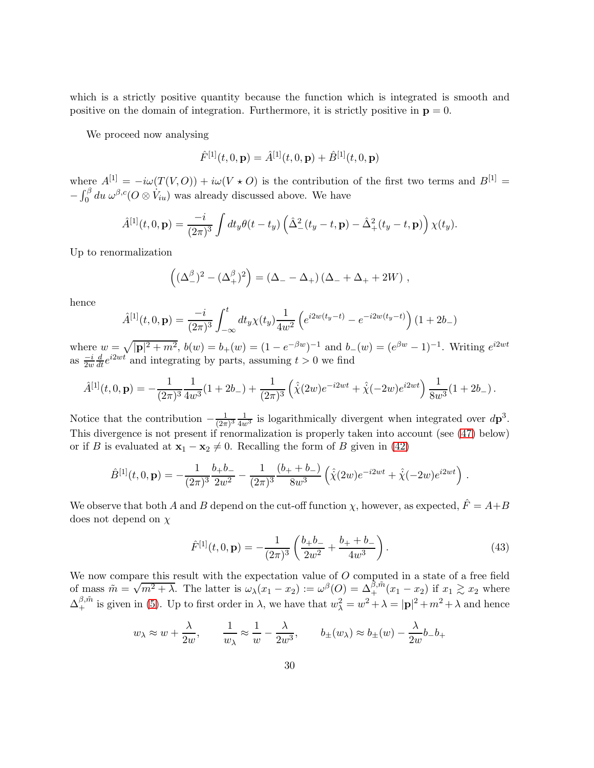which is a strictly positive quantity because the function which is integrated is smooth and positive on the domain of integration. Furthermore, it is strictly positive in $\mathbf{p} = 0$.

We proceed now analysing

$$\hat{F}^{[1]}(t, 0, \mathbf{p}) = \hat{A}^{[1]}(t, 0, \mathbf{p}) + \hat{B}^{[1]}(t, 0, \mathbf{p})$$

where $A^{[1]} = -i\omega(T(V, O)) + i\omega(V \star O)$ is the contribution of the first two terms and $B^{[1]} = -\int_0^\beta du\, \omega^{\beta,c}(O \otimes \dot{V}_{iu})$ was already discussed above. We have

$$\hat{A}^{[1]}(t, 0, \mathbf{p}) = \frac{-i}{(2\pi)^3} \int dt_y \theta(t - t_y) \left( \hat{\Delta}_-^2(t_y - t, \mathbf{p}) - \hat{\Delta}_+^2(t_y - t, \mathbf{p}) \right) \chi(t_y).$$

Up to renormalization

$$\left( (\Delta_-^\beta)^2 - (\Delta_+^\beta)^2 \right) = \left( \Delta_- - \Delta_+ \right) \left( \Delta_- + \Delta_+ + 2W \right),$$

hence

$$\hat{A}^{[1]}(t, 0, \mathbf{p}) = \frac{-i}{(2\pi)^3} \int_{-\infty}^t dt_y \chi(t_y) \frac{1}{4w^2} \left( e^{i2w(t_y - t)} - e^{-i2w(t_y - t)} \right) (1 + 2b_-)$$

where $w = \sqrt{|\mathbf{p}|^2 + m^2}$, $b(w) = b_+(w) = (1 - e^{-\beta w})^{-1}$ and $b_-(w) = (e^{\beta w} - 1)^{-1}$. Writing $e^{i2wt}$ as $\frac{-i}{2w} \frac{d}{dt} e^{i2wt}$ and integrating by parts, assuming $t > 0$ we find

$$\hat{A}^{[1]}(t, 0, \mathbf{p}) = -\frac{1}{(2\pi)^3} \frac{1}{4w^3} (1 + 2b_-) + \frac{1}{(2\pi)^3} \left( \hat{\dot{\chi}}(2w) e^{-i2wt} + \hat{\dot{\chi}}(-2w) e^{i2wt} \right) \frac{1}{8w^3} (1 + 2b_-).$$

Notice that the contribution $-\frac{1}{(2\pi)^3} \frac{1}{4w^3}$ is logarithmically divergent when integrated over $d\mathbf{p}^3$. This divergence is not present if renormalization is properly taken into account (see (47) below) or if $B$ is evaluated at $\mathbf{x}_1 - \mathbf{x}_2 \neq 0$. Recalling the form of $B$ given in (42)

$$\hat{B}^{[1]}(t, 0, \mathbf{p}) = -\frac{1}{(2\pi)^3} \frac{b_+ b_-}{2w^2} - \frac{1}{(2\pi)^3} \frac{(b_+ + b_-)}{8w^3} \left( \hat{\dot{\chi}}(2w) e^{-i2wt} + \hat{\dot{\chi}}(-2w) e^{i2wt} \right).$$

We observe that both $A$ and $B$ depend on the cut-off function $\chi$, however, as expected, $\hat{F} = A + B$ does not depend on $\chi$

$$\hat{F}^{[1]}(t, 0, \mathbf{p}) = -\frac{1}{(2\pi)^3} \left( \frac{b_+ b_-}{2w^2} + \frac{b_+ + b_-}{4w^3} \right). \tag{43}$$

We now compare this result with the expectation value of $O$ computed in a state of a free field of mass $\tilde{m} = \sqrt{m^2 + \lambda}$. The latter is $\omega_\lambda(x_1 - x_2) := \omega^\beta(O) = \Delta_+^{\beta, \tilde{m}}(x_1 - x_2)$ if $x_1 \gtrsim x_2$ where $\Delta_+^{\beta, \tilde{m}}$ is given in (5). Up to first order in $\lambda$, we have that $w_\lambda^2 = w^2 + \lambda = |\mathbf{p}|^2 + m^2 + \lambda$ and hence

$$w_\lambda \approx w + \frac{\lambda}{2w}, \qquad \frac{1}{w_\lambda} \approx \frac{1}{w} - \frac{\lambda}{2w^3}, \qquad b_\pm(w_\lambda) \approx b_\pm(w) - \frac{\lambda}{2w} b_- b_+$$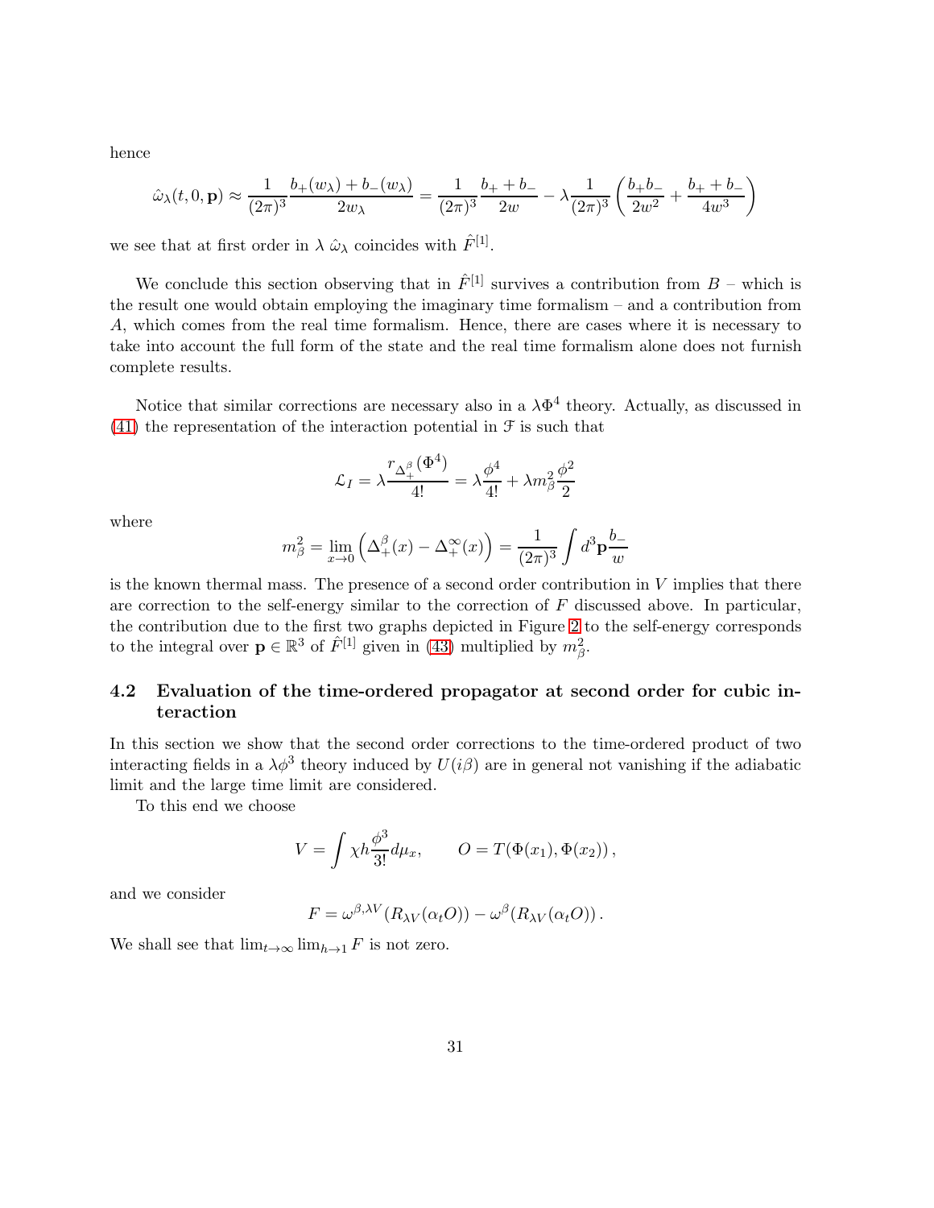hence

$$
\hat{\omega}_\lambda(t,0,\mathbf{p}) \approx \frac{1}{(2\pi)^3}\frac{b_+(w_\lambda)+b_-(w_\lambda)}{2w_\lambda} = \frac{1}{(2\pi)^3}\frac{b_+ + b_-}{2w} - \lambda\frac{1}{(2\pi)^3}\left(\frac{b_+ b_-}{2w^2} + \frac{b_+ + b_-}{4w^3}\right)
$$

we see that at first order in $\lambda$ $\hat{\omega}_\lambda$ coincides with $\hat{F}^{[1]}$.

We conclude this section observing that in $\hat{F}^{[1]}$ survives a contribution from $B$ – which is the result one would obtain employing the imaginary time formalism – and a contribution from $A$, which comes from the real time formalism. Hence, there are cases where it is necessary to take into account the full form of the state and the real time formalism alone does not furnish complete results.

Notice that similar corrections are necessary also in a $\lambda\Phi^4$ theory. Actually, as discussed in (41) the representation of the interaction potential in $\mathcal{F}$ is such that

$$
\mathcal{L}_I = \lambda\frac{r_{\Delta_+^\beta}(\Phi^4)}{4!} = \lambda\frac{\phi^4}{4!} + \lambda m_\beta^2\frac{\phi^2}{2}
$$

where

$$
m_\beta^2 = \lim_{x\to 0}\left(\Delta_+^\beta(x) - \Delta_+^\infty(x)\right) = \frac{1}{(2\pi)^3}\int d^3\mathbf{p}\frac{b_-}{w}
$$

is the known thermal mass. The presence of a second order contribution in $V$ implies that there are correction to the self-energy similar to the correction of $F$ discussed above. In particular, the contribution due to the first two graphs depicted in Figure 2 to the self-energy corresponds to the integral over $\mathbf{p}\in\mathbb{R}^3$ of $\hat{F}^{[1]}$ given in (43) multiplied by $m_\beta^2$.

### 4.2 Evaluation of the time-ordered propagator at second order for cubic interaction

In this section we show that the second order corrections to the time-ordered product of two interacting fields in a $\lambda\phi^3$ theory induced by $U(i\beta)$ are in general not vanishing if the adiabatic limit and the large time limit are considered.

To this end we choose

$$
V = \int \chi h \frac{\phi^3}{3!} d\mu_x, \qquad O = T(\Phi(x_1), \Phi(x_2)),
$$

and we consider

$$
F = \omega^{\beta,\lambda V}(R_{\lambda V}(\alpha_t O)) - \omega^\beta(R_{\lambda V}(\alpha_t O)).
$$

We shall see that $\lim_{t\to\infty}\lim_{h\to 1} F$ is not zero.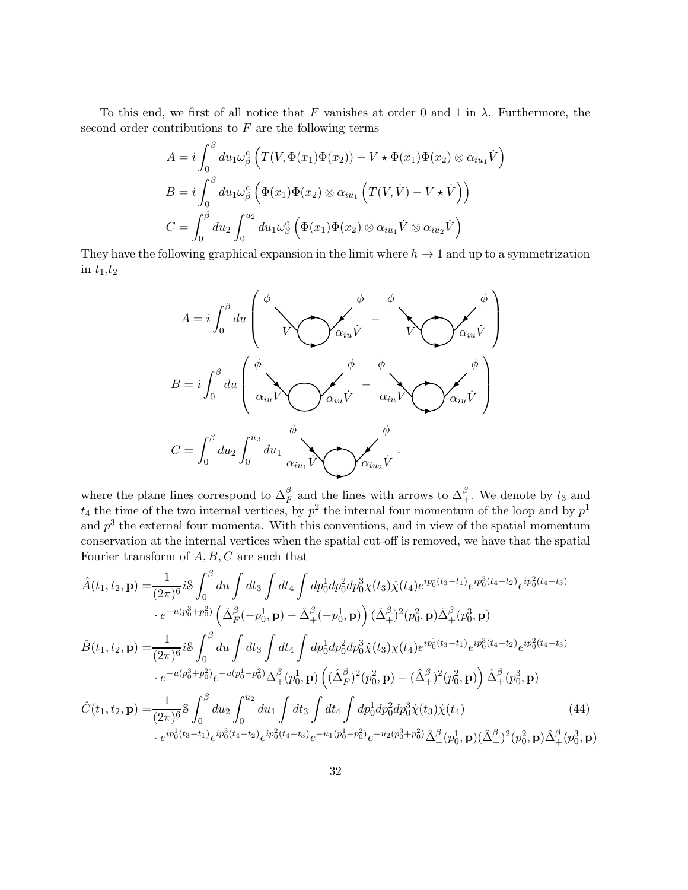To this end, we first of all notice that $F$ vanishes at order 0 and 1 in $\lambda$. Furthermore, the second order contributions to $F$ are the following terms

$$A = i\int_0^\beta du_1 \omega_\beta^c \left( T(V, \Phi(x_1)\Phi(x_2)) - V \star \Phi(x_1)\Phi(x_2) \otimes \alpha_{iu_1}\dot{V} \right)$$

$$B = i\int_0^\beta du_1 \omega_\beta^c \left( \Phi(x_1)\Phi(x_2) \otimes \alpha_{iu_1} \left( T(V, \dot{V}) - V \star \dot{V} \right) \right)$$

$$C = \int_0^\beta du_2 \int_0^{u_2} du_1 \omega_\beta^c \left( \Phi(x_1)\Phi(x_2) \otimes \alpha_{iu_1}\dot{V} \otimes \alpha_{iu_2}\dot{V} \right)$$

They have the following graphical expansion in the limit where $h \to 1$ and up to a symmetrization in $t_1$,$t_2$

$$A = i\int_0^\beta du \left( \text{[diagram: } \phi - V \bigcirc \alpha_{iu}\dot{V} - \phi \text{]} - \text{[diagram: } \phi - V \bigcirc \alpha_{iu}\dot{V} - \phi \text{]} \right)$$

$$B = i\int_0^\beta du \left( \text{[diagram: } \phi - \alpha_{iu}V \bigcirc \alpha_{iu}\dot{V} - \phi \text{]} - \text{[diagram: } \phi - \alpha_{iu}V \bigcirc \alpha_{iu}\dot{V} - \phi \text{]} \right)$$

$$C = \int_0^\beta du_2 \int_0^{u_2} du_1 \; \text{[diagram: } \phi - \alpha_{iu_1}\dot{V} \bigcirc \alpha_{iu_2}\dot{V} - \phi \text{]} .$$

where the plane lines correspond to $\Delta_F^\beta$ and the lines with arrows to $\Delta_+^\beta$. We denote by $t_3$ and $t_4$ the time of the two internal vertices, by $p^2$ the internal four momentum of the loop and by $p^1$ and $p^3$ the external four momenta. With this conventions, and in view of the spatial momentum conservation at the internal vertices when the spatial cut-off is removed, we have that the spatial Fourier transform of $A, B, C$ are such that

$$\begin{aligned}
\hat{A}(t_1, t_2, \mathbf{p}) =& \frac{1}{(2\pi)^6} i\mathcal{S} \int_0^\beta du \int dt_3 \int dt_4 \int dp_0^1 dp_0^2 dp_0^3 \chi(t_3)\dot{\chi}(t_4) e^{ip_0^1(t_3-t_1)} e^{ip_0^3(t_4-t_2)} e^{ip_0^2(t_4-t_3)} \\
&\cdot e^{-u(p_0^3+p_0^2)} \left( \hat{\Delta}_F^\beta(-p_0^1, \mathbf{p}) - \hat{\Delta}_+^\beta(-p_0^1, \mathbf{p}) \right) (\hat{\Delta}_+^\beta)^2(p_0^2, \mathbf{p}) \hat{\Delta}_+^\beta(p_0^3, \mathbf{p}) \\
\hat{B}(t_1, t_2, \mathbf{p}) =& \frac{1}{(2\pi)^6} i\mathcal{S} \int_0^\beta du \int dt_3 \int dt_4 \int dp_0^1 dp_0^2 dp_0^3 \dot{\chi}(t_3)\chi(t_4) e^{ip_0^1(t_3-t_1)} e^{ip_0^3(t_4-t_2)} e^{ip_0^2(t_4-t_3)} \\
&\cdot e^{-u(p_0^3+p_0^2)} e^{-u(p_0^1-p_0^2)} \Delta_+^\beta(p_0^1, \mathbf{p}) \left( (\hat{\Delta}_F^\beta)^2(p_0^2, \mathbf{p}) - (\hat{\Delta}_+^\beta)^2(p_0^2, \mathbf{p}) \right) \hat{\Delta}_+^\beta(p_0^3, \mathbf{p}) \\
\hat{C}(t_1, t_2, \mathbf{p}) =& \frac{1}{(2\pi)^6} \mathcal{S} \int_0^\beta du_2 \int_0^{u_2} du_1 \int dt_3 \int dt_4 \int dp_0^1 dp_0^2 dp_0^3 \dot{\chi}(t_3)\dot{\chi}(t_4) \\
&\cdot e^{ip_0^1(t_3-t_1)} e^{ip_0^3(t_4-t_2)} e^{ip_0^2(t_4-t_3)} e^{-u_1(p_0^1-p_0^2)} e^{-u_2(p_0^3+p_0^2)} \hat{\Delta}_+^\beta(p_0^1, \mathbf{p}) (\hat{\Delta}_+^\beta)^2(p_0^2, \mathbf{p}) \hat{\Delta}_+^\beta(p_0^3, \mathbf{p})
\end{aligned} \tag{44}$$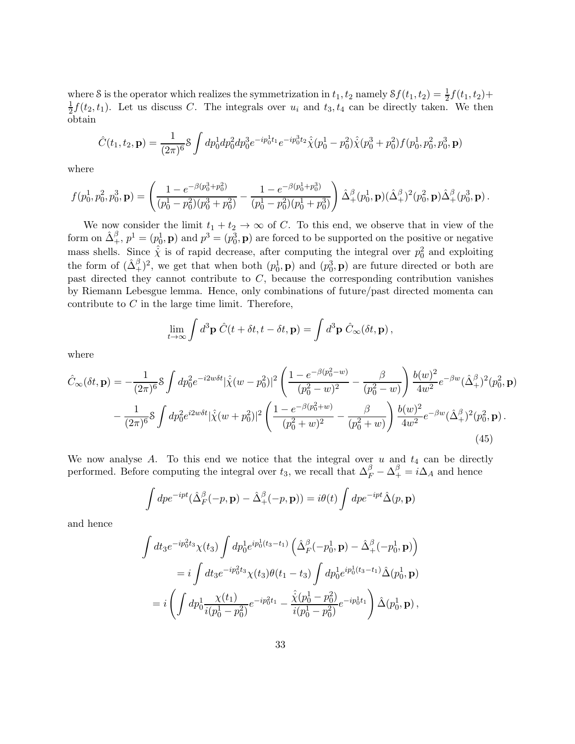where $\mathcal{S}$ is the operator which realizes the symmetrization in $t_1, t_2$ namely $\mathcal{S}f(t_1,t_2) = \frac{1}{2}f(t_1,t_2) + \frac{1}{2}f(t_2,t_1)$. Let us discuss $C$. The integrals over $u_i$ and $t_3, t_4$ can be directly taken. We then obtain

$$\hat{C}(t_1,t_2,\mathbf{p}) = \frac{1}{(2\pi)^6}\mathcal{S}\int dp_0^1 dp_0^2 dp_0^3 e^{-ip_0^1 t_1} e^{-ip_0^3 t_2} \hat{\chi}(p_0^1 - p_0^2)\hat{\chi}(p_0^3 + p_0^2) f(p_0^1, p_0^2, p_0^3, \mathbf{p})$$

where

$$f(p_0^1,p_0^2,p_0^3,\mathbf{p}) = \left( \frac{1-e^{-\beta(p_0^3+p_0^2)}}{(p_0^1-p_0^2)(p_0^3+p_0^2)} - \frac{1-e^{-\beta(p_0^1+p_0^3)}}{(p_0^1-p_0^2)(p_0^1+p_0^3)} \right) \hat{\Delta}_+^\beta(p_0^1,\mathbf{p})(\hat{\Delta}_+^\beta)^2(p_0^2,\mathbf{p})\hat{\Delta}_+^\beta(p_0^3,\mathbf{p})\,.$$

We now consider the limit $t_1 + t_2 \to \infty$ of $C$. To this end, we observe that in view of the form on $\hat{\Delta}_+^\beta$, $p^1 = (p_0^1, \mathbf{p})$ and $p^3 = (p_0^3, \mathbf{p})$ are forced to be supported on the positive or negative mass shells. Since $\hat{\chi}$ is of rapid decrease, after computing the integral over $p_0^2$ and exploiting the form of $(\hat{\Delta}_+^\beta)^2$, we get that when both $(p_0^1, \mathbf{p})$ and $(p_0^3, \mathbf{p})$ are future directed or both are past directed they cannot contribute to $C$, because the corresponding contribution vanishes by Riemann Lebesgue lemma. Hence, only combinations of future/past directed momenta can contribute to $C$ in the large time limit. Therefore,

$$\lim_{t\to\infty}\int d^3\mathbf{p}\ \hat{C}(t+\delta t, t-\delta t, \mathbf{p}) = \int d^3\mathbf{p}\ \hat{C}_\infty(\delta t, \mathbf{p})\,,$$

where

$$\begin{aligned}
\hat{C}_\infty(\delta t,\mathbf{p}) = &-\frac{1}{(2\pi)^6}\mathcal{S}\int dp_0^2 e^{-i2w\delta t}|\hat{\chi}(w-p_0^2)|^2 \left( \frac{1-e^{-\beta(p_0^2-w)}}{(p_0^2-w)^2} - \frac{\beta}{(p_0^2-w)} \right) \frac{b(w)^2}{4w^2} e^{-\beta w}(\hat{\Delta}_+^\beta)^2(p_0^2,\mathbf{p}) \\
&- \frac{1}{(2\pi)^6}\mathcal{S}\int dp_0^2 e^{i2w\delta t}|\hat{\chi}(w+p_0^2)|^2 \left( \frac{1-e^{-\beta(p_0^2+w)}}{(p_0^2+w)^2} - \frac{\beta}{(p_0^2+w)} \right) \frac{b(w)^2}{4w^2} e^{-\beta w}(\hat{\Delta}_+^\beta)^2(p_0^2,\mathbf{p})\,.
\end{aligned} \tag{45}$$

We now analyse $A$. To this end we notice that the integral over $u$ and $t_4$ can be directly performed. Before computing the integral over $t_3$, we recall that $\Delta_F^\beta - \Delta_+^\beta = i\Delta_A$ and hence

$$\int dp e^{-ipt}(\hat{\Delta}_F^\beta(-p,\mathbf{p}) - \hat{\Delta}_+^\beta(-p,\mathbf{p})) = i\theta(t)\int dp e^{-ipt}\hat{\Delta}(p,\mathbf{p})$$

and hence

$$\begin{aligned}
\int dt_3 e^{-ip_0^2 t_3}\chi(t_3)\int dp_0^1 e^{ip_0^1(t_3-t_1)}\left(\hat{\Delta}_F^\beta(-p_0^1,\mathbf{p}) - \hat{\Delta}_+^\beta(-p_0^1,\mathbf{p})\right) \\
= i\int dt_3 e^{-ip_0^2 t_3}\chi(t_3)\theta(t_1-t_3)\int dp_0^1 e^{ip_0^1(t_3-t_1)}\hat{\Delta}(p_0^1,\mathbf{p}) \\
= i\left(\int dp_0^1 \frac{\chi(t_1)}{i(p_0^1-p_0^2)}e^{-ip_0^2 t_1} - \frac{\hat{\chi}(p_0^1-p_0^2)}{i(p_0^1-p_0^2)}e^{-ip_0^1 t_1}\right)\hat{\Delta}(p_0^1,\mathbf{p})\,,
\end{aligned}$$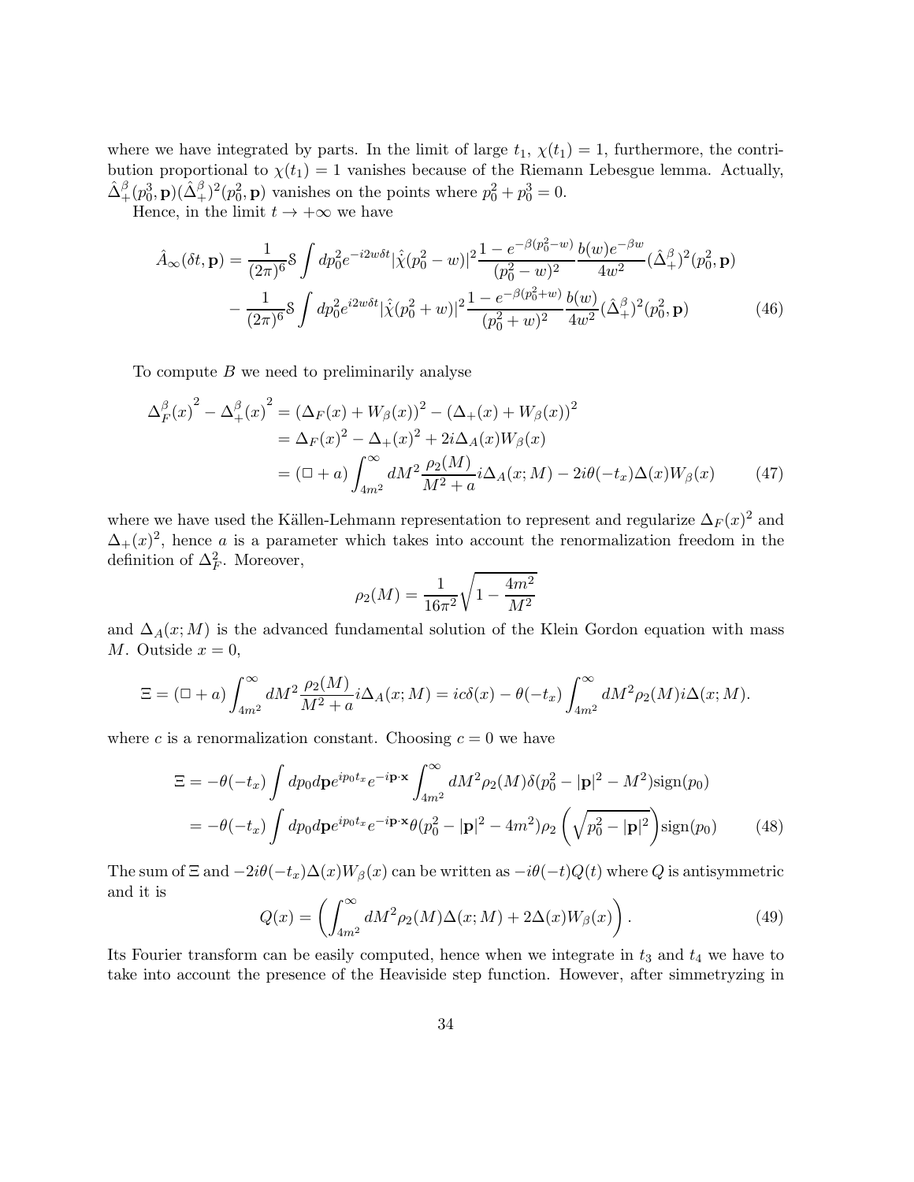where we have integrated by parts. In the limit of large $t_1$, $\chi(t_1) = 1$, furthermore, the contribution proportional to $\chi(t_1) = 1$ vanishes because of the Riemann Lebesgue lemma. Actually, $\hat{\Delta}_+^\beta(p_0^3, \mathbf{p})(\hat{\Delta}_+^\beta)^2(p_0^2, \mathbf{p})$ vanishes on the points where $p_0^2 + p_0^3 = 0$.

Hence, in the limit $t \to +\infty$ we have

$$
\begin{aligned}
\hat{A}_\infty(\delta t, \mathbf{p}) = & \frac{1}{(2\pi)^6} \mathcal{S} \int dp_0^2 e^{-i2w\delta t} |\hat{\chi}(p_0^2 - w)|^2 \frac{1 - e^{-\beta(p_0^2 - w)}}{(p_0^2 - w)^2} \frac{b(w) e^{-\beta w}}{4w^2} (\hat{\Delta}_+^\beta)^2(p_0^2, \mathbf{p}) \\
& - \frac{1}{(2\pi)^6} \mathcal{S} \int dp_0^2 e^{i2w\delta t} |\hat{\chi}(p_0^2 + w)|^2 \frac{1 - e^{-\beta(p_0^2 + w)}}{(p_0^2 + w)^2} \frac{b(w)}{4w^2} (\hat{\Delta}_+^\beta)^2(p_0^2, \mathbf{p}) \qquad (46)
\end{aligned}
$$

To compute $B$ we need to preliminarily analyse

$$
\begin{aligned}
{\Delta_F^\beta(x)}^2 - {\Delta_+^\beta(x)}^2 &= (\Delta_F(x) + W_\beta(x))^2 - (\Delta_+(x) + W_\beta(x))^2 \\
&= \Delta_F(x)^2 - \Delta_+(x)^2 + 2i\Delta_A(x) W_\beta(x) \\
&= (\Box + a) \int_{4m^2}^\infty dM^2 \frac{\rho_2(M)}{M^2 + a} i\Delta_A(x; M) - 2i\theta(-t_x)\Delta(x) W_\beta(x) \qquad (47)
\end{aligned}
$$

where we have used the Källen-Lehmann representation to represent and regularize $\Delta_F(x)^2$ and $\Delta_+(x)^2$, hence $a$ is a parameter which takes into account the renormalization freedom in the definition of $\Delta_F^2$. Moreover,

$$
\rho_2(M) = \frac{1}{16\pi^2} \sqrt{1 - \frac{4m^2}{M^2}}
$$

and $\Delta_A(x; M)$ is the advanced fundamental solution of the Klein Gordon equation with mass $M$. Outside $x = 0$,

$$
\Xi = (\Box + a) \int_{4m^2}^\infty dM^2 \frac{\rho_2(M)}{M^2 + a} i\Delta_A(x; M) = ic\delta(x) - \theta(-t_x) \int_{4m^2}^\infty dM^2 \rho_2(M) i\Delta(x; M).
$$

where $c$ is a renormalization constant. Choosing $c = 0$ we have

$$
\begin{aligned}
\Xi &= -\theta(-t_x) \int dp_0 d\mathbf{p} e^{ip_0 t_x} e^{-i\mathbf{p}\cdot\mathbf{x}} \int_{4m^2}^\infty dM^2 \rho_2(M) \delta(p_0^2 - |\mathbf{p}|^2 - M^2) \mathrm{sign}(p_0) \\
&= -\theta(-t_x) \int dp_0 d\mathbf{p} e^{ip_0 t_x} e^{-i\mathbf{p}\cdot\mathbf{x}} \theta(p_0^2 - |\mathbf{p}|^2 - 4m^2) \rho_2\left(\sqrt{p_0^2 - |\mathbf{p}|^2}\right) \mathrm{sign}(p_0) \qquad (48)
\end{aligned}
$$

The sum of $\Xi$ and $-2i\theta(-t_x)\Delta(x)W_\beta(x)$ can be written as $-i\theta(-t)Q(t)$ where $Q$ is antisymmetric and it is

$$
Q(x) = \left( \int_{4m^2}^\infty dM^2 \rho_2(M) \Delta(x; M) + 2\Delta(x) W_\beta(x) \right). \qquad (49)
$$

Its Fourier transform can be easily computed, hence when we integrate in $t_3$ and $t_4$ we have to take into account the presence of the Heaviside step function. However, after simmetryzing in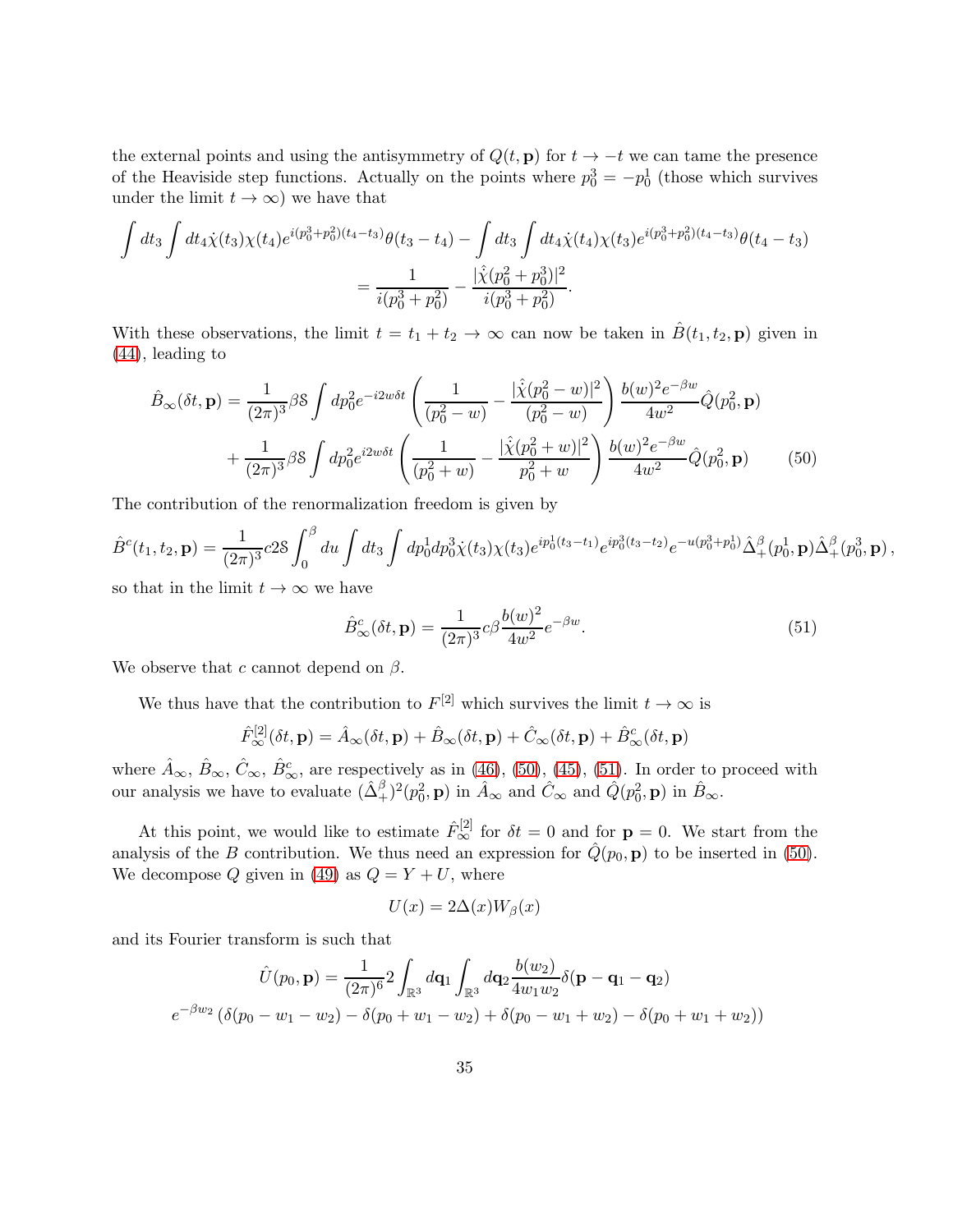the external points and using the antisymmetry of $Q(t, \mathbf{p})$ for $t \to -t$ we can tame the presence of the Heaviside step functions. Actually on the points where $p_0^3 = -p_0^1$ (those which survives under the limit $t \to \infty$) we have that

$$\int dt_3 \int dt_4 \dot{\chi}(t_3)\chi(t_4) e^{i(p_0^3+p_0^2)(t_4-t_3)}\theta(t_3-t_4) - \int dt_3 \int dt_4 \dot{\chi}(t_4)\chi(t_3) e^{i(p_0^3+p_0^2)(t_4-t_3)}\theta(t_4-t_3)$$
$$= \frac{1}{i(p_0^3+p_0^2)} - \frac{|\hat{\chi}(p_0^2+p_0^3)|^2}{i(p_0^3+p_0^2)}.$$

With these observations, the limit $t = t_1 + t_2 \to \infty$ can now be taken in $\hat{B}(t_1, t_2, \mathbf{p})$ given in (44), leading to

$$\hat{B}_\infty(\delta t, \mathbf{p}) = \frac{1}{(2\pi)^3}\beta \mathcal{S} \int dp_0^2 e^{-i2w\delta t} \left( \frac{1}{(p_0^2 - w)} - \frac{|\hat{\chi}(p_0^2 - w)|^2}{(p_0^2 - w)} \right) \frac{b(w)^2 e^{-\beta w}}{4w^2} \hat{Q}(p_0^2, \mathbf{p})$$
$$+ \frac{1}{(2\pi)^3}\beta \mathcal{S} \int dp_0^2 e^{i2w\delta t} \left( \frac{1}{(p_0^2 + w)} - \frac{|\hat{\chi}(p_0^2 + w)|^2}{p_0^2 + w} \right) \frac{b(w)^2 e^{-\beta w}}{4w^2} \hat{Q}(p_0^2, \mathbf{p}) \qquad (50)$$

The contribution of the renormalization freedom is given by

$$\hat{B}^c(t_1, t_2, \mathbf{p}) = \frac{1}{(2\pi)^3} c 2\mathcal{S} \int_0^\beta du \int dt_3 \int dp_0^1 dp_0^3 \dot{\chi}(t_3)\chi(t_3) e^{ip_0^1(t_3-t_1)} e^{ip_0^3(t_3-t_2)} e^{-u(p_0^3+p_0^1)} \hat{\Delta}_+^\beta(p_0^1, \mathbf{p}) \hat{\Delta}_+^\beta(p_0^3, \mathbf{p}),$$

so that in the limit $t \to \infty$ we have

$$\hat{B}^c_\infty(\delta t, \mathbf{p}) = \frac{1}{(2\pi)^3} c\beta \frac{b(w)^2}{4w^2} e^{-\beta w}. \qquad (51)$$

We observe that $c$ cannot depend on $\beta$.

We thus have that the contribution to $F^{[2]}$ which survives the limit $t \to \infty$ is

$$\hat{F}^{[2]}_\infty(\delta t, \mathbf{p}) = \hat{A}_\infty(\delta t, \mathbf{p}) + \hat{B}_\infty(\delta t, \mathbf{p}) + \hat{C}_\infty(\delta t, \mathbf{p}) + \hat{B}^c_\infty(\delta t, \mathbf{p})$$

where $\hat{A}_\infty$, $\hat{B}_\infty$, $\hat{C}_\infty$, $\hat{B}^c_\infty$, are respectively as in (46), (50), (45), (51). In order to proceed with our analysis we have to evaluate $(\hat{\Delta}_+^\beta)^2(p_0^2, \mathbf{p})$ in $\hat{A}_\infty$ and $\hat{C}_\infty$ and $\hat{Q}(p_0^2, \mathbf{p})$ in $\hat{B}_\infty$.

At this point, we would like to estimate $\hat{F}^{[2]}_\infty$ for $\delta t = 0$ and for $\mathbf{p} = 0$. We start from the analysis of the $B$ contribution. We thus need an expression for $\hat{Q}(p_0, \mathbf{p})$ to be inserted in (50). We decompose $Q$ given in (49) as $Q = Y + U$, where

$$U(x) = 2\Delta(x) W_\beta(x)$$

and its Fourier transform is such that

$$\hat{U}(p_0, \mathbf{p}) = \frac{1}{(2\pi)^6} 2 \int_{\mathbb{R}^3} d\mathbf{q}_1 \int_{\mathbb{R}^3} d\mathbf{q}_2 \frac{b(w_2)}{4w_1 w_2} \delta(\mathbf{p} - \mathbf{q}_1 - \mathbf{q}_2)$$
$$e^{-\beta w_2} \left( \delta(p_0 - w_1 - w_2) - \delta(p_0 + w_1 - w_2) + \delta(p_0 - w_1 + w_2) - \delta(p_0 + w_1 + w_2) \right)$$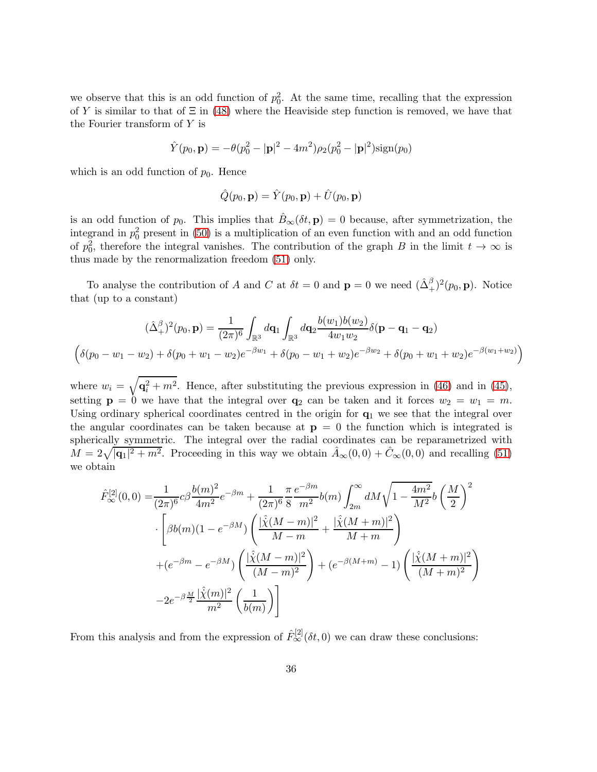we observe that this is an odd function of $p_0^2$. At the same time, recalling that the expression of $Y$ is similar to that of $\Xi$ in (48) where the Heaviside step function is removed, we have that the Fourier transform of $Y$ is

$$\hat{Y}(p_0, \mathbf{p}) = -\theta(p_0^2 - |\mathbf{p}|^2 - 4m^2)\rho_2(p_0^2 - |\mathbf{p}|^2)\mathrm{sign}(p_0)$$

which is an odd function of $p_0$. Hence

$$\hat{Q}(p_0, \mathbf{p}) = \hat{Y}(p_0, \mathbf{p}) + \hat{U}(p_0, \mathbf{p})$$

is an odd function of $p_0$. This implies that $\hat{B}_\infty(\delta t, \mathbf{p}) = 0$ because, after symmetrization, the integrand in $p_0^2$ present in (50) is a multiplication of an even function with and an odd function of $p_0^2$, therefore the integral vanishes. The contribution of the graph $B$ in the limit $t \to \infty$ is thus made by the renormalization freedom (51) only.

To analyse the contribution of $A$ and $C$ at $\delta t = 0$ and $\mathbf{p} = 0$ we need $(\hat{\Delta}_+^\beta)^2(p_0, \mathbf{p})$. Notice that (up to a constant)

$$(\hat{\Delta}_+^\beta)^2(p_0, \mathbf{p}) = \frac{1}{(2\pi)^6} \int_{\mathbb{R}^3} d\mathbf{q}_1 \int_{\mathbb{R}^3} d\mathbf{q}_2 \frac{b(w_1)b(w_2)}{4w_1 w_2} \delta(\mathbf{p} - \mathbf{q}_1 - \mathbf{q}_2)$$
$$\Big(\delta(p_0 - w_1 - w_2) + \delta(p_0 + w_1 - w_2)e^{-\beta w_1} + \delta(p_0 - w_1 + w_2)e^{-\beta w_2} + \delta(p_0 + w_1 + w_2)e^{-\beta(w_1+w_2)}\Big)$$

where $w_i = \sqrt{\mathbf{q}_i^2 + m^2}$. Hence, after substituting the previous expression in (46) and in (45), setting $\mathbf{p} = 0$ we have that the integral over $\mathbf{q}_2$ can be taken and it forces $w_2 = w_1 = m$. Using ordinary spherical coordinates centred in the origin for $\mathbf{q}_1$ we see that the integral over the angular coordinates can be taken because at $\mathbf{p} = 0$ the function which is integrated is spherically symmetric. The integral over the radial coordinates can be reparametrized with $M = 2\sqrt{|\mathbf{q}_1|^2 + m^2}$. Proceeding in this way we obtain $\hat{A}_\infty(0,0) + \hat{C}_\infty(0,0)$ and recalling (51) we obtain

$$\begin{aligned}
\hat{F}_\infty^{[2]}(0,0) =& \frac{1}{(2\pi)^6} c\beta \frac{b(m)^2}{4m^2} e^{-\beta m} + \frac{1}{(2\pi)^6} \frac{\pi}{8} \frac{e^{-\beta m}}{m^2} b(m) \int_{2m}^\infty dM \sqrt{1 - \frac{4m^2}{M^2}}\, b\left(\frac{M}{2}\right)^2 \\
&\cdot \Bigg[ \beta b(m)(1 - e^{-\beta M}) \left( \frac{|\hat{\chi}(M-m)|^2}{M-m} + \frac{|\hat{\chi}(M+m)|^2}{M+m} \right) \\
&+ (e^{-\beta m} - e^{-\beta M}) \left( \frac{|\hat{\chi}(M-m)|^2}{(M-m)^2} \right) + (e^{-\beta(M+m)} - 1) \left( \frac{|\hat{\chi}(M+m)|^2}{(M+m)^2} \right) \\
&- 2e^{-\beta \frac{M}{2}} \frac{|\hat{\chi}(m)|^2}{m^2} \left( \frac{1}{b(m)} \right) \Bigg]
\end{aligned}$$

From this analysis and from the expression of $\hat{F}_\infty^{[2]}(\delta t, 0)$ we can draw these conclusions: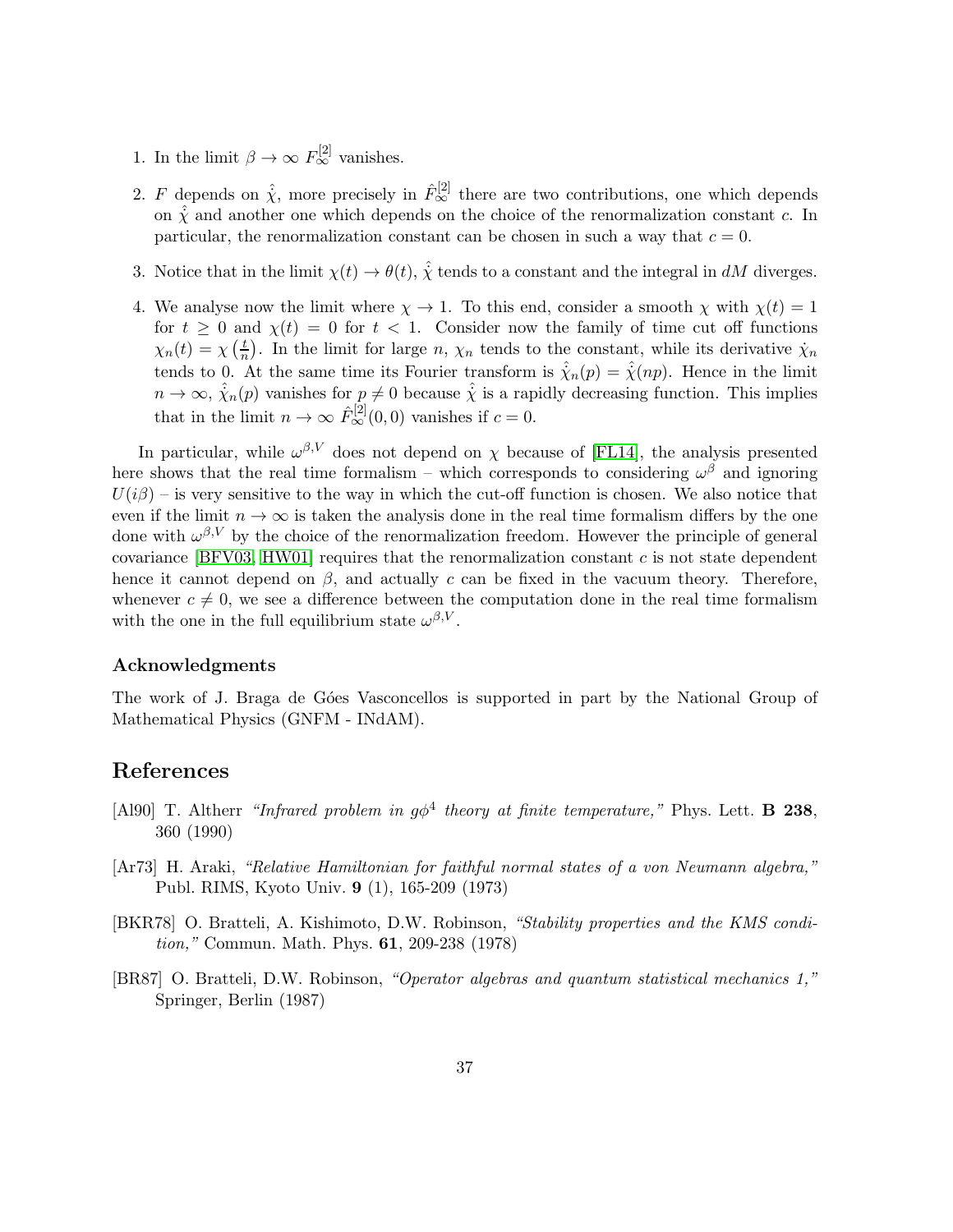1. In the limit $\beta \to \infty$ $F^{[2]}_{\infty}$ vanishes.

2. $F$ depends on $\hat{\chi}$, more precisely in $\hat{F}^{[2]}_{\infty}$ there are two contributions, one which depends on $\hat{\chi}$ and another one which depends on the choice of the renormalization constant $c$. In particular, the renormalization constant can be chosen in such a way that $c = 0$.

3. Notice that in the limit $\chi(t) \to \theta(t)$, $\hat{\chi}$ tends to a constant and the integral in $dM$ diverges.

4. We analyse now the limit where $\chi \to 1$. To this end, consider a smooth $\chi$ with $\chi(t) = 1$ for $t \geq 0$ and $\chi(t) = 0$ for $t < 1$. Consider now the family of time cut off functions $\chi_n(t) = \chi\left(\frac{t}{n}\right)$. In the limit for large $n$, $\chi_n$ tends to the constant, while its derivative $\dot{\chi}_n$ tends to 0. At the same time its Fourier transform is $\hat{\chi}_n(p) = \hat{\chi}(np)$. Hence in the limit $n \to \infty$, $\hat{\chi}_n(p)$ vanishes for $p \neq 0$ because $\hat{\chi}$ is a rapidly decreasing function. This implies that in the limit $n \to \infty$ $\hat{F}^{[2]}_{\infty}(0,0)$ vanishes if $c = 0$.

In particular, while $\omega^{\beta,V}$ does not depend on $\chi$ because of [FL14], the analysis presented here shows that the real time formalism – which corresponds to considering $\omega^{\beta}$ and ignoring $U(i\beta)$ – is very sensitive to the way in which the cut-off function is chosen. We also notice that even if the limit $n \to \infty$ is taken the analysis done in the real time formalism differs by the one done with $\omega^{\beta,V}$ by the choice of the renormalization freedom. However the principle of general covariance [BFV03, HW01] requires that the renormalization constant $c$ is not state dependent hence it cannot depend on $\beta$, and actually $c$ can be fixed in the vacuum theory. Therefore, whenever $c \neq 0$, we see a difference between the computation done in the real time formalism with the one in the full equilibrium state $\omega^{\beta,V}$.

### Acknowledgments

The work of J. Braga de Góes Vasconcellos is supported in part by the National Group of Mathematical Physics (GNFM - INdAM).

## References

[Al90] T. Altherr *"Infrared problem in $g\phi^4$ theory at finite temperature,"* Phys. Lett. **B 238**, 360 (1990)

[Ar73] H. Araki, *"Relative Hamiltonian for faithful normal states of a von Neumann algebra,"* Publ. RIMS, Kyoto Univ. **9** (1), 165-209 (1973)

[BKR78] O. Bratteli, A. Kishimoto, D.W. Robinson, *"Stability properties and the KMS condition,"* Commun. Math. Phys. **61**, 209-238 (1978)

[BR87] O. Bratteli, D.W. Robinson, *"Operator algebras and quantum statistical mechanics 1,"* Springer, Berlin (1987)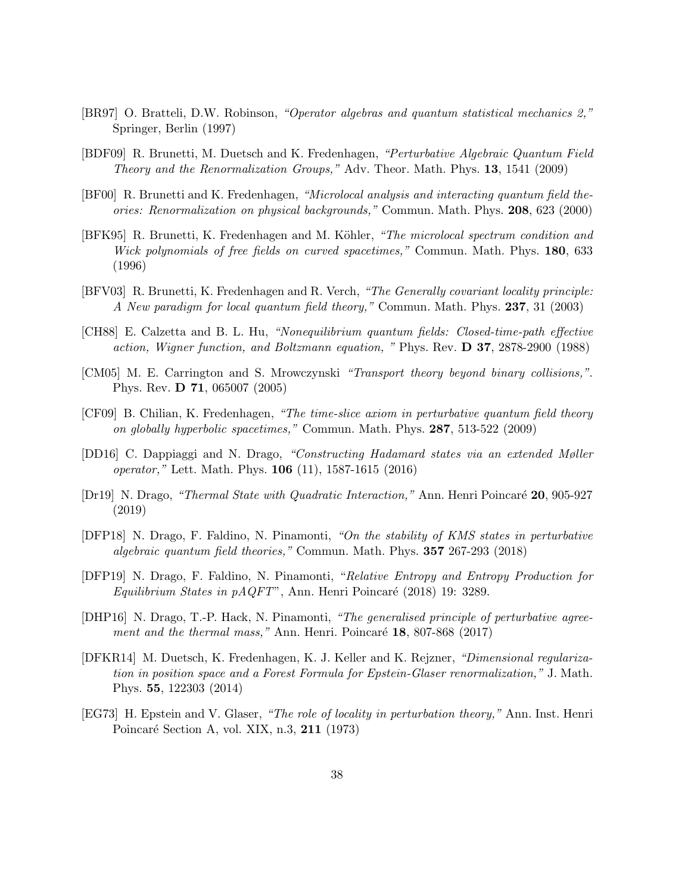[BR97] O. Bratteli, D.W. Robinson, *"Operator algebras and quantum statistical mechanics 2,"* Springer, Berlin (1997)

[BDF09] R. Brunetti, M. Duetsch and K. Fredenhagen, *"Perturbative Algebraic Quantum Field Theory and the Renormalization Groups,"* Adv. Theor. Math. Phys. **13**, 1541 (2009)

[BF00] R. Brunetti and K. Fredenhagen, *"Microlocal analysis and interacting quantum field theories: Renormalization on physical backgrounds,"* Commun. Math. Phys. **208**, 623 (2000)

[BFK95] R. Brunetti, K. Fredenhagen and M. Köhler, *"The microlocal spectrum condition and Wick polynomials of free fields on curved spacetimes,"* Commun. Math. Phys. **180**, 633 (1996)

[BFV03] R. Brunetti, K. Fredenhagen and R. Verch, *"The Generally covariant locality principle: A New paradigm for local quantum field theory,"* Commun. Math. Phys. **237**, 31 (2003)

[CH88] E. Calzetta and B. L. Hu, *"Nonequilibrium quantum fields: Closed-time-path effective action, Wigner function, and Boltzmann equation, "* Phys. Rev. **D 37**, 2878-2900 (1988)

[CM05] M. E. Carrington and S. Mrowczynski *"Transport theory beyond binary collisions,"*. Phys. Rev. **D 71**, 065007 (2005)

[CF09] B. Chilian, K. Fredenhagen, *"The time-slice axiom in perturbative quantum field theory on globally hyperbolic spacetimes,"* Commun. Math. Phys. **287**, 513-522 (2009)

[DD16] C. Dappiaggi and N. Drago, *"Constructing Hadamard states via an extended Møller operator,"* Lett. Math. Phys. **106** (11), 1587-1615 (2016)

[Dr19] N. Drago, *"Thermal State with Quadratic Interaction,"* Ann. Henri Poincaré **20**, 905-927 (2019)

[DFP18] N. Drago, F. Faldino, N. Pinamonti, *"On the stability of KMS states in perturbative algebraic quantum field theories,"* Commun. Math. Phys. **357** 267-293 (2018)

[DFP19] N. Drago, F. Faldino, N. Pinamonti, "*Relative Entropy and Entropy Production for Equilibrium States in pAQFT*", Ann. Henri Poincaré (2018) 19: 3289.

[DHP16] N. Drago, T.-P. Hack, N. Pinamonti, *"The generalised principle of perturbative agreement and the thermal mass,"* Ann. Henri. Poincaré **18**, 807-868 (2017)

[DFKR14] M. Duetsch, K. Fredenhagen, K. J. Keller and K. Rejzner, *"Dimensional regularization in position space and a Forest Formula for Epstein-Glaser renormalization,"* J. Math. Phys. **55**, 122303 (2014)

[EG73] H. Epstein and V. Glaser, *"The role of locality in perturbation theory,"* Ann. Inst. Henri Poincaré Section A, vol. XIX, n.3, **211** (1973)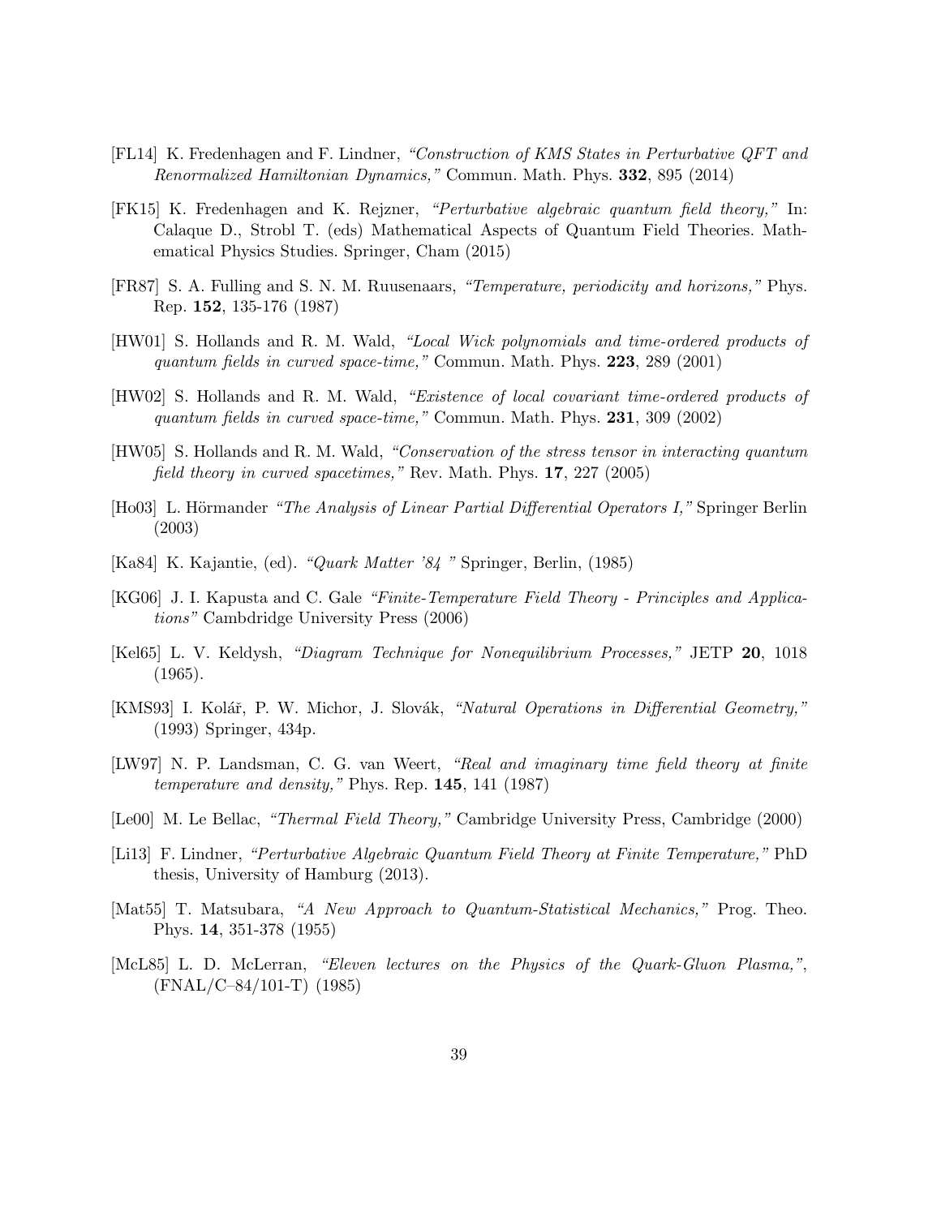[FL14] K. Fredenhagen and F. Lindner, *"Construction of KMS States in Perturbative QFT and Renormalized Hamiltonian Dynamics,"* Commun. Math. Phys. **332**, 895 (2014)

[FK15] K. Fredenhagen and K. Rejzner, *"Perturbative algebraic quantum field theory,"* In: Calaque D., Strobl T. (eds) Mathematical Aspects of Quantum Field Theories. Mathematical Physics Studies. Springer, Cham (2015)

[FR87] S. A. Fulling and S. N. M. Ruusenaars, *"Temperature, periodicity and horizons,"* Phys. Rep. **152**, 135-176 (1987)

[HW01] S. Hollands and R. M. Wald, *"Local Wick polynomials and time-ordered products of quantum fields in curved space-time,"* Commun. Math. Phys. **223**, 289 (2001)

[HW02] S. Hollands and R. M. Wald, *"Existence of local covariant time-ordered products of quantum fields in curved space-time,"* Commun. Math. Phys. **231**, 309 (2002)

[HW05] S. Hollands and R. M. Wald, *"Conservation of the stress tensor in interacting quantum field theory in curved spacetimes,"* Rev. Math. Phys. **17**, 227 (2005)

[Ho03] L. Hörmander *"The Analysis of Linear Partial Differential Operators I,"* Springer Berlin (2003)

[Ka84] K. Kajantie, (ed). *"Quark Matter '84 "* Springer, Berlin, (1985)

[KG06] J. I. Kapusta and C. Gale *"Finite-Temperature Field Theory - Principles and Applications"* Cambdridge University Press (2006)

[Kel65] L. V. Keldysh, *"Diagram Technique for Nonequilibrium Processes,"* JETP **20**, 1018 (1965).

[KMS93] I. Kolář, P. W. Michor, J. Slovák, *"Natural Operations in Differential Geometry,"* (1993) Springer, 434p.

[LW97] N. P. Landsman, C. G. van Weert, *"Real and imaginary time field theory at finite temperature and density,"* Phys. Rep. **145**, 141 (1987)

[Le00] M. Le Bellac, *"Thermal Field Theory,"* Cambridge University Press, Cambridge (2000)

[Li13] F. Lindner, *"Perturbative Algebraic Quantum Field Theory at Finite Temperature,"* PhD thesis, University of Hamburg (2013).

[Mat55] T. Matsubara, *"A New Approach to Quantum-Statistical Mechanics,"* Prog. Theo. Phys. **14**, 351-378 (1955)

[McL85] L. D. McLerran, *"Eleven lectures on the Physics of the Quark-Gluon Plasma,"*, (FNAL/C–84/101-T) (1985)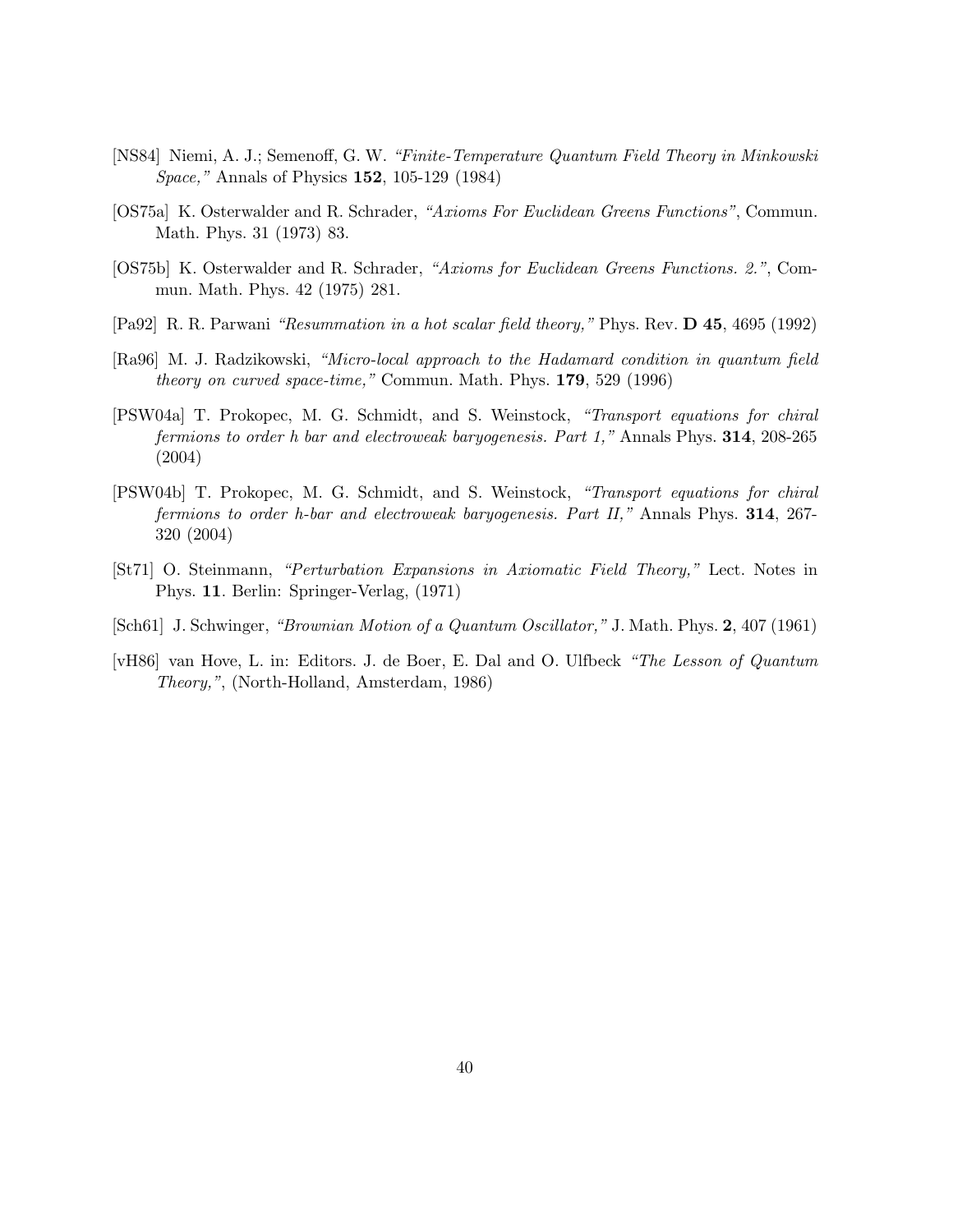[NS84] Niemi, A. J.; Semenoff, G. W. *"Finite-Temperature Quantum Field Theory in Minkowski Space,"* Annals of Physics **152**, 105-129 (1984)

[OS75a] K. Osterwalder and R. Schrader, *"Axioms For Euclidean Greens Functions"*, Commun. Math. Phys. 31 (1973) 83.

[OS75b] K. Osterwalder and R. Schrader, *"Axioms for Euclidean Greens Functions. 2."*, Commun. Math. Phys. 42 (1975) 281.

[Pa92] R. R. Parwani *"Resummation in a hot scalar field theory,"* Phys. Rev. **D 45**, 4695 (1992)

[Ra96] M. J. Radzikowski, *"Micro-local approach to the Hadamard condition in quantum field theory on curved space-time,"* Commun. Math. Phys. **179**, 529 (1996)

[PSW04a] T. Prokopec, M. G. Schmidt, and S. Weinstock, *"Transport equations for chiral fermions to order h bar and electroweak baryogenesis. Part 1,"* Annals Phys. **314**, 208-265 (2004)

[PSW04b] T. Prokopec, M. G. Schmidt, and S. Weinstock, *"Transport equations for chiral fermions to order h-bar and electroweak baryogenesis. Part II,"* Annals Phys. **314**, 267-320 (2004)

[St71] O. Steinmann, *"Perturbation Expansions in Axiomatic Field Theory,"* Lect. Notes in Phys. **11**. Berlin: Springer-Verlag, (1971)

[Sch61] J. Schwinger, *"Brownian Motion of a Quantum Oscillator,"* J. Math. Phys. **2**, 407 (1961)

[vH86] van Hove, L. in: Editors. J. de Boer, E. Dal and O. Ulfbeck *"The Lesson of Quantum Theory,"*, (North-Holland, Amsterdam, 1986)